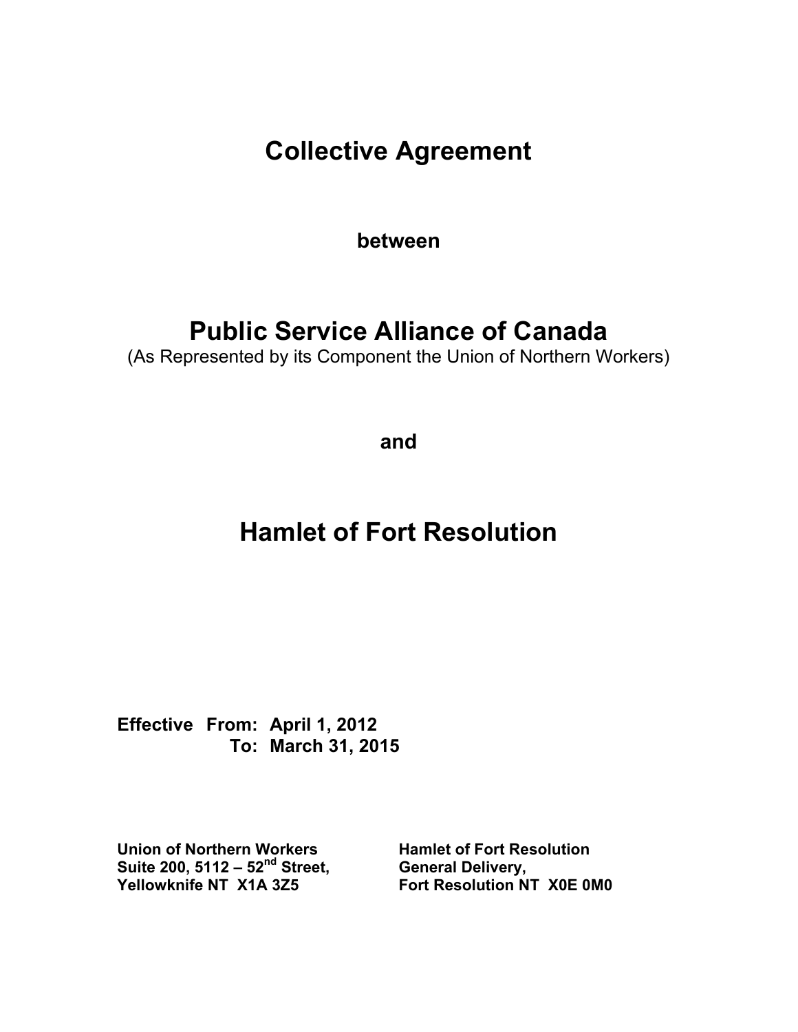# Collective Agreement

**between**

# Public Service Alliance of Canada

(As Represented by its Component the Union of Northern Workers)

**and**

# Hamlet of Fort Resolution

**Effective From: April 1, 2012**
**To: March 31, 2015**

**Union of Northern Workers**
**Suite 200, 5112 – 52nd Street,**
**Yellowknife NT X1A 3Z5**

**Hamlet of Fort Resolution**
**General Delivery,**
**Fort Resolution NT X0E 0M0**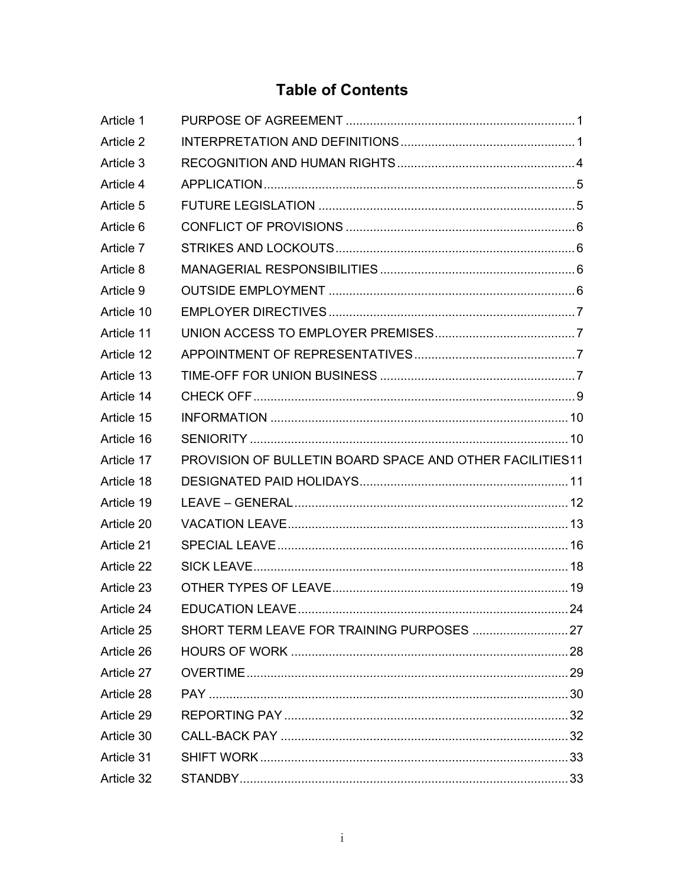# Table of Contents

| | | |
|---|---|---|
| Article 1 | PURPOSE OF AGREEMENT | 1 |
| Article 2 | INTERPRETATION AND DEFINITIONS | 1 |
| Article 3 | RECOGNITION AND HUMAN RIGHTS | 4 |
| Article 4 | APPLICATION | 5 |
| Article 5 | FUTURE LEGISLATION | 5 |
| Article 6 | CONFLICT OF PROVISIONS | 6 |
| Article 7 | STRIKES AND LOCKOUTS | 6 |
| Article 8 | MANAGERIAL RESPONSIBILITIES | 6 |
| Article 9 | OUTSIDE EMPLOYMENT | 6 |
| Article 10 | EMPLOYER DIRECTIVES | 7 |
| Article 11 | UNION ACCESS TO EMPLOYER PREMISES | 7 |
| Article 12 | APPOINTMENT OF REPRESENTATIVES | 7 |
| Article 13 | TIME-OFF FOR UNION BUSINESS | 7 |
| Article 14 | CHECK OFF | 9 |
| Article 15 | INFORMATION | 10 |
| Article 16 | SENIORITY | 10 |
| Article 17 | PROVISION OF BULLETIN BOARD SPACE AND OTHER FACILITIES | 11 |
| Article 18 | DESIGNATED PAID HOLIDAYS | 11 |
| Article 19 | LEAVE – GENERAL | 12 |
| Article 20 | VACATION LEAVE | 13 |
| Article 21 | SPECIAL LEAVE | 16 |
| Article 22 | SICK LEAVE | 18 |
| Article 23 | OTHER TYPES OF LEAVE | 19 |
| Article 24 | EDUCATION LEAVE | 24 |
| Article 25 | SHORT TERM LEAVE FOR TRAINING PURPOSES | 27 |
| Article 26 | HOURS OF WORK | 28 |
| Article 27 | OVERTIME | 29 |
| Article 28 | PAY | 30 |
| Article 29 | REPORTING PAY | 32 |
| Article 30 | CALL-BACK PAY | 32 |
| Article 31 | SHIFT WORK | 33 |
| Article 32 | STANDBY | 33 |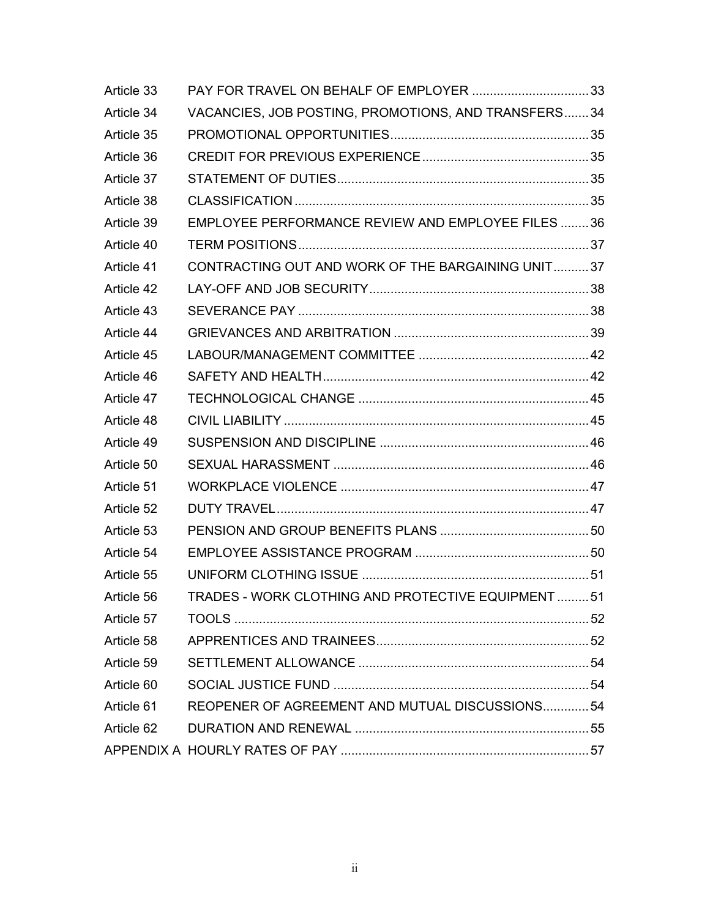| | | |
|---|---|---|
| Article 33 | PAY FOR TRAVEL ON BEHALF OF EMPLOYER | 33 |
| Article 34 | VACANCIES, JOB POSTING, PROMOTIONS, AND TRANSFERS | 34 |
| Article 35 | PROMOTIONAL OPPORTUNITIES | 35 |
| Article 36 | CREDIT FOR PREVIOUS EXPERIENCE | 35 |
| Article 37 | STATEMENT OF DUTIES | 35 |
| Article 38 | CLASSIFICATION | 35 |
| Article 39 | EMPLOYEE PERFORMANCE REVIEW AND EMPLOYEE FILES | 36 |
| Article 40 | TERM POSITIONS | 37 |
| Article 41 | CONTRACTING OUT AND WORK OF THE BARGAINING UNIT | 37 |
| Article 42 | LAY-OFF AND JOB SECURITY | 38 |
| Article 43 | SEVERANCE PAY | 38 |
| Article 44 | GRIEVANCES AND ARBITRATION | 39 |
| Article 45 | LABOUR/MANAGEMENT COMMITTEE | 42 |
| Article 46 | SAFETY AND HEALTH | 42 |
| Article 47 | TECHNOLOGICAL CHANGE | 45 |
| Article 48 | CIVIL LIABILITY | 45 |
| Article 49 | SUSPENSION AND DISCIPLINE | 46 |
| Article 50 | SEXUAL HARASSMENT | 46 |
| Article 51 | WORKPLACE VIOLENCE | 47 |
| Article 52 | DUTY TRAVEL | 47 |
| Article 53 | PENSION AND GROUP BENEFITS PLANS | 50 |
| Article 54 | EMPLOYEE ASSISTANCE PROGRAM | 50 |
| Article 55 | UNIFORM CLOTHING ISSUE | 51 |
| Article 56 | TRADES - WORK CLOTHING AND PROTECTIVE EQUIPMENT | 51 |
| Article 57 | TOOLS | 52 |
| Article 58 | APPRENTICES AND TRAINEES | 52 |
| Article 59 | SETTLEMENT ALLOWANCE | 54 |
| Article 60 | SOCIAL JUSTICE FUND | 54 |
| Article 61 | REOPENER OF AGREEMENT AND MUTUAL DISCUSSIONS | 54 |
| Article 62 | DURATION AND RENEWAL | 55 |
| APPENDIX A | HOURLY RATES OF PAY | 57 |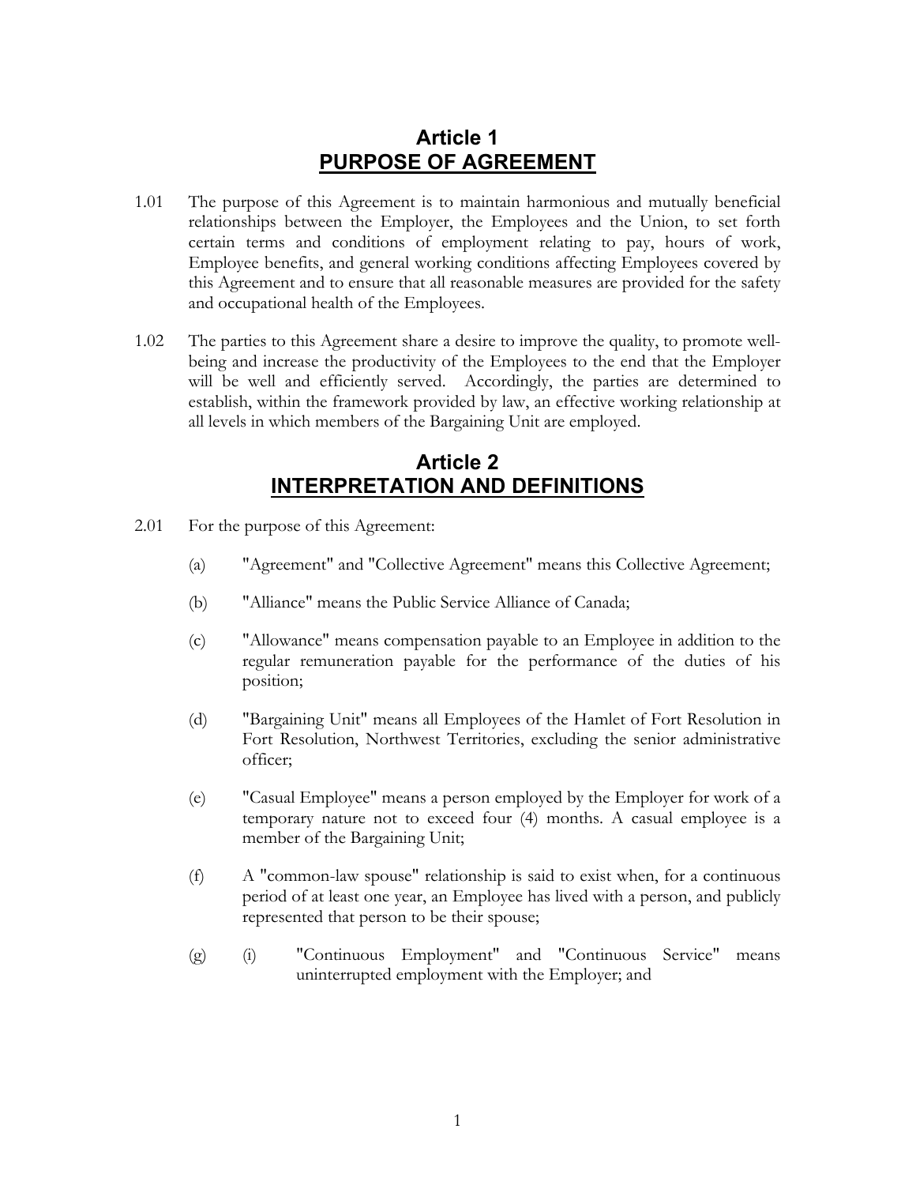## Article 1
## PURPOSE OF AGREEMENT

1.01 The purpose of this Agreement is to maintain harmonious and mutually beneficial relationships between the Employer, the Employees and the Union, to set forth certain terms and conditions of employment relating to pay, hours of work, Employee benefits, and general working conditions affecting Employees covered by this Agreement and to ensure that all reasonable measures are provided for the safety and occupational health of the Employees.

1.02 The parties to this Agreement share a desire to improve the quality, to promote well-being and increase the productivity of the Employees to the end that the Employer will be well and efficiently served. Accordingly, the parties are determined to establish, within the framework provided by law, an effective working relationship at all levels in which members of the Bargaining Unit are employed.

## Article 2
## INTERPRETATION AND DEFINITIONS

2.01 For the purpose of this Agreement:

(a) "Agreement" and "Collective Agreement" means this Collective Agreement;

(b) "Alliance" means the Public Service Alliance of Canada;

(c) "Allowance" means compensation payable to an Employee in addition to the regular remuneration payable for the performance of the duties of his position;

(d) "Bargaining Unit" means all Employees of the Hamlet of Fort Resolution in Fort Resolution, Northwest Territories, excluding the senior administrative officer;

(e) "Casual Employee" means a person employed by the Employer for work of a temporary nature not to exceed four (4) months. A casual employee is a member of the Bargaining Unit;

(f) A "common-law spouse" relationship is said to exist when, for a continuous period of at least one year, an Employee has lived with a person, and publicly represented that person to be their spouse;

(g) (i) "Continuous Employment" and "Continuous Service" means uninterrupted employment with the Employer; and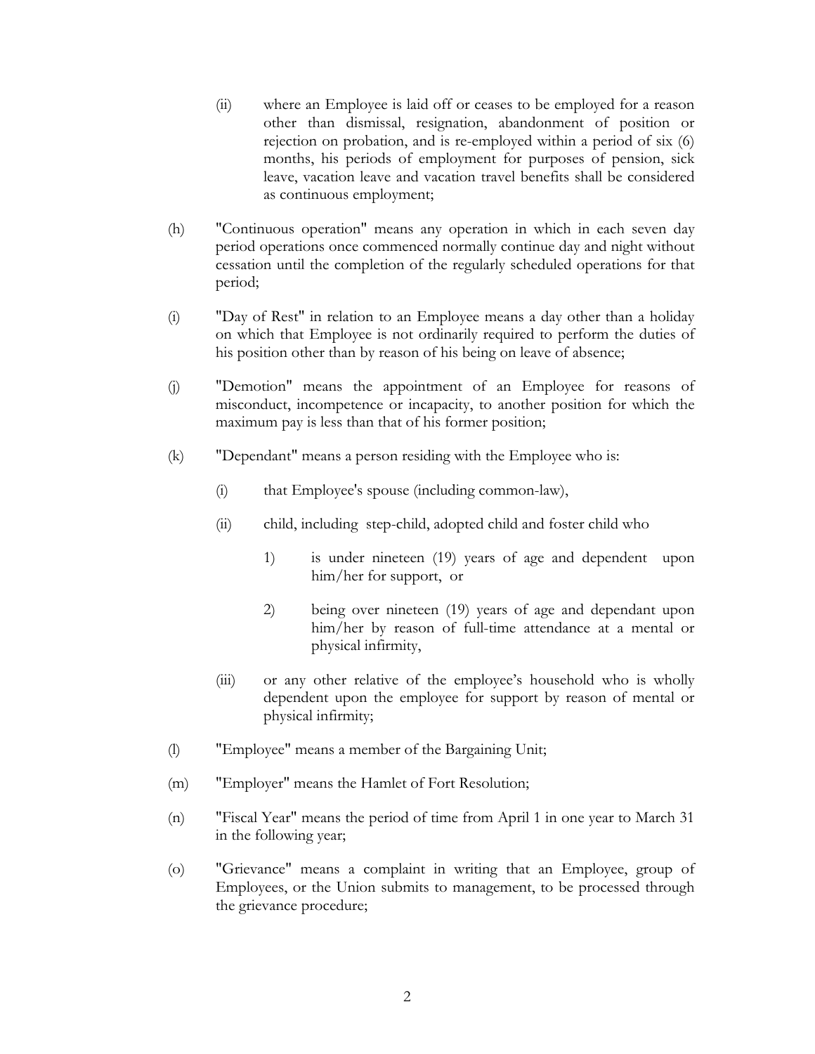(ii) where an Employee is laid off or ceases to be employed for a reason other than dismissal, resignation, abandonment of position or rejection on probation, and is re-employed within a period of six (6) months, his periods of employment for purposes of pension, sick leave, vacation leave and vacation travel benefits shall be considered as continuous employment;

(h) "Continuous operation" means any operation in which in each seven day period operations once commenced normally continue day and night without cessation until the completion of the regularly scheduled operations for that period;

(i) "Day of Rest" in relation to an Employee means a day other than a holiday on which that Employee is not ordinarily required to perform the duties of his position other than by reason of his being on leave of absence;

(j) "Demotion" means the appointment of an Employee for reasons of misconduct, incompetence or incapacity, to another position for which the maximum pay is less than that of his former position;

(k) "Dependant" means a person residing with the Employee who is:

(i) that Employee's spouse (including common-law),

(ii) child, including step-child, adopted child and foster child who

1) is under nineteen (19) years of age and dependent upon him/her for support, or

2) being over nineteen (19) years of age and dependant upon him/her by reason of full-time attendance at a mental or physical infirmity,

(iii) or any other relative of the employee's household who is wholly dependent upon the employee for support by reason of mental or physical infirmity;

(l) "Employee" means a member of the Bargaining Unit;

(m) "Employer" means the Hamlet of Fort Resolution;

(n) "Fiscal Year" means the period of time from April 1 in one year to March 31 in the following year;

(o) "Grievance" means a complaint in writing that an Employee, group of Employees, or the Union submits to management, to be processed through the grievance procedure;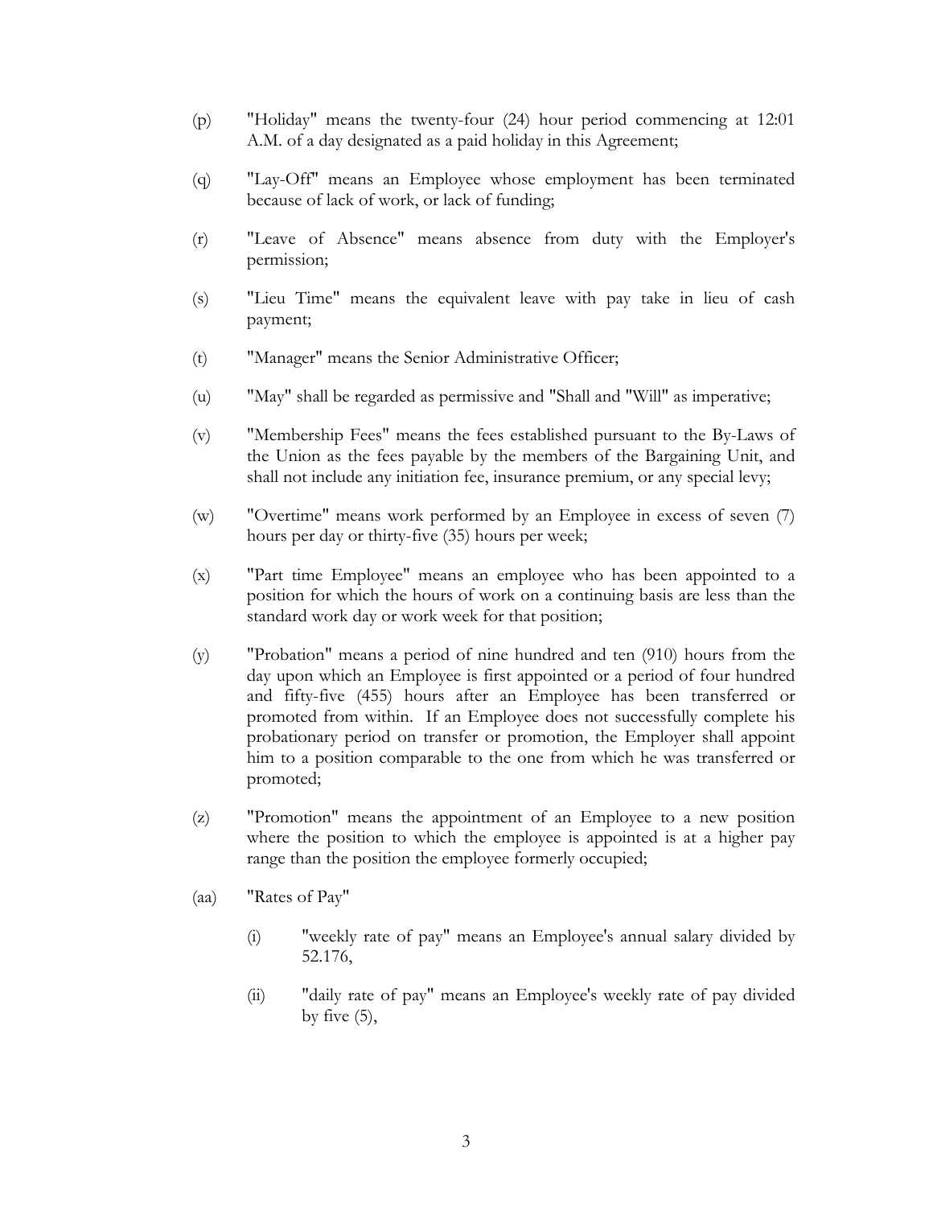(p) "Holiday" means the twenty-four (24) hour period commencing at 12:01 A.M. of a day designated as a paid holiday in this Agreement;

(q) "Lay-Off" means an Employee whose employment has been terminated because of lack of work, or lack of funding;

(r) "Leave of Absence" means absence from duty with the Employer's permission;

(s) "Lieu Time" means the equivalent leave with pay take in lieu of cash payment;

(t) "Manager" means the Senior Administrative Officer;

(u) "May" shall be regarded as permissive and "Shall and "Will" as imperative;

(v) "Membership Fees" means the fees established pursuant to the By-Laws of the Union as the fees payable by the members of the Bargaining Unit, and shall not include any initiation fee, insurance premium, or any special levy;

(w) "Overtime" means work performed by an Employee in excess of seven (7) hours per day or thirty-five (35) hours per week;

(x) "Part time Employee" means an employee who has been appointed to a position for which the hours of work on a continuing basis are less than the standard work day or work week for that position;

(y) "Probation" means a period of nine hundred and ten (910) hours from the day upon which an Employee is first appointed or a period of four hundred and fifty-five (455) hours after an Employee has been transferred or promoted from within. If an Employee does not successfully complete his probationary period on transfer or promotion, the Employer shall appoint him to a position comparable to the one from which he was transferred or promoted;

(z) "Promotion" means the appointment of an Employee to a new position where the position to which the employee is appointed is at a higher pay range than the position the employee formerly occupied;

(aa) "Rates of Pay"

(i) "weekly rate of pay" means an Employee's annual salary divided by 52.176,

(ii) "daily rate of pay" means an Employee's weekly rate of pay divided by five (5),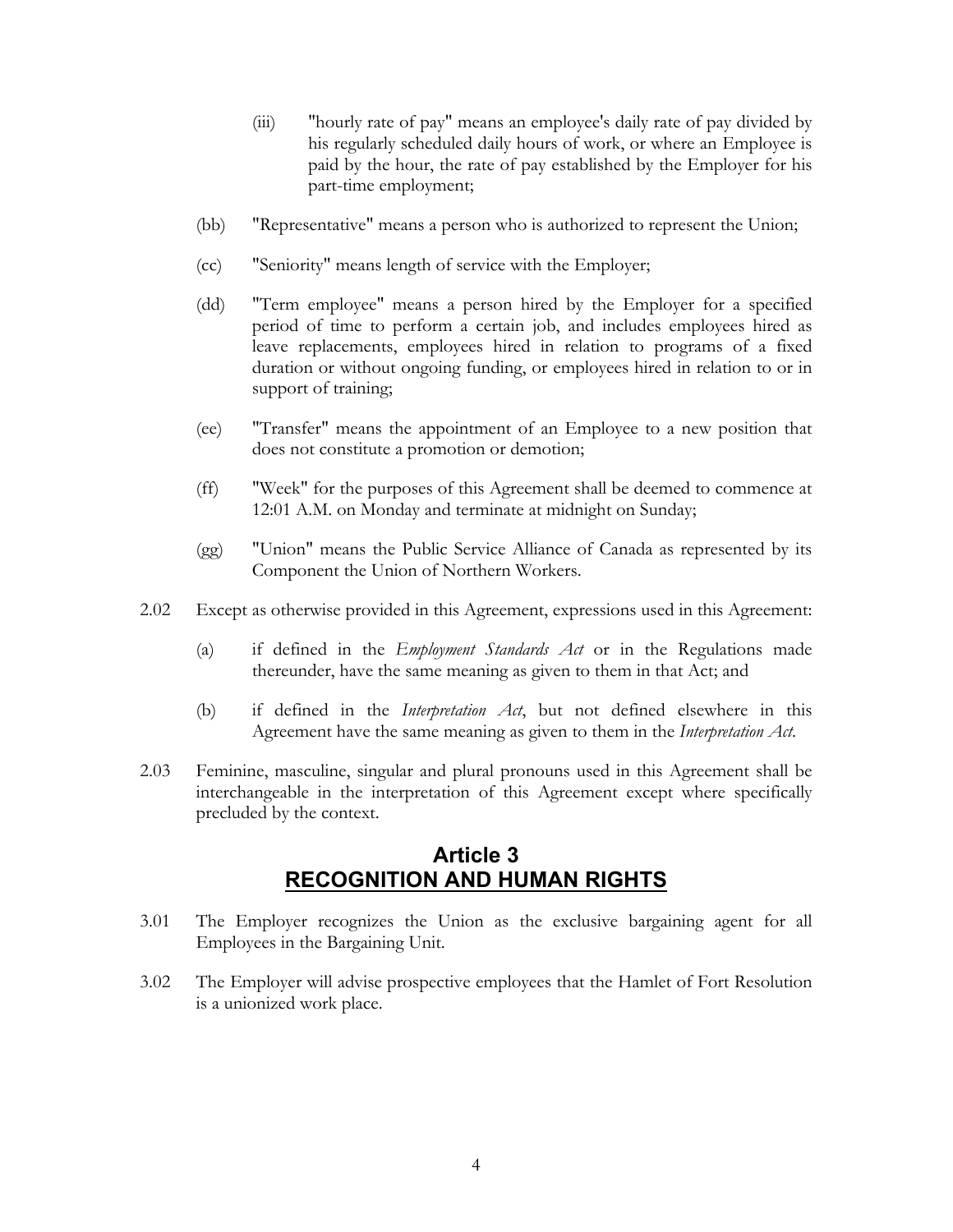(iii) "hourly rate of pay" means an employee's daily rate of pay divided by his regularly scheduled daily hours of work, or where an Employee is paid by the hour, the rate of pay established by the Employer for his part-time employment;

(bb) "Representative" means a person who is authorized to represent the Union;

(cc) "Seniority" means length of service with the Employer;

(dd) "Term employee" means a person hired by the Employer for a specified period of time to perform a certain job, and includes employees hired as leave replacements, employees hired in relation to programs of a fixed duration or without ongoing funding, or employees hired in relation to or in support of training;

(ee) "Transfer" means the appointment of an Employee to a new position that does not constitute a promotion or demotion;

(ff) "Week" for the purposes of this Agreement shall be deemed to commence at 12:01 A.M. on Monday and terminate at midnight on Sunday;

(gg) "Union" means the Public Service Alliance of Canada as represented by its Component the Union of Northern Workers.

2.02 Except as otherwise provided in this Agreement, expressions used in this Agreement:

(a) if defined in the *Employment Standards Act* or in the Regulations made thereunder, have the same meaning as given to them in that Act; and

(b) if defined in the *Interpretation Act*, but not defined elsewhere in this Agreement have the same meaning as given to them in the *Interpretation Act*.

2.03 Feminine, masculine, singular and plural pronouns used in this Agreement shall be interchangeable in the interpretation of this Agreement except where specifically precluded by the context.

## Article 3
## RECOGNITION AND HUMAN RIGHTS

3.01 The Employer recognizes the Union as the exclusive bargaining agent for all Employees in the Bargaining Unit.

3.02 The Employer will advise prospective employees that the Hamlet of Fort Resolution is a unionized work place.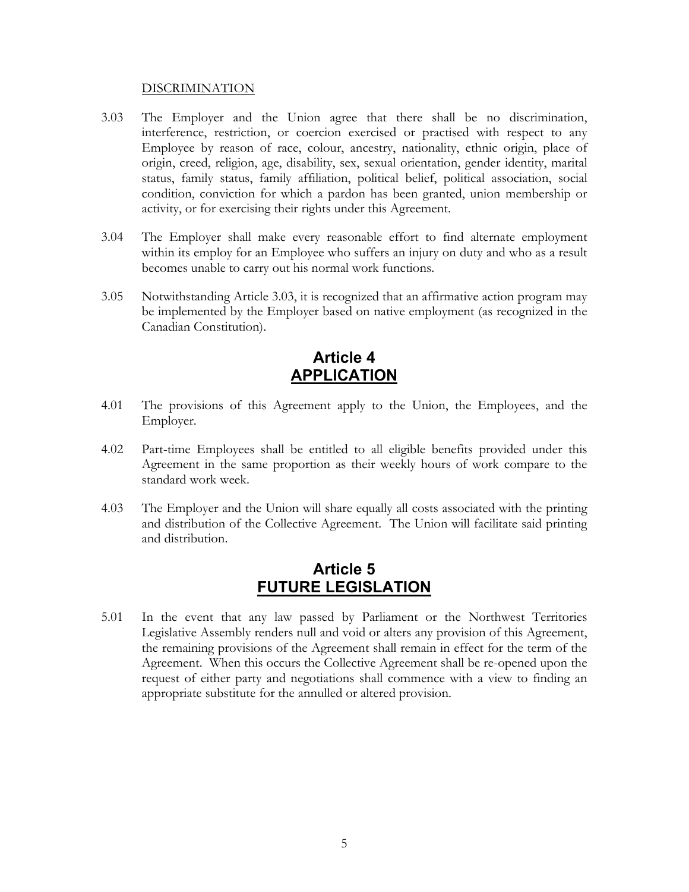DISCRIMINATION

3.03 The Employer and the Union agree that there shall be no discrimination, interference, restriction, or coercion exercised or practised with respect to any Employee by reason of race, colour, ancestry, nationality, ethnic origin, place of origin, creed, religion, age, disability, sex, sexual orientation, gender identity, marital status, family status, family affiliation, political belief, political association, social condition, conviction for which a pardon has been granted, union membership or activity, or for exercising their rights under this Agreement.

3.04 The Employer shall make every reasonable effort to find alternate employment within its employ for an Employee who suffers an injury on duty and who as a result becomes unable to carry out his normal work functions.

3.05 Notwithstanding Article 3.03, it is recognized that an affirmative action program may be implemented by the Employer based on native employment (as recognized in the Canadian Constitution).

## Article 4
## APPLICATION

4.01 The provisions of this Agreement apply to the Union, the Employees, and the Employer.

4.02 Part-time Employees shall be entitled to all eligible benefits provided under this Agreement in the same proportion as their weekly hours of work compare to the standard work week.

4.03 The Employer and the Union will share equally all costs associated with the printing and distribution of the Collective Agreement. The Union will facilitate said printing and distribution.

## Article 5
## FUTURE LEGISLATION

5.01 In the event that any law passed by Parliament or the Northwest Territories Legislative Assembly renders null and void or alters any provision of this Agreement, the remaining provisions of the Agreement shall remain in effect for the term of the Agreement. When this occurs the Collective Agreement shall be re-opened upon the request of either party and negotiations shall commence with a view to finding an appropriate substitute for the annulled or altered provision.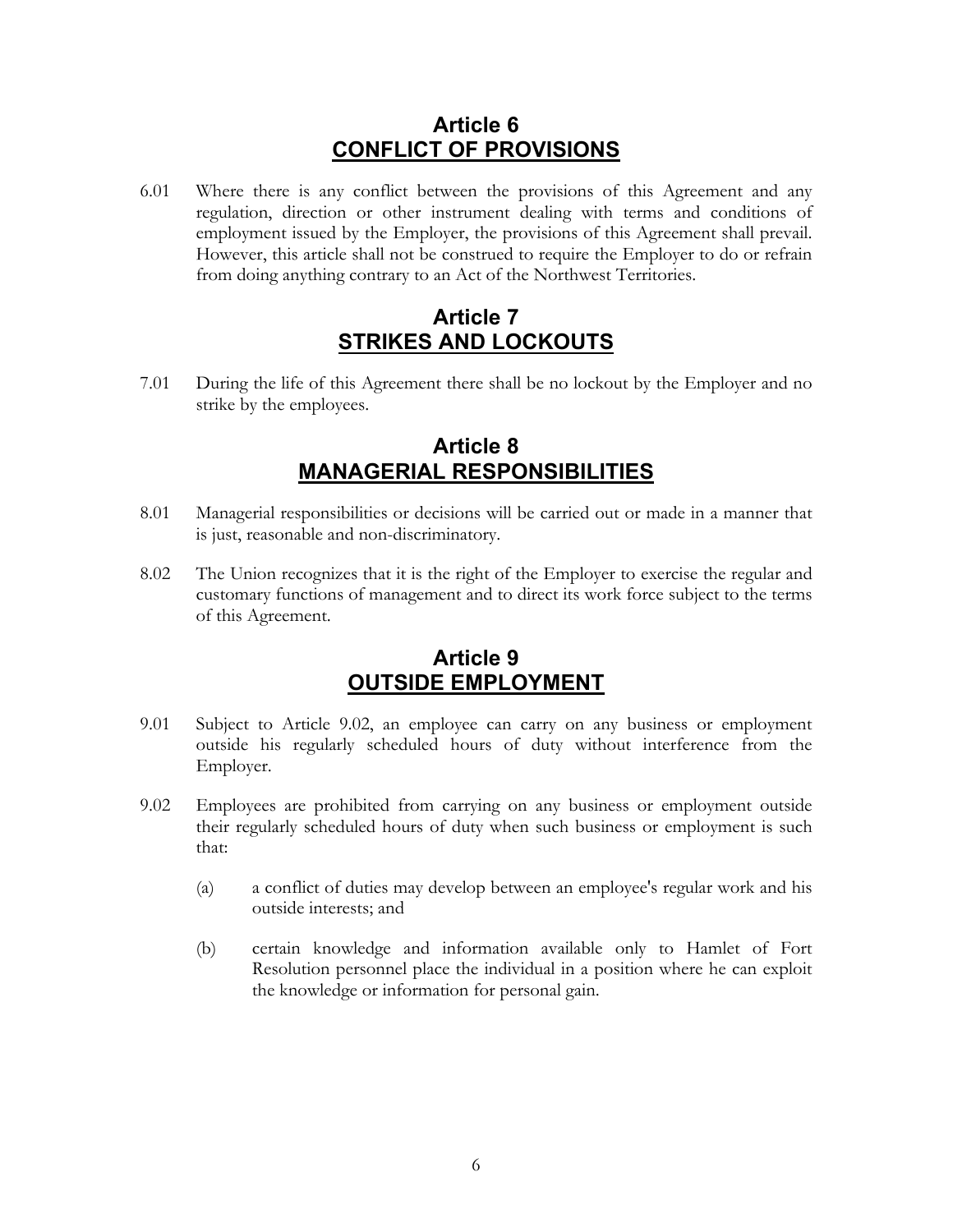## Article 6
## CONFLICT OF PROVISIONS

6.01 Where there is any conflict between the provisions of this Agreement and any regulation, direction or other instrument dealing with terms and conditions of employment issued by the Employer, the provisions of this Agreement shall prevail. However, this article shall not be construed to require the Employer to do or refrain from doing anything contrary to an Act of the Northwest Territories.

## Article 7
## STRIKES AND LOCKOUTS

7.01 During the life of this Agreement there shall be no lockout by the Employer and no strike by the employees.

## Article 8
## MANAGERIAL RESPONSIBILITIES

8.01 Managerial responsibilities or decisions will be carried out or made in a manner that is just, reasonable and non-discriminatory.

8.02 The Union recognizes that it is the right of the Employer to exercise the regular and customary functions of management and to direct its work force subject to the terms of this Agreement.

## Article 9
## OUTSIDE EMPLOYMENT

9.01 Subject to Article 9.02, an employee can carry on any business or employment outside his regularly scheduled hours of duty without interference from the Employer.

9.02 Employees are prohibited from carrying on any business or employment outside their regularly scheduled hours of duty when such business or employment is such that:

(a) a conflict of duties may develop between an employee's regular work and his outside interests; and

(b) certain knowledge and information available only to Hamlet of Fort Resolution personnel place the individual in a position where he can exploit the knowledge or information for personal gain.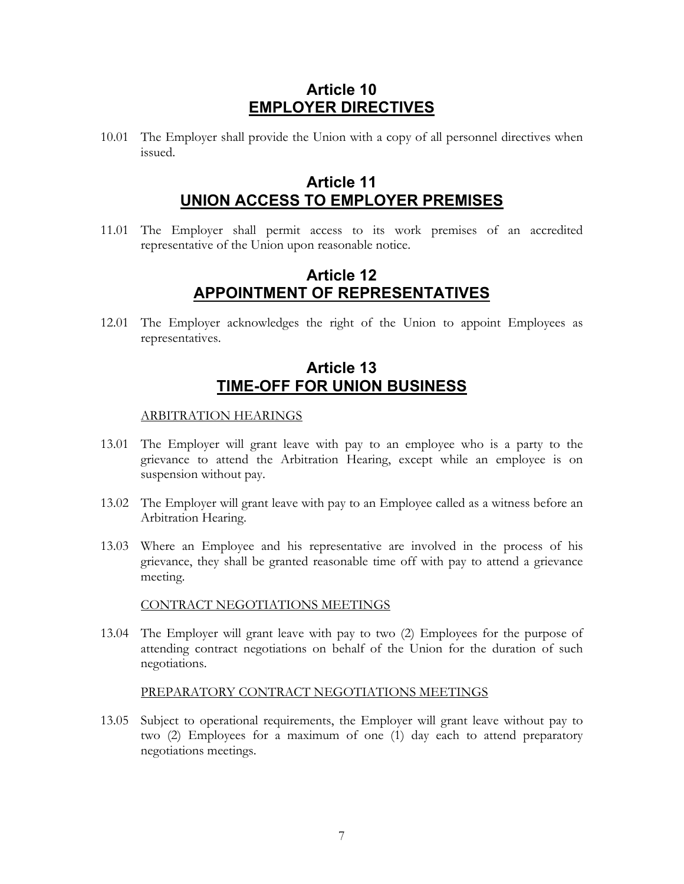## Article 10
## EMPLOYER DIRECTIVES

10.01 The Employer shall provide the Union with a copy of all personnel directives when issued.

## Article 11
## UNION ACCESS TO EMPLOYER PREMISES

11.01 The Employer shall permit access to its work premises of an accredited representative of the Union upon reasonable notice.

## Article 12
## APPOINTMENT OF REPRESENTATIVES

12.01 The Employer acknowledges the right of the Union to appoint Employees as representatives.

## Article 13
## TIME-OFF FOR UNION BUSINESS

ARBITRATION HEARINGS

13.01 The Employer will grant leave with pay to an employee who is a party to the grievance to attend the Arbitration Hearing, except while an employee is on suspension without pay.

13.02 The Employer will grant leave with pay to an Employee called as a witness before an Arbitration Hearing.

13.03 Where an Employee and his representative are involved in the process of his grievance, they shall be granted reasonable time off with pay to attend a grievance meeting.

CONTRACT NEGOTIATIONS MEETINGS

13.04 The Employer will grant leave with pay to two (2) Employees for the purpose of attending contract negotiations on behalf of the Union for the duration of such negotiations.

PREPARATORY CONTRACT NEGOTIATIONS MEETINGS

13.05 Subject to operational requirements, the Employer will grant leave without pay to two (2) Employees for a maximum of one (1) day each to attend preparatory negotiations meetings.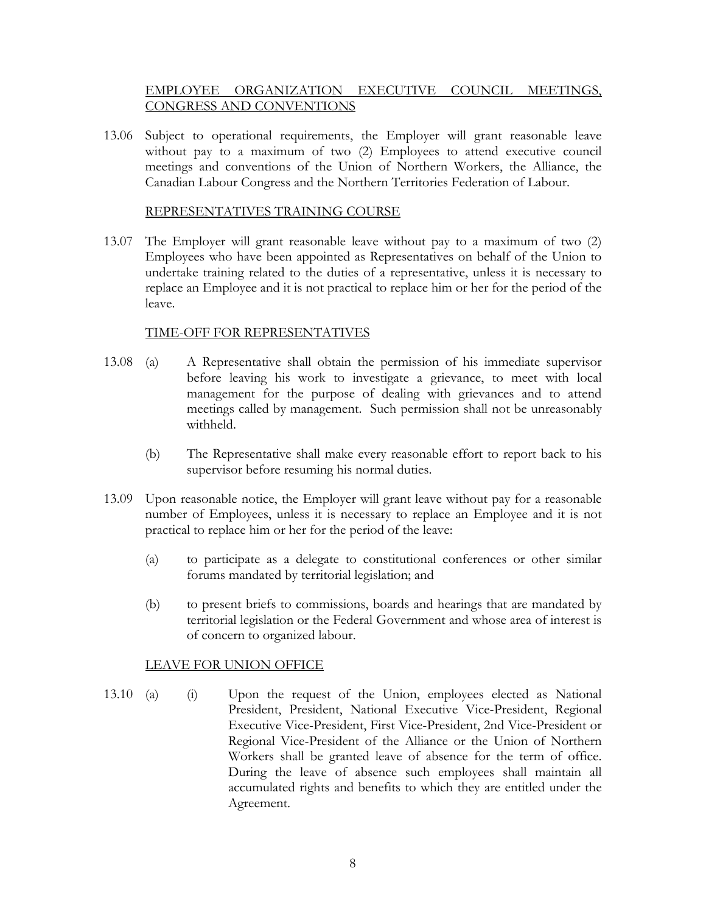EMPLOYEE ORGANIZATION EXECUTIVE COUNCIL MEETINGS, CONGRESS AND CONVENTIONS

13.06 Subject to operational requirements, the Employer will grant reasonable leave without pay to a maximum of two (2) Employees to attend executive council meetings and conventions of the Union of Northern Workers, the Alliance, the Canadian Labour Congress and the Northern Territories Federation of Labour.

REPRESENTATIVES TRAINING COURSE

13.07 The Employer will grant reasonable leave without pay to a maximum of two (2) Employees who have been appointed as Representatives on behalf of the Union to undertake training related to the duties of a representative, unless it is necessary to replace an Employee and it is not practical to replace him or her for the period of the leave.

TIME-OFF FOR REPRESENTATIVES

13.08 (a) A Representative shall obtain the permission of his immediate supervisor before leaving his work to investigate a grievance, to meet with local management for the purpose of dealing with grievances and to attend meetings called by management. Such permission shall not be unreasonably withheld.

(b) The Representative shall make every reasonable effort to report back to his supervisor before resuming his normal duties.

13.09 Upon reasonable notice, the Employer will grant leave without pay for a reasonable number of Employees, unless it is necessary to replace an Employee and it is not practical to replace him or her for the period of the leave:

(a) to participate as a delegate to constitutional conferences or other similar forums mandated by territorial legislation; and

(b) to present briefs to commissions, boards and hearings that are mandated by territorial legislation or the Federal Government and whose area of interest is of concern to organized labour.

LEAVE FOR UNION OFFICE

13.10 (a) (i) Upon the request of the Union, employees elected as National President, President, National Executive Vice-President, Regional Executive Vice-President, First Vice-President, 2nd Vice-President or Regional Vice-President of the Alliance or the Union of Northern Workers shall be granted leave of absence for the term of office. During the leave of absence such employees shall maintain all accumulated rights and benefits to which they are entitled under the Agreement.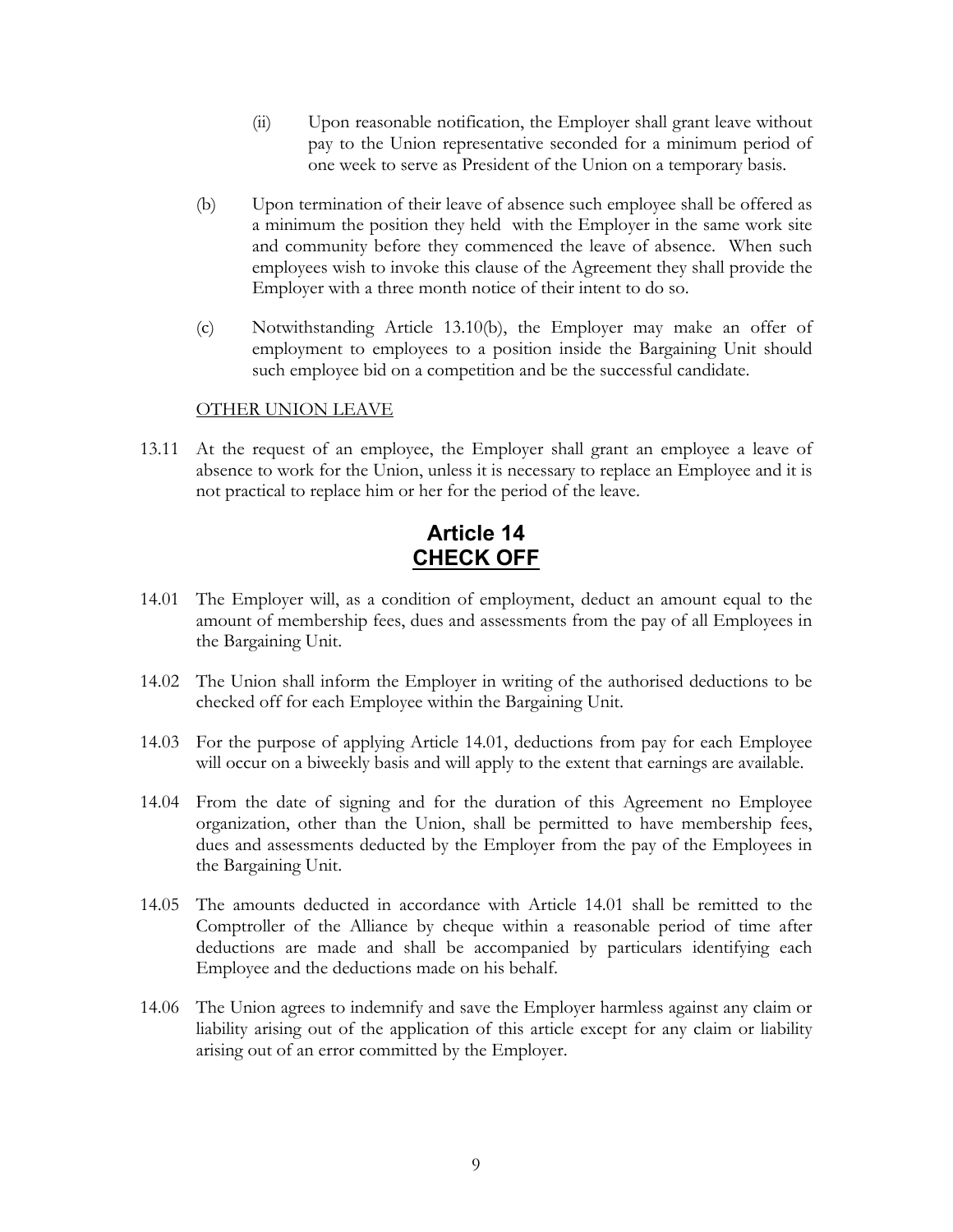(ii) Upon reasonable notification, the Employer shall grant leave without pay to the Union representative seconded for a minimum period of one week to serve as President of the Union on a temporary basis.

(b) Upon termination of their leave of absence such employee shall be offered as a minimum the position they held with the Employer in the same work site and community before they commenced the leave of absence. When such employees wish to invoke this clause of the Agreement they shall provide the Employer with a three month notice of their intent to do so.

(c) Notwithstanding Article 13.10(b), the Employer may make an offer of employment to employees to a position inside the Bargaining Unit should such employee bid on a competition and be the successful candidate.

OTHER UNION LEAVE

13.11 At the request of an employee, the Employer shall grant an employee a leave of absence to work for the Union, unless it is necessary to replace an Employee and it is not practical to replace him or her for the period of the leave.

# Article 14
# CHECK OFF

14.01 The Employer will, as a condition of employment, deduct an amount equal to the amount of membership fees, dues and assessments from the pay of all Employees in the Bargaining Unit.

14.02 The Union shall inform the Employer in writing of the authorised deductions to be checked off for each Employee within the Bargaining Unit.

14.03 For the purpose of applying Article 14.01, deductions from pay for each Employee will occur on a biweekly basis and will apply to the extent that earnings are available.

14.04 From the date of signing and for the duration of this Agreement no Employee organization, other than the Union, shall be permitted to have membership fees, dues and assessments deducted by the Employer from the pay of the Employees in the Bargaining Unit.

14.05 The amounts deducted in accordance with Article 14.01 shall be remitted to the Comptroller of the Alliance by cheque within a reasonable period of time after deductions are made and shall be accompanied by particulars identifying each Employee and the deductions made on his behalf.

14.06 The Union agrees to indemnify and save the Employer harmless against any claim or liability arising out of the application of this article except for any claim or liability arising out of an error committed by the Employer.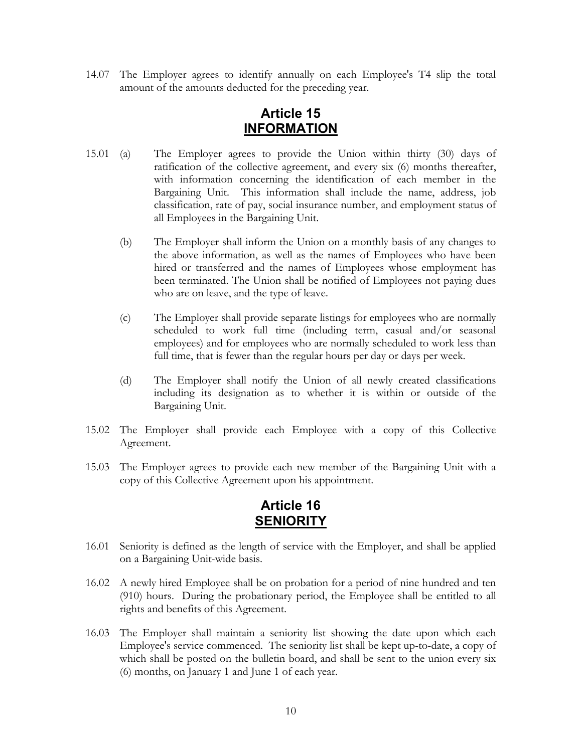14.07 The Employer agrees to identify annually on each Employee's T4 slip the total amount of the amounts deducted for the preceding year.

## Article 15
## INFORMATION

15.01 (a) The Employer agrees to provide the Union within thirty (30) days of ratification of the collective agreement, and every six (6) months thereafter, with information concerning the identification of each member in the Bargaining Unit. This information shall include the name, address, job classification, rate of pay, social insurance number, and employment status of all Employees in the Bargaining Unit.

(b) The Employer shall inform the Union on a monthly basis of any changes to the above information, as well as the names of Employees who have been hired or transferred and the names of Employees whose employment has been terminated. The Union shall be notified of Employees not paying dues who are on leave, and the type of leave.

(c) The Employer shall provide separate listings for employees who are normally scheduled to work full time (including term, casual and/or seasonal employees) and for employees who are normally scheduled to work less than full time, that is fewer than the regular hours per day or days per week.

(d) The Employer shall notify the Union of all newly created classifications including its designation as to whether it is within or outside of the Bargaining Unit.

15.02 The Employer shall provide each Employee with a copy of this Collective Agreement.

15.03 The Employer agrees to provide each new member of the Bargaining Unit with a copy of this Collective Agreement upon his appointment.

## Article 16
## SENIORITY

16.01 Seniority is defined as the length of service with the Employer, and shall be applied on a Bargaining Unit-wide basis.

16.02 A newly hired Employee shall be on probation for a period of nine hundred and ten (910) hours. During the probationary period, the Employee shall be entitled to all rights and benefits of this Agreement.

16.03 The Employer shall maintain a seniority list showing the date upon which each Employee's service commenced. The seniority list shall be kept up-to-date, a copy of which shall be posted on the bulletin board, and shall be sent to the union every six (6) months, on January 1 and June 1 of each year.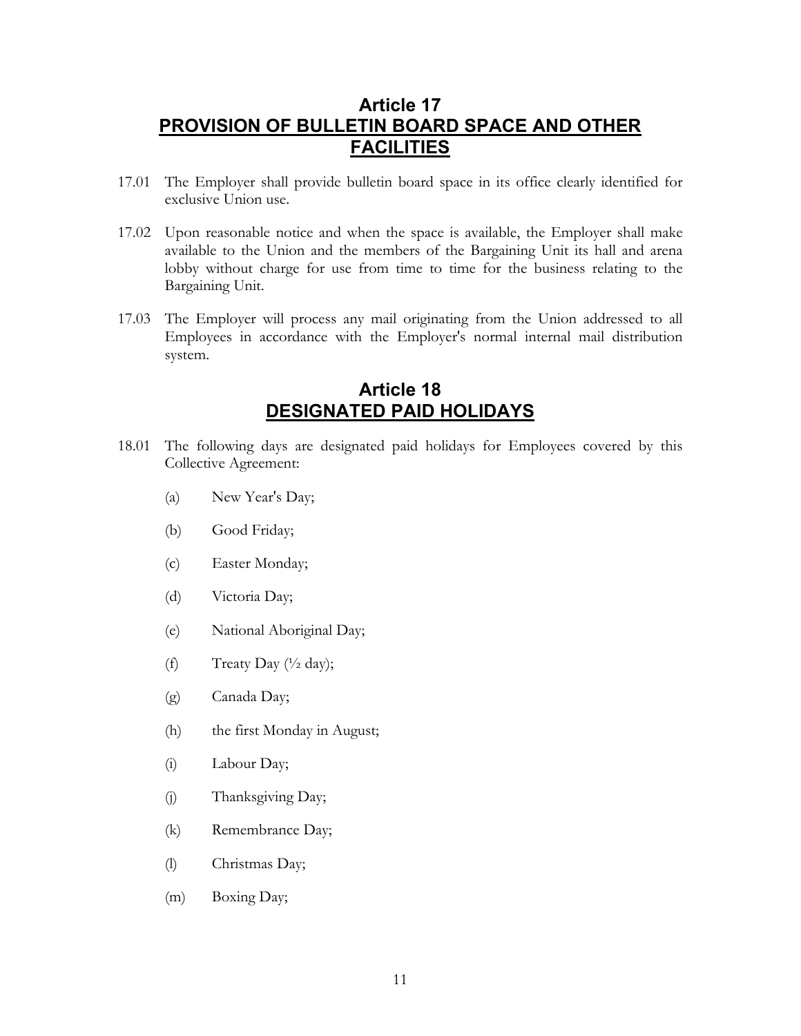## Article 17
## PROVISION OF BULLETIN BOARD SPACE AND OTHER FACILITIES

17.01 The Employer shall provide bulletin board space in its office clearly identified for exclusive Union use.

17.02 Upon reasonable notice and when the space is available, the Employer shall make available to the Union and the members of the Bargaining Unit its hall and arena lobby without charge for use from time to time for the business relating to the Bargaining Unit.

17.03 The Employer will process any mail originating from the Union addressed to all Employees in accordance with the Employer's normal internal mail distribution system.

## Article 18
## DESIGNATED PAID HOLIDAYS

18.01 The following days are designated paid holidays for Employees covered by this Collective Agreement:

(a) New Year's Day;

(b) Good Friday;

(c) Easter Monday;

(d) Victoria Day;

(e) National Aboriginal Day;

(f) Treaty Day (½ day);

(g) Canada Day;

(h) the first Monday in August;

(i) Labour Day;

(j) Thanksgiving Day;

(k) Remembrance Day;

(l) Christmas Day;

(m) Boxing Day;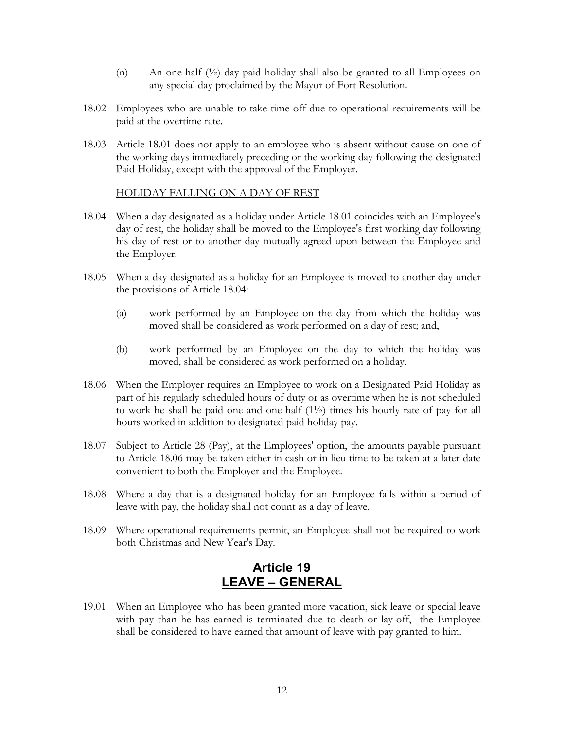(n) An one-half (½) day paid holiday shall also be granted to all Employees on any special day proclaimed by the Mayor of Fort Resolution.

18.02 Employees who are unable to take time off due to operational requirements will be paid at the overtime rate.

18.03 Article 18.01 does not apply to an employee who is absent without cause on one of the working days immediately preceding or the working day following the designated Paid Holiday, except with the approval of the Employer.

HOLIDAY FALLING ON A DAY OF REST

18.04 When a day designated as a holiday under Article 18.01 coincides with an Employee's day of rest, the holiday shall be moved to the Employee's first working day following his day of rest or to another day mutually agreed upon between the Employee and the Employer.

18.05 When a day designated as a holiday for an Employee is moved to another day under the provisions of Article 18.04:

(a) work performed by an Employee on the day from which the holiday was moved shall be considered as work performed on a day of rest; and,

(b) work performed by an Employee on the day to which the holiday was moved, shall be considered as work performed on a holiday.

18.06 When the Employer requires an Employee to work on a Designated Paid Holiday as part of his regularly scheduled hours of duty or as overtime when he is not scheduled to work he shall be paid one and one-half (1½) times his hourly rate of pay for all hours worked in addition to designated paid holiday pay.

18.07 Subject to Article 28 (Pay), at the Employees' option, the amounts payable pursuant to Article 18.06 may be taken either in cash or in lieu time to be taken at a later date convenient to both the Employer and the Employee.

18.08 Where a day that is a designated holiday for an Employee falls within a period of leave with pay, the holiday shall not count as a day of leave.

18.09 Where operational requirements permit, an Employee shall not be required to work both Christmas and New Year's Day.

# Article 19
# LEAVE – GENERAL

19.01 When an Employee who has been granted more vacation, sick leave or special leave with pay than he has earned is terminated due to death or lay-off, the Employee shall be considered to have earned that amount of leave with pay granted to him.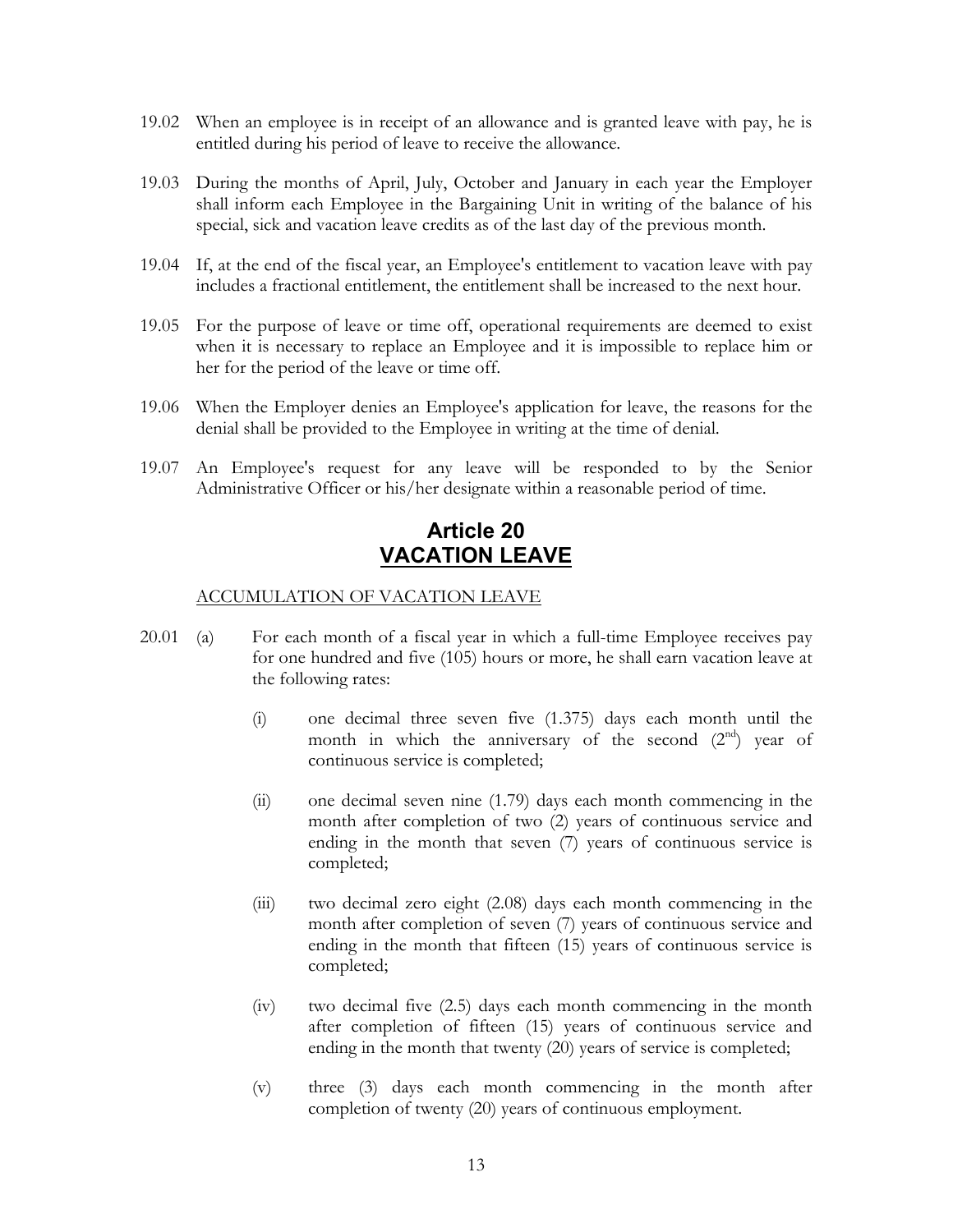19.02 When an employee is in receipt of an allowance and is granted leave with pay, he is entitled during his period of leave to receive the allowance.

19.03 During the months of April, July, October and January in each year the Employer shall inform each Employee in the Bargaining Unit in writing of the balance of his special, sick and vacation leave credits as of the last day of the previous month.

19.04 If, at the end of the fiscal year, an Employee's entitlement to vacation leave with pay includes a fractional entitlement, the entitlement shall be increased to the next hour.

19.05 For the purpose of leave or time off, operational requirements are deemed to exist when it is necessary to replace an Employee and it is impossible to replace him or her for the period of the leave or time off.

19.06 When the Employer denies an Employee's application for leave, the reasons for the denial shall be provided to the Employee in writing at the time of denial.

19.07 An Employee's request for any leave will be responded to by the Senior Administrative Officer or his/her designate within a reasonable period of time.

# Article 20
# VACATION LEAVE

ACCUMULATION OF VACATION LEAVE

20.01 (a) For each month of a fiscal year in which a full-time Employee receives pay for one hundred and five (105) hours or more, he shall earn vacation leave at the following rates:

(i) one decimal three seven five (1.375) days each month until the month in which the anniversary of the second (2nd) year of continuous service is completed;

(ii) one decimal seven nine (1.79) days each month commencing in the month after completion of two (2) years of continuous service and ending in the month that seven (7) years of continuous service is completed;

(iii) two decimal zero eight (2.08) days each month commencing in the month after completion of seven (7) years of continuous service and ending in the month that fifteen (15) years of continuous service is completed;

(iv) two decimal five (2.5) days each month commencing in the month after completion of fifteen (15) years of continuous service and ending in the month that twenty (20) years of service is completed;

(v) three (3) days each month commencing in the month after completion of twenty (20) years of continuous employment.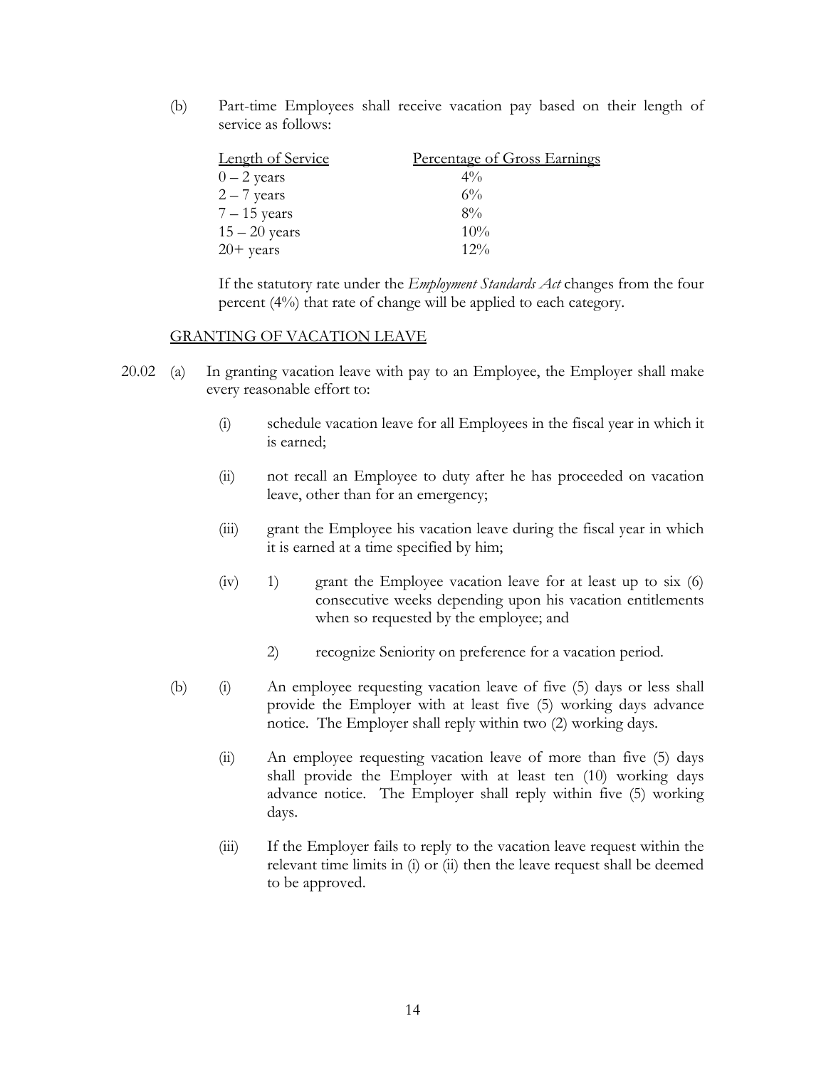(b) Part-time Employees shall receive vacation pay based on their length of service as follows:

| Length of Service | Percentage of Gross Earnings |
|---|---|
| 0 – 2 years | 4% |
| 2 – 7 years | 6% |
| 7 – 15 years | 8% |
| 15 – 20 years | 10% |
| 20+ years | 12% |

If the statutory rate under the *Employment Standards Act* changes from the four percent (4%) that rate of change will be applied to each category.

GRANTING OF VACATION LEAVE

20.02 (a) In granting vacation leave with pay to an Employee, the Employer shall make every reasonable effort to:

(i) schedule vacation leave for all Employees in the fiscal year in which it is earned;

(ii) not recall an Employee to duty after he has proceeded on vacation leave, other than for an emergency;

(iii) grant the Employee his vacation leave during the fiscal year in which it is earned at a time specified by him;

(iv) 1) grant the Employee vacation leave for at least up to six (6) consecutive weeks depending upon his vacation entitlements when so requested by the employee; and

2) recognize Seniority on preference for a vacation period.

(b) (i) An employee requesting vacation leave of five (5) days or less shall provide the Employer with at least five (5) working days advance notice. The Employer shall reply within two (2) working days.

(ii) An employee requesting vacation leave of more than five (5) days shall provide the Employer with at least ten (10) working days advance notice. The Employer shall reply within five (5) working days.

(iii) If the Employer fails to reply to the vacation leave request within the relevant time limits in (i) or (ii) then the leave request shall be deemed to be approved.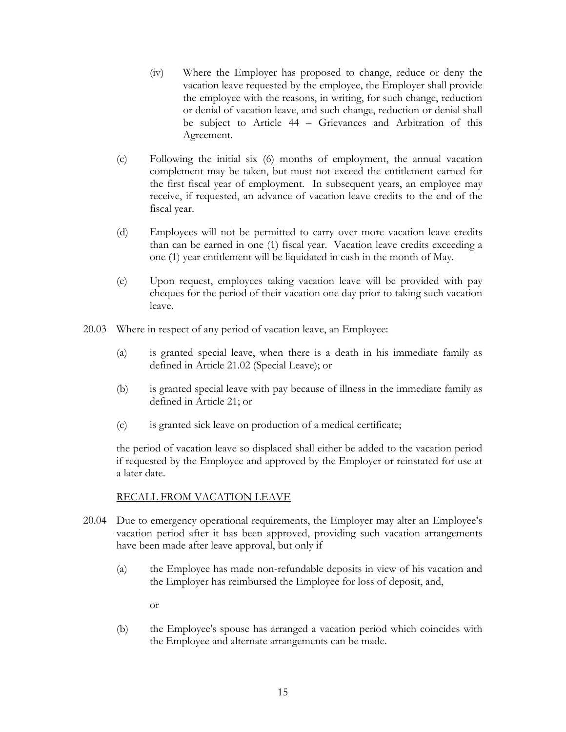(iv) Where the Employer has proposed to change, reduce or deny the vacation leave requested by the employee, the Employer shall provide the employee with the reasons, in writing, for such change, reduction or denial of vacation leave, and such change, reduction or denial shall be subject to Article 44 – Grievances and Arbitration of this Agreement.

(c) Following the initial six (6) months of employment, the annual vacation complement may be taken, but must not exceed the entitlement earned for the first fiscal year of employment. In subsequent years, an employee may receive, if requested, an advance of vacation leave credits to the end of the fiscal year.

(d) Employees will not be permitted to carry over more vacation leave credits than can be earned in one (1) fiscal year. Vacation leave credits exceeding a one (1) year entitlement will be liquidated in cash in the month of May.

(e) Upon request, employees taking vacation leave will be provided with pay cheques for the period of their vacation one day prior to taking such vacation leave.

20.03 Where in respect of any period of vacation leave, an Employee:

(a) is granted special leave, when there is a death in his immediate family as defined in Article 21.02 (Special Leave); or

(b) is granted special leave with pay because of illness in the immediate family as defined in Article 21; or

(c) is granted sick leave on production of a medical certificate;

the period of vacation leave so displaced shall either be added to the vacation period if requested by the Employee and approved by the Employer or reinstated for use at a later date.

<u>RECALL FROM VACATION LEAVE</u>

20.04 Due to emergency operational requirements, the Employer may alter an Employee's vacation period after it has been approved, providing such vacation arrangements have been made after leave approval, but only if

(a) the Employee has made non-refundable deposits in view of his vacation and the Employer has reimbursed the Employee for loss of deposit, and,

or

(b) the Employee's spouse has arranged a vacation period which coincides with the Employee and alternate arrangements can be made.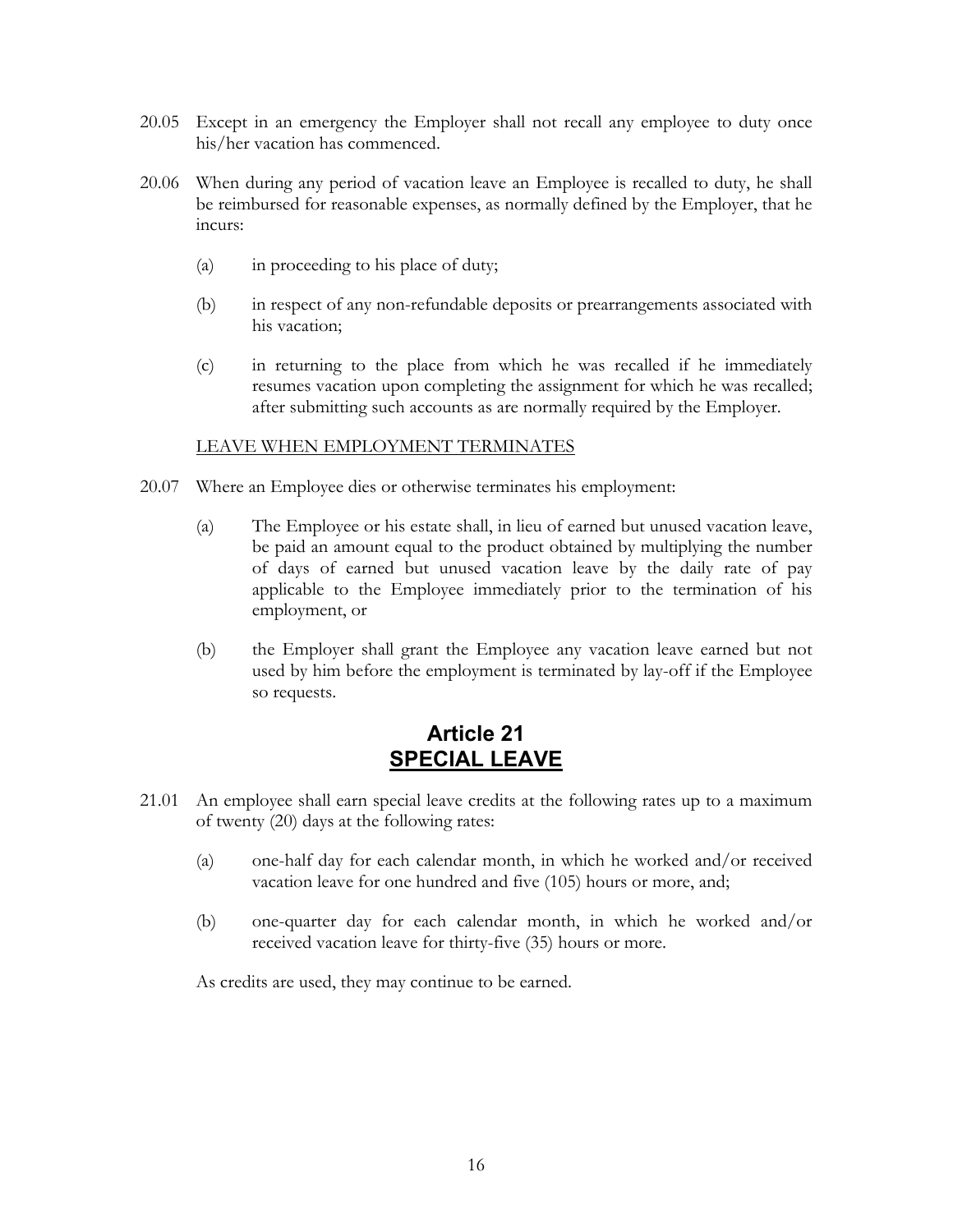20.05 Except in an emergency the Employer shall not recall any employee to duty once his/her vacation has commenced.

20.06 When during any period of vacation leave an Employee is recalled to duty, he shall be reimbursed for reasonable expenses, as normally defined by the Employer, that he incurs:

(a) in proceeding to his place of duty;

(b) in respect of any non-refundable deposits or prearrangements associated with his vacation;

(c) in returning to the place from which he was recalled if he immediately resumes vacation upon completing the assignment for which he was recalled; after submitting such accounts as are normally required by the Employer.

LEAVE WHEN EMPLOYMENT TERMINATES

20.07 Where an Employee dies or otherwise terminates his employment:

(a) The Employee or his estate shall, in lieu of earned but unused vacation leave, be paid an amount equal to the product obtained by multiplying the number of days of earned but unused vacation leave by the daily rate of pay applicable to the Employee immediately prior to the termination of his employment, or

(b) the Employer shall grant the Employee any vacation leave earned but not used by him before the employment is terminated by lay-off if the Employee so requests.

# Article 21
# SPECIAL LEAVE

21.01 An employee shall earn special leave credits at the following rates up to a maximum of twenty (20) days at the following rates:

(a) one-half day for each calendar month, in which he worked and/or received vacation leave for one hundred and five (105) hours or more, and;

(b) one-quarter day for each calendar month, in which he worked and/or received vacation leave for thirty-five (35) hours or more.

As credits are used, they may continue to be earned.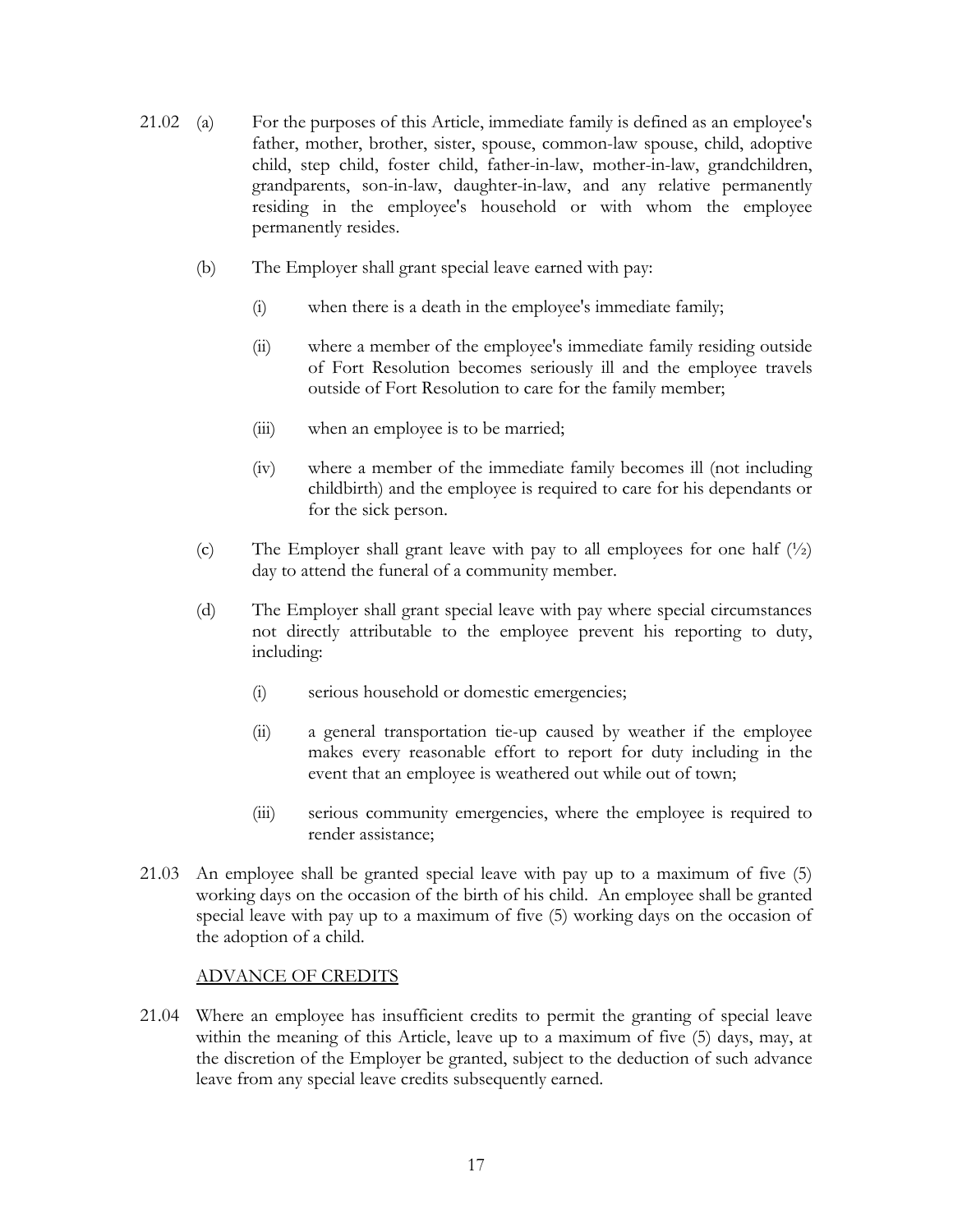21.02 (a) For the purposes of this Article, immediate family is defined as an employee's father, mother, brother, sister, spouse, common-law spouse, child, adoptive child, step child, foster child, father-in-law, mother-in-law, grandchildren, grandparents, son-in-law, daughter-in-law, and any relative permanently residing in the employee's household or with whom the employee permanently resides.

(b) The Employer shall grant special leave earned with pay:

(i) when there is a death in the employee's immediate family;

(ii) where a member of the employee's immediate family residing outside of Fort Resolution becomes seriously ill and the employee travels outside of Fort Resolution to care for the family member;

(iii) when an employee is to be married;

(iv) where a member of the immediate family becomes ill (not including childbirth) and the employee is required to care for his dependants or for the sick person.

(c) The Employer shall grant leave with pay to all employees for one half (½) day to attend the funeral of a community member.

(d) The Employer shall grant special leave with pay where special circumstances not directly attributable to the employee prevent his reporting to duty, including:

(i) serious household or domestic emergencies;

(ii) a general transportation tie-up caused by weather if the employee makes every reasonable effort to report for duty including in the event that an employee is weathered out while out of town;

(iii) serious community emergencies, where the employee is required to render assistance;

21.03 An employee shall be granted special leave with pay up to a maximum of five (5) working days on the occasion of the birth of his child. An employee shall be granted special leave with pay up to a maximum of five (5) working days on the occasion of the adoption of a child.

ADVANCE OF CREDITS

21.04 Where an employee has insufficient credits to permit the granting of special leave within the meaning of this Article, leave up to a maximum of five (5) days, may, at the discretion of the Employer be granted, subject to the deduction of such advance leave from any special leave credits subsequently earned.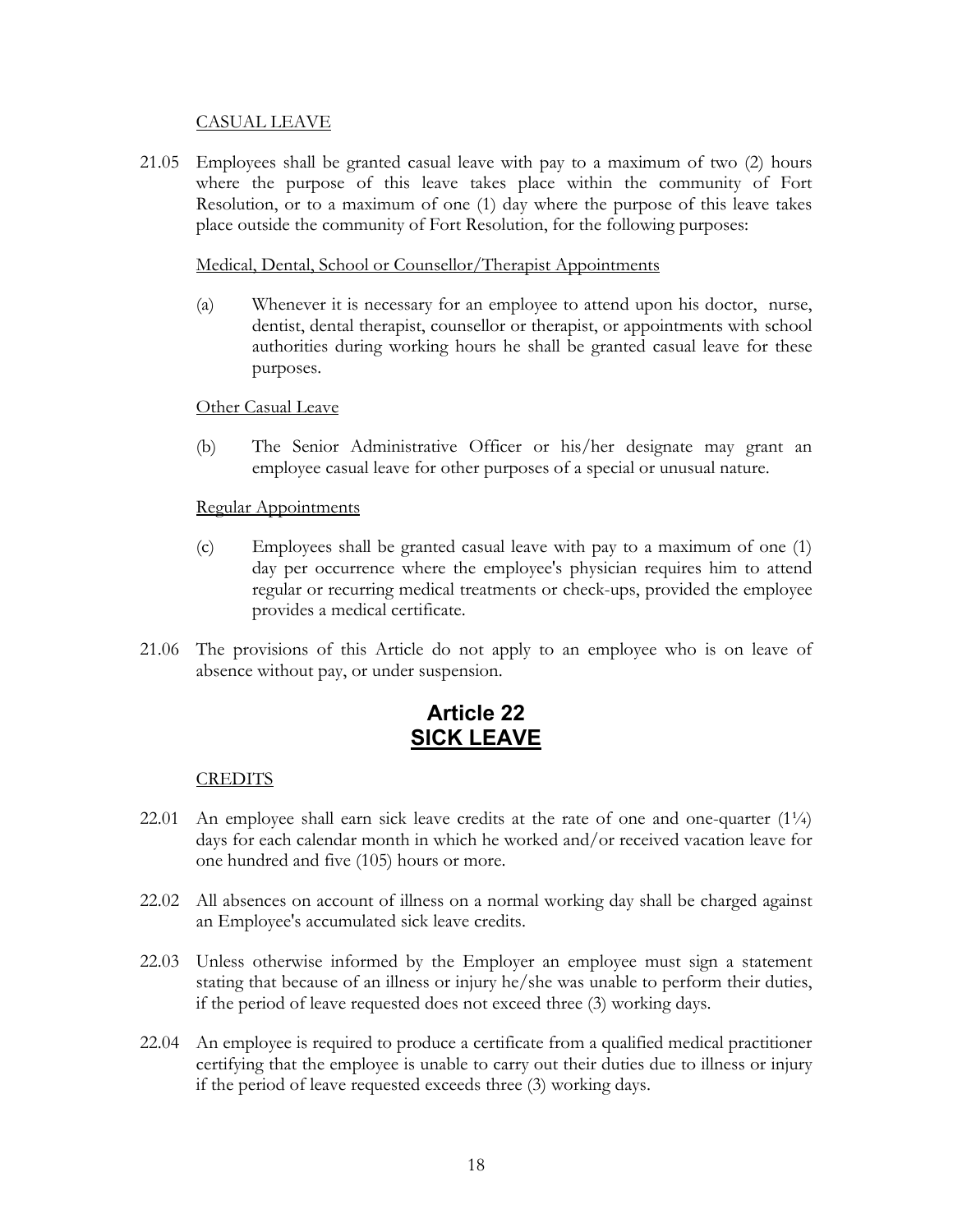CASUAL LEAVE

21.05 Employees shall be granted casual leave with pay to a maximum of two (2) hours where the purpose of this leave takes place within the community of Fort Resolution, or to a maximum of one (1) day where the purpose of this leave takes place outside the community of Fort Resolution, for the following purposes:

Medical, Dental, School or Counsellor/Therapist Appointments

(a) Whenever it is necessary for an employee to attend upon his doctor, nurse, dentist, dental therapist, counsellor or therapist, or appointments with school authorities during working hours he shall be granted casual leave for these purposes.

Other Casual Leave

(b) The Senior Administrative Officer or his/her designate may grant an employee casual leave for other purposes of a special or unusual nature.

Regular Appointments

(c) Employees shall be granted casual leave with pay to a maximum of one (1) day per occurrence where the employee's physician requires him to attend regular or recurring medical treatments or check-ups, provided the employee provides a medical certificate.

21.06 The provisions of this Article do not apply to an employee who is on leave of absence without pay, or under suspension.

# Article 22
# SICK LEAVE

CREDITS

22.01 An employee shall earn sick leave credits at the rate of one and one-quarter (1¼) days for each calendar month in which he worked and/or received vacation leave for one hundred and five (105) hours or more.

22.02 All absences on account of illness on a normal working day shall be charged against an Employee's accumulated sick leave credits.

22.03 Unless otherwise informed by the Employer an employee must sign a statement stating that because of an illness or injury he/she was unable to perform their duties, if the period of leave requested does not exceed three (3) working days.

22.04 An employee is required to produce a certificate from a qualified medical practitioner certifying that the employee is unable to carry out their duties due to illness or injury if the period of leave requested exceeds three (3) working days.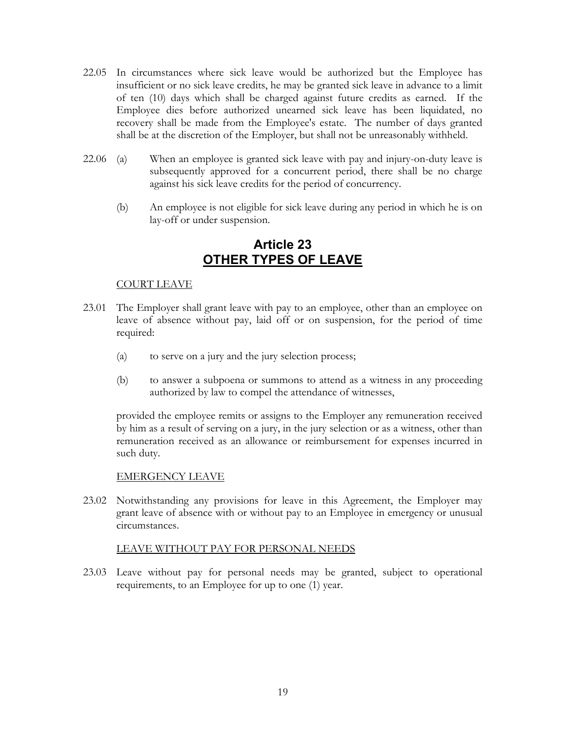22.05 In circumstances where sick leave would be authorized but the Employee has insufficient or no sick leave credits, he may be granted sick leave in advance to a limit of ten (10) days which shall be charged against future credits as earned. If the Employee dies before authorized unearned sick leave has been liquidated, no recovery shall be made from the Employee's estate. The number of days granted shall be at the discretion of the Employer, but shall not be unreasonably withheld.

22.06 (a) When an employee is granted sick leave with pay and injury-on-duty leave is subsequently approved for a concurrent period, there shall be no charge against his sick leave credits for the period of concurrency.

(b) An employee is not eligible for sick leave during any period in which he is on lay-off or under suspension.

## Article 23
## OTHER TYPES OF LEAVE

COURT LEAVE

23.01 The Employer shall grant leave with pay to an employee, other than an employee on leave of absence without pay, laid off or on suspension, for the period of time required:

(a) to serve on a jury and the jury selection process;

(b) to answer a subpoena or summons to attend as a witness in any proceeding authorized by law to compel the attendance of witnesses,

provided the employee remits or assigns to the Employer any remuneration received by him as a result of serving on a jury, in the jury selection or as a witness, other than remuneration received as an allowance or reimbursement for expenses incurred in such duty.

EMERGENCY LEAVE

23.02 Notwithstanding any provisions for leave in this Agreement, the Employer may grant leave of absence with or without pay to an Employee in emergency or unusual circumstances.

LEAVE WITHOUT PAY FOR PERSONAL NEEDS

23.03 Leave without pay for personal needs may be granted, subject to operational requirements, to an Employee for up to one (1) year.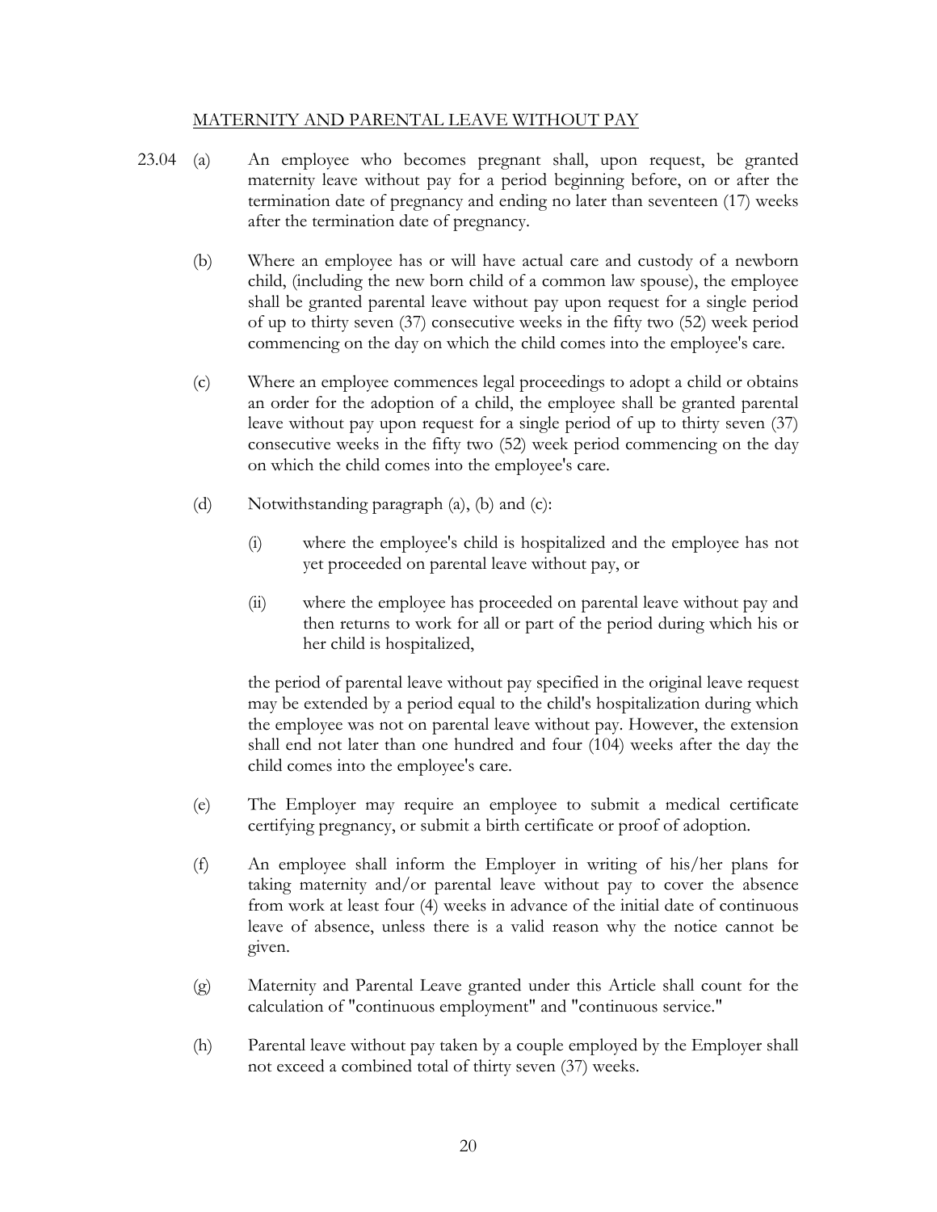<u>MATERNITY AND PARENTAL LEAVE WITHOUT PAY</u>

23.04 (a) An employee who becomes pregnant shall, upon request, be granted maternity leave without pay for a period beginning before, on or after the termination date of pregnancy and ending no later than seventeen (17) weeks after the termination date of pregnancy.

(b) Where an employee has or will have actual care and custody of a newborn child, (including the new born child of a common law spouse), the employee shall be granted parental leave without pay upon request for a single period of up to thirty seven (37) consecutive weeks in the fifty two (52) week period commencing on the day on which the child comes into the employee's care.

(c) Where an employee commences legal proceedings to adopt a child or obtains an order for the adoption of a child, the employee shall be granted parental leave without pay upon request for a single period of up to thirty seven (37) consecutive weeks in the fifty two (52) week period commencing on the day on which the child comes into the employee's care.

(d) Notwithstanding paragraph (a), (b) and (c):

(i) where the employee's child is hospitalized and the employee has not yet proceeded on parental leave without pay, or

(ii) where the employee has proceeded on parental leave without pay and then returns to work for all or part of the period during which his or her child is hospitalized,

the period of parental leave without pay specified in the original leave request may be extended by a period equal to the child's hospitalization during which the employee was not on parental leave without pay. However, the extension shall end not later than one hundred and four (104) weeks after the day the child comes into the employee's care.

(e) The Employer may require an employee to submit a medical certificate certifying pregnancy, or submit a birth certificate or proof of adoption.

(f) An employee shall inform the Employer in writing of his/her plans for taking maternity and/or parental leave without pay to cover the absence from work at least four (4) weeks in advance of the initial date of continuous leave of absence, unless there is a valid reason why the notice cannot be given.

(g) Maternity and Parental Leave granted under this Article shall count for the calculation of "continuous employment" and "continuous service."

(h) Parental leave without pay taken by a couple employed by the Employer shall not exceed a combined total of thirty seven (37) weeks.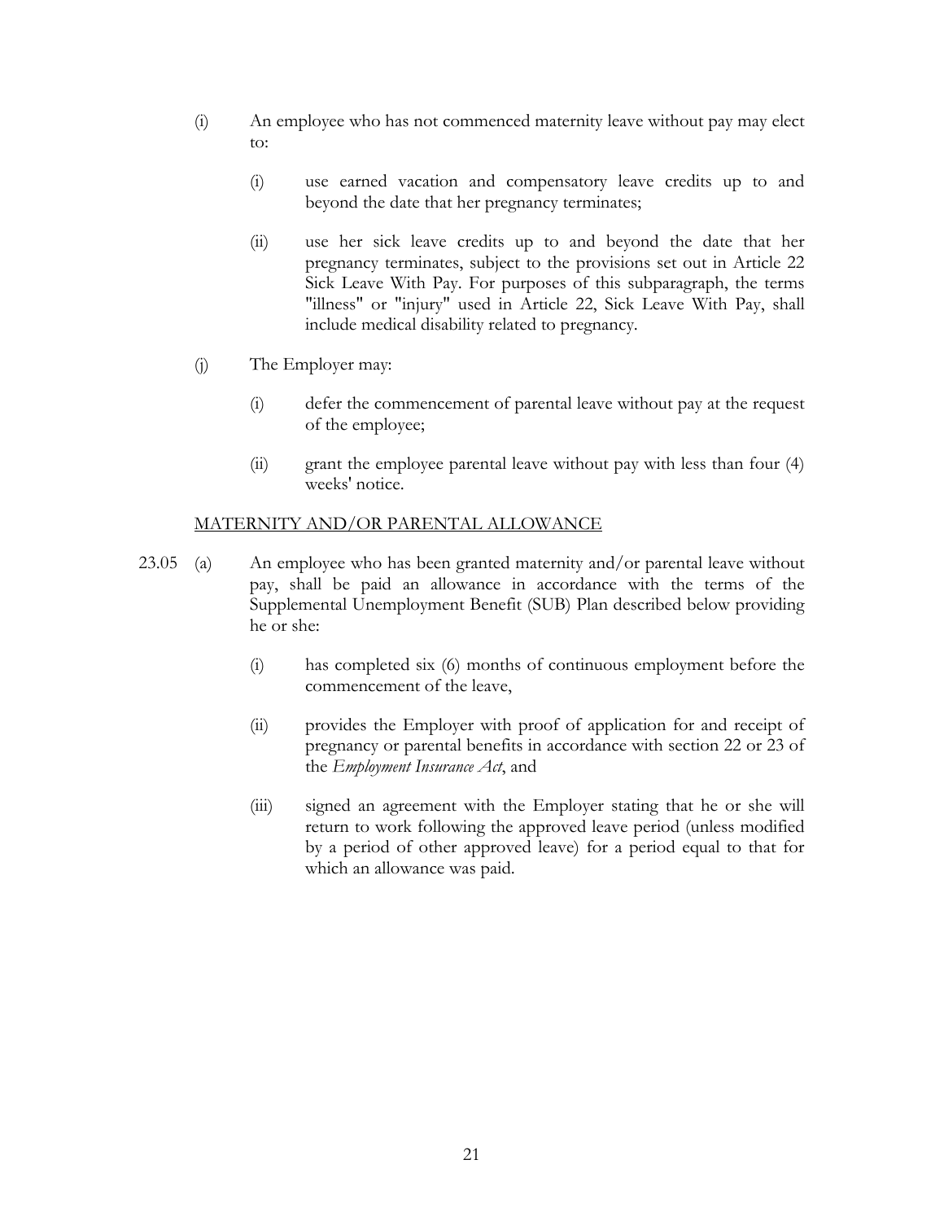(i) An employee who has not commenced maternity leave without pay may elect to:

  (i) use earned vacation and compensatory leave credits up to and beyond the date that her pregnancy terminates;

  (ii) use her sick leave credits up to and beyond the date that her pregnancy terminates, subject to the provisions set out in Article 22 Sick Leave With Pay. For purposes of this subparagraph, the terms "illness" or "injury" used in Article 22, Sick Leave With Pay, shall include medical disability related to pregnancy.

(j) The Employer may:

  (i) defer the commencement of parental leave without pay at the request of the employee;

  (ii) grant the employee parental leave without pay with less than four (4) weeks' notice.

MATERNITY AND/OR PARENTAL ALLOWANCE

23.05 (a) An employee who has been granted maternity and/or parental leave without pay, shall be paid an allowance in accordance with the terms of the Supplemental Unemployment Benefit (SUB) Plan described below providing he or she:

  (i) has completed six (6) months of continuous employment before the commencement of the leave,

  (ii) provides the Employer with proof of application for and receipt of pregnancy or parental benefits in accordance with section 22 or 23 of the *Employment Insurance Act*, and

  (iii) signed an agreement with the Employer stating that he or she will return to work following the approved leave period (unless modified by a period of other approved leave) for a period equal to that for which an allowance was paid.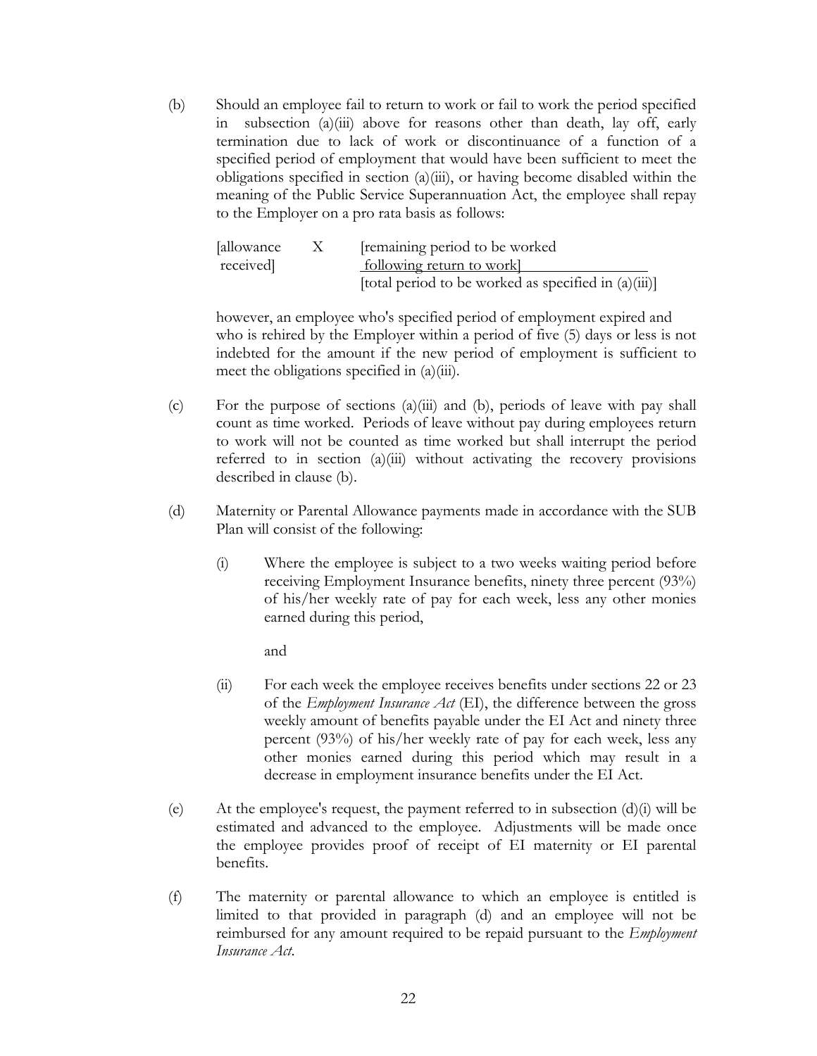(b) Should an employee fail to return to work or fail to work the period specified in subsection (a)(iii) above for reasons other than death, lay off, early termination due to lack of work or discontinuance of a function of a specified period of employment that would have been sufficient to meet the obligations specified in section (a)(iii), or having become disabled within the meaning of the Public Service Superannuation Act, the employee shall repay to the Employer on a pro rata basis as follows:

$$[\text{allowance received}] \times \frac{[\text{remaining period to be worked following return to work}]}{[\text{total period to be worked as specified in (a)(iii)}]}$$

however, an employee who's specified period of employment expired and who is rehired by the Employer within a period of five (5) days or less is not indebted for the amount if the new period of employment is sufficient to meet the obligations specified in (a)(iii).

(c) For the purpose of sections (a)(iii) and (b), periods of leave with pay shall count as time worked. Periods of leave without pay during employees return to work will not be counted as time worked but shall interrupt the period referred to in section (a)(iii) without activating the recovery provisions described in clause (b).

(d) Maternity or Parental Allowance payments made in accordance with the SUB Plan will consist of the following:

(i) Where the employee is subject to a two weeks waiting period before receiving Employment Insurance benefits, ninety three percent (93%) of his/her weekly rate of pay for each week, less any other monies earned during this period,

and

(ii) For each week the employee receives benefits under sections 22 or 23 of the *Employment Insurance Act* (EI), the difference between the gross weekly amount of benefits payable under the EI Act and ninety three percent (93%) of his/her weekly rate of pay for each week, less any other monies earned during this period which may result in a decrease in employment insurance benefits under the EI Act.

(e) At the employee's request, the payment referred to in subsection (d)(i) will be estimated and advanced to the employee. Adjustments will be made once the employee provides proof of receipt of EI maternity or EI parental benefits.

(f) The maternity or parental allowance to which an employee is entitled is limited to that provided in paragraph (d) and an employee will not be reimbursed for any amount required to be repaid pursuant to the *Employment Insurance Act*.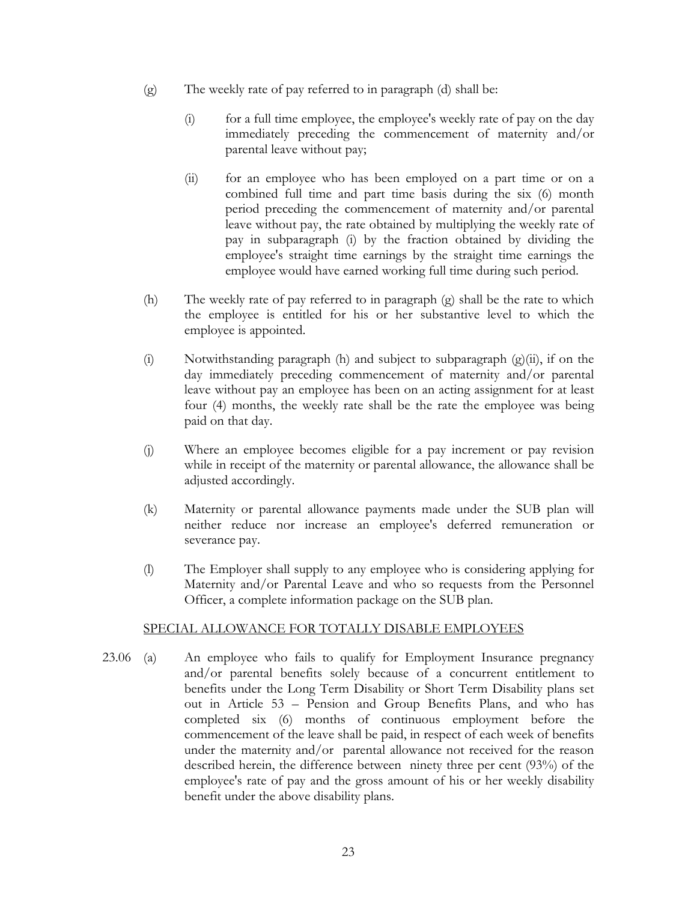(g) The weekly rate of pay referred to in paragraph (d) shall be:

(i) for a full time employee, the employee's weekly rate of pay on the day immediately preceding the commencement of maternity and/or parental leave without pay;

(ii) for an employee who has been employed on a part time or on a combined full time and part time basis during the six (6) month period preceding the commencement of maternity and/or parental leave without pay, the rate obtained by multiplying the weekly rate of pay in subparagraph (i) by the fraction obtained by dividing the employee's straight time earnings by the straight time earnings the employee would have earned working full time during such period.

(h) The weekly rate of pay referred to in paragraph (g) shall be the rate to which the employee is entitled for his or her substantive level to which the employee is appointed.

(i) Notwithstanding paragraph (h) and subject to subparagraph (g)(ii), if on the day immediately preceding commencement of maternity and/or parental leave without pay an employee has been on an acting assignment for at least four (4) months, the weekly rate shall be the rate the employee was being paid on that day.

(j) Where an employee becomes eligible for a pay increment or pay revision while in receipt of the maternity or parental allowance, the allowance shall be adjusted accordingly.

(k) Maternity or parental allowance payments made under the SUB plan will neither reduce nor increase an employee's deferred remuneration or severance pay.

(l) The Employer shall supply to any employee who is considering applying for Maternity and/or Parental Leave and who so requests from the Personnel Officer, a complete information package on the SUB plan.

<u>SPECIAL ALLOWANCE FOR TOTALLY DISABLE EMPLOYEES</u>

23.06 (a) An employee who fails to qualify for Employment Insurance pregnancy and/or parental benefits solely because of a concurrent entitlement to benefits under the Long Term Disability or Short Term Disability plans set out in Article 53 – Pension and Group Benefits Plans, and who has completed six (6) months of continuous employment before the commencement of the leave shall be paid, in respect of each week of benefits under the maternity and/or parental allowance not received for the reason described herein, the difference between ninety three per cent (93%) of the employee's rate of pay and the gross amount of his or her weekly disability benefit under the above disability plans.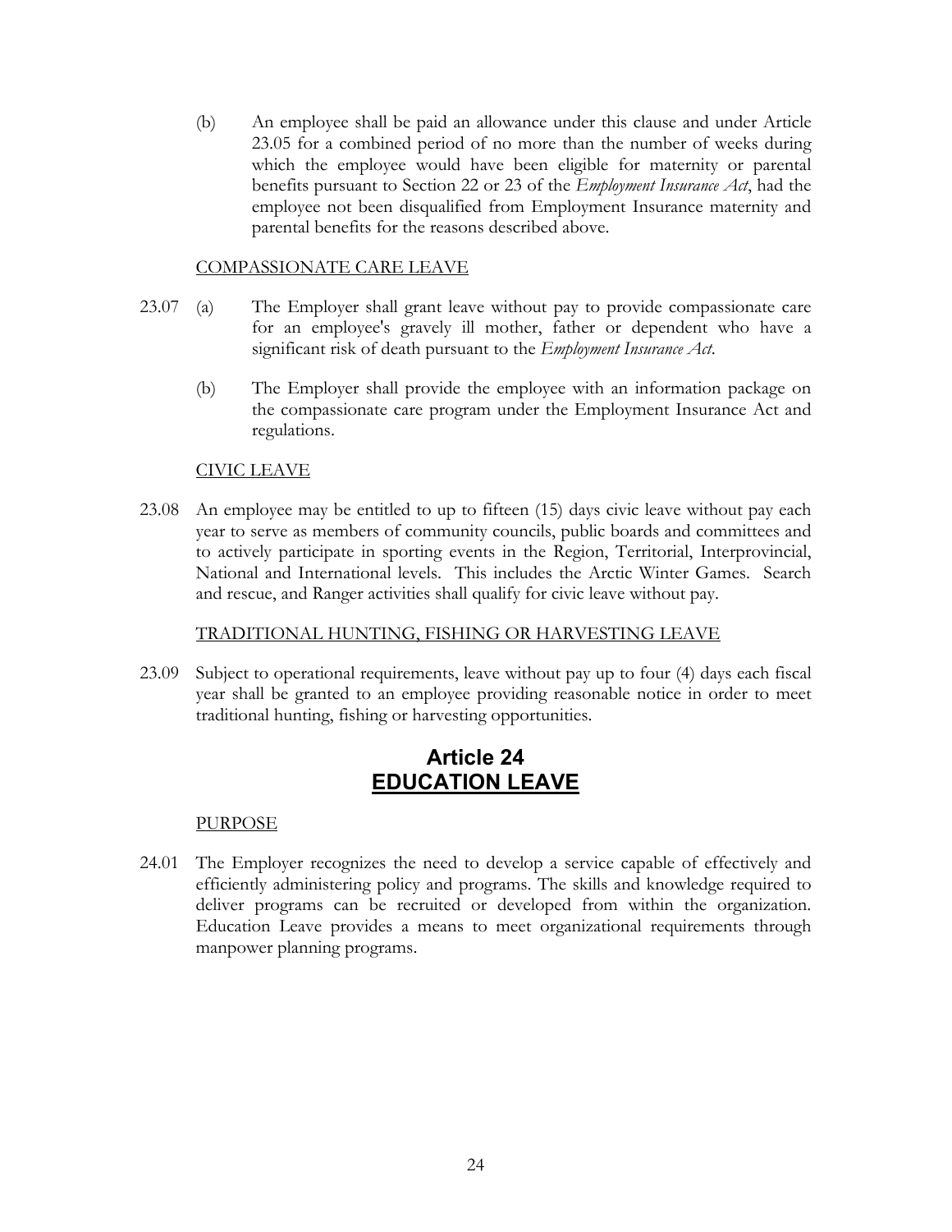(b) An employee shall be paid an allowance under this clause and under Article 23.05 for a combined period of no more than the number of weeks during which the employee would have been eligible for maternity or parental benefits pursuant to Section 22 or 23 of the *Employment Insurance Act*, had the employee not been disqualified from Employment Insurance maternity and parental benefits for the reasons described above.

COMPASSIONATE CARE LEAVE

23.07 (a) The Employer shall grant leave without pay to provide compassionate care for an employee's gravely ill mother, father or dependent who have a significant risk of death pursuant to the *Employment Insurance Act*.

(b) The Employer shall provide the employee with an information package on the compassionate care program under the Employment Insurance Act and regulations.

CIVIC LEAVE

23.08 An employee may be entitled to up to fifteen (15) days civic leave without pay each year to serve as members of community councils, public boards and committees and to actively participate in sporting events in the Region, Territorial, Interprovincial, National and International levels. This includes the Arctic Winter Games. Search and rescue, and Ranger activities shall qualify for civic leave without pay.

TRADITIONAL HUNTING, FISHING OR HARVESTING LEAVE

23.09 Subject to operational requirements, leave without pay up to four (4) days each fiscal year shall be granted to an employee providing reasonable notice in order to meet traditional hunting, fishing or harvesting opportunities.

# Article 24
# EDUCATION LEAVE

PURPOSE

24.01 The Employer recognizes the need to develop a service capable of effectively and efficiently administering policy and programs. The skills and knowledge required to deliver programs can be recruited or developed from within the organization. Education Leave provides a means to meet organizational requirements through manpower planning programs.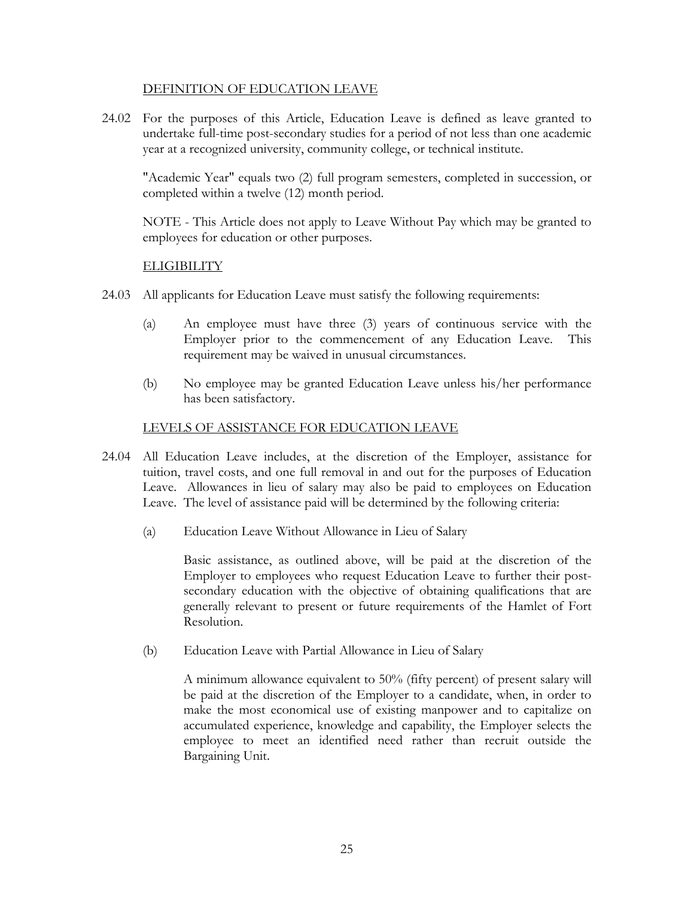## DEFINITION OF EDUCATION LEAVE

24.02 For the purposes of this Article, Education Leave is defined as leave granted to undertake full-time post-secondary studies for a period of not less than one academic year at a recognized university, community college, or technical institute.

"Academic Year" equals two (2) full program semesters, completed in succession, or completed within a twelve (12) month period.

NOTE - This Article does not apply to Leave Without Pay which may be granted to employees for education or other purposes.

## ELIGIBILITY

24.03 All applicants for Education Leave must satisfy the following requirements:

(a) An employee must have three (3) years of continuous service with the Employer prior to the commencement of any Education Leave. This requirement may be waived in unusual circumstances.

(b) No employee may be granted Education Leave unless his/her performance has been satisfactory.

## LEVELS OF ASSISTANCE FOR EDUCATION LEAVE

24.04 All Education Leave includes, at the discretion of the Employer, assistance for tuition, travel costs, and one full removal in and out for the purposes of Education Leave. Allowances in lieu of salary may also be paid to employees on Education Leave. The level of assistance paid will be determined by the following criteria:

(a) Education Leave Without Allowance in Lieu of Salary

Basic assistance, as outlined above, will be paid at the discretion of the Employer to employees who request Education Leave to further their post-secondary education with the objective of obtaining qualifications that are generally relevant to present or future requirements of the Hamlet of Fort Resolution.

(b) Education Leave with Partial Allowance in Lieu of Salary

A minimum allowance equivalent to 50% (fifty percent) of present salary will be paid at the discretion of the Employer to a candidate, when, in order to make the most economical use of existing manpower and to capitalize on accumulated experience, knowledge and capability, the Employer selects the employee to meet an identified need rather than recruit outside the Bargaining Unit.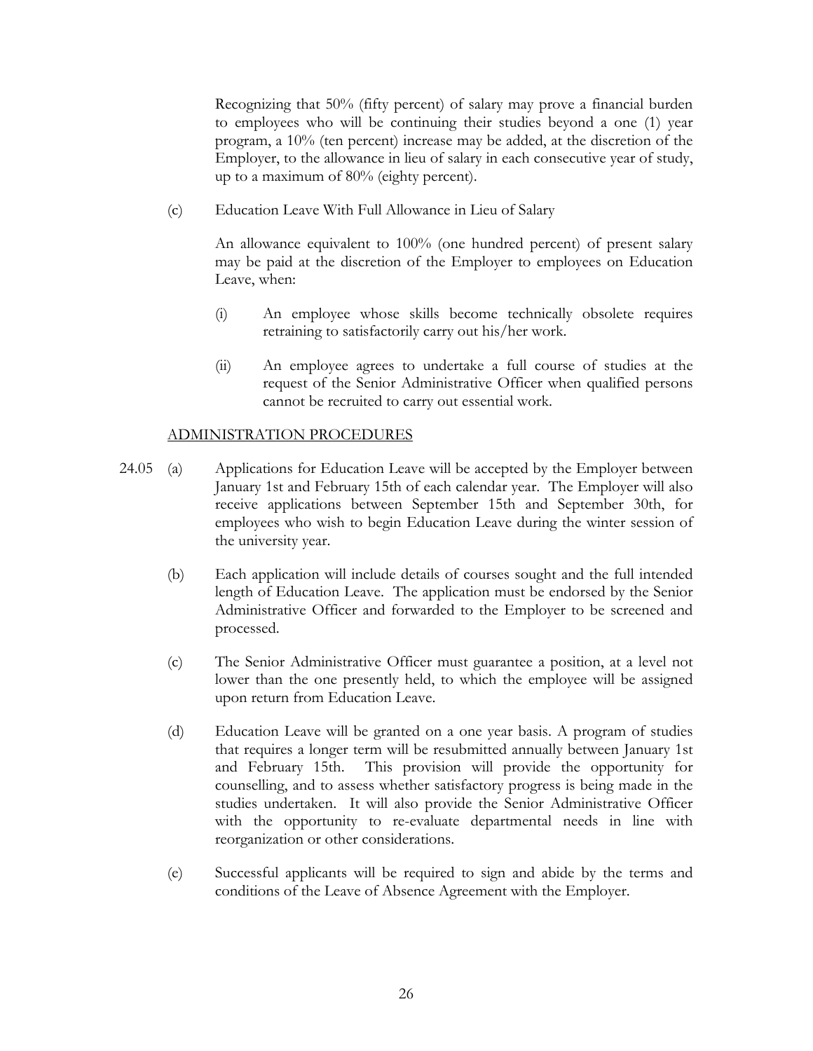Recognizing that 50% (fifty percent) of salary may prove a financial burden to employees who will be continuing their studies beyond a one (1) year program, a 10% (ten percent) increase may be added, at the discretion of the Employer, to the allowance in lieu of salary in each consecutive year of study, up to a maximum of 80% (eighty percent).

(c) Education Leave With Full Allowance in Lieu of Salary

An allowance equivalent to 100% (one hundred percent) of present salary may be paid at the discretion of the Employer to employees on Education Leave, when:

(i) An employee whose skills become technically obsolete requires retraining to satisfactorily carry out his/her work.

(ii) An employee agrees to undertake a full course of studies at the request of the Senior Administrative Officer when qualified persons cannot be recruited to carry out essential work.

ADMINISTRATION PROCEDURES

24.05 (a) Applications for Education Leave will be accepted by the Employer between January 1st and February 15th of each calendar year. The Employer will also receive applications between September 15th and September 30th, for employees who wish to begin Education Leave during the winter session of the university year.

(b) Each application will include details of courses sought and the full intended length of Education Leave. The application must be endorsed by the Senior Administrative Officer and forwarded to the Employer to be screened and processed.

(c) The Senior Administrative Officer must guarantee a position, at a level not lower than the one presently held, to which the employee will be assigned upon return from Education Leave.

(d) Education Leave will be granted on a one year basis. A program of studies that requires a longer term will be resubmitted annually between January 1st and February 15th. This provision will provide the opportunity for counselling, and to assess whether satisfactory progress is being made in the studies undertaken. It will also provide the Senior Administrative Officer with the opportunity to re-evaluate departmental needs in line with reorganization or other considerations.

(e) Successful applicants will be required to sign and abide by the terms and conditions of the Leave of Absence Agreement with the Employer.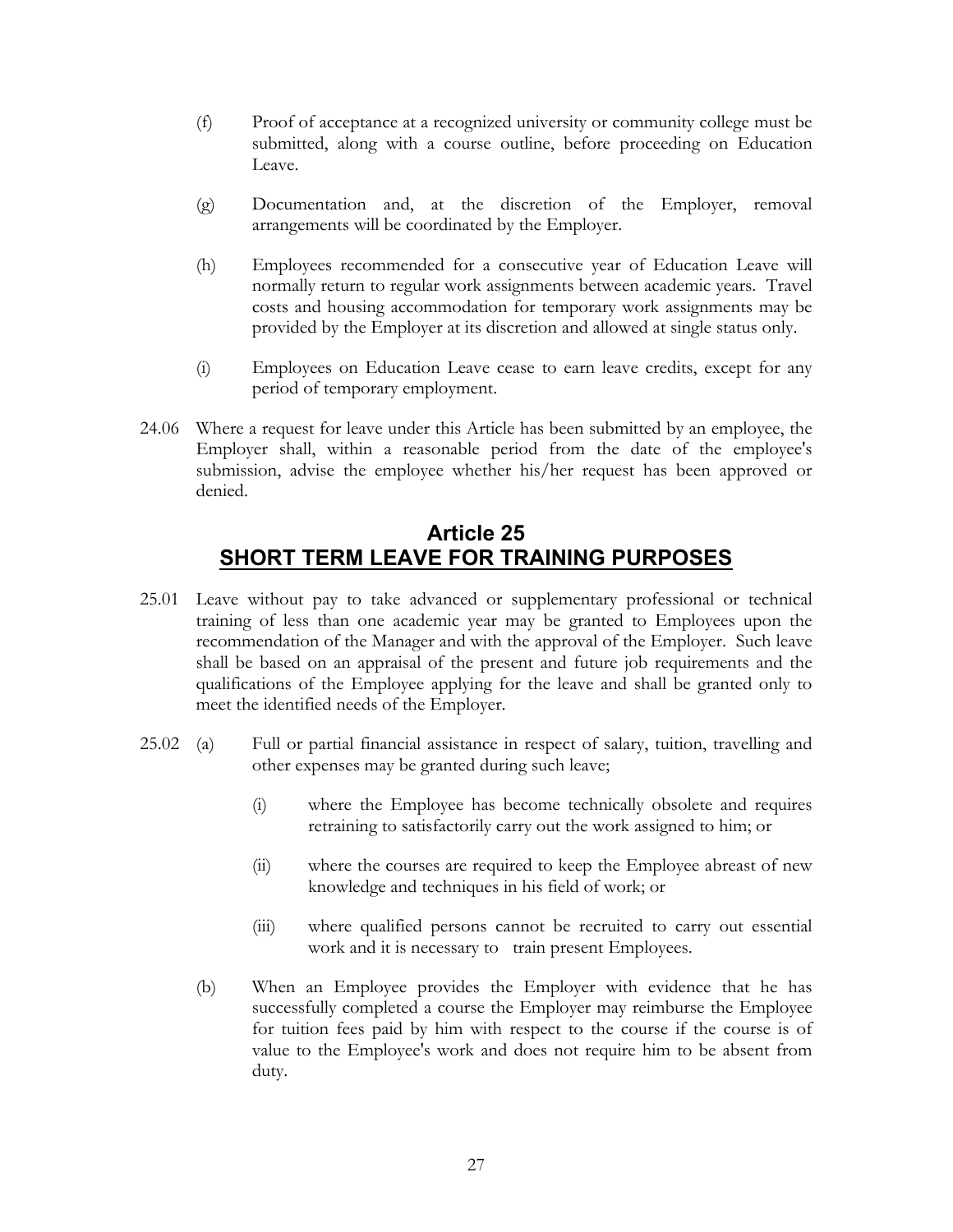(f) Proof of acceptance at a recognized university or community college must be submitted, along with a course outline, before proceeding on Education Leave.

(g) Documentation and, at the discretion of the Employer, removal arrangements will be coordinated by the Employer.

(h) Employees recommended for a consecutive year of Education Leave will normally return to regular work assignments between academic years. Travel costs and housing accommodation for temporary work assignments may be provided by the Employer at its discretion and allowed at single status only.

(i) Employees on Education Leave cease to earn leave credits, except for any period of temporary employment.

24.06 Where a request for leave under this Article has been submitted by an employee, the Employer shall, within a reasonable period from the date of the employee's submission, advise the employee whether his/her request has been approved or denied.

## Article 25
## SHORT TERM LEAVE FOR TRAINING PURPOSES

25.01 Leave without pay to take advanced or supplementary professional or technical training of less than one academic year may be granted to Employees upon the recommendation of the Manager and with the approval of the Employer. Such leave shall be based on an appraisal of the present and future job requirements and the qualifications of the Employee applying for the leave and shall be granted only to meet the identified needs of the Employer.

25.02 (a) Full or partial financial assistance in respect of salary, tuition, travelling and other expenses may be granted during such leave;

(i) where the Employee has become technically obsolete and requires retraining to satisfactorily carry out the work assigned to him; or

(ii) where the courses are required to keep the Employee abreast of new knowledge and techniques in his field of work; or

(iii) where qualified persons cannot be recruited to carry out essential work and it is necessary to train present Employees.

(b) When an Employee provides the Employer with evidence that he has successfully completed a course the Employer may reimburse the Employee for tuition fees paid by him with respect to the course if the course is of value to the Employee's work and does not require him to be absent from duty.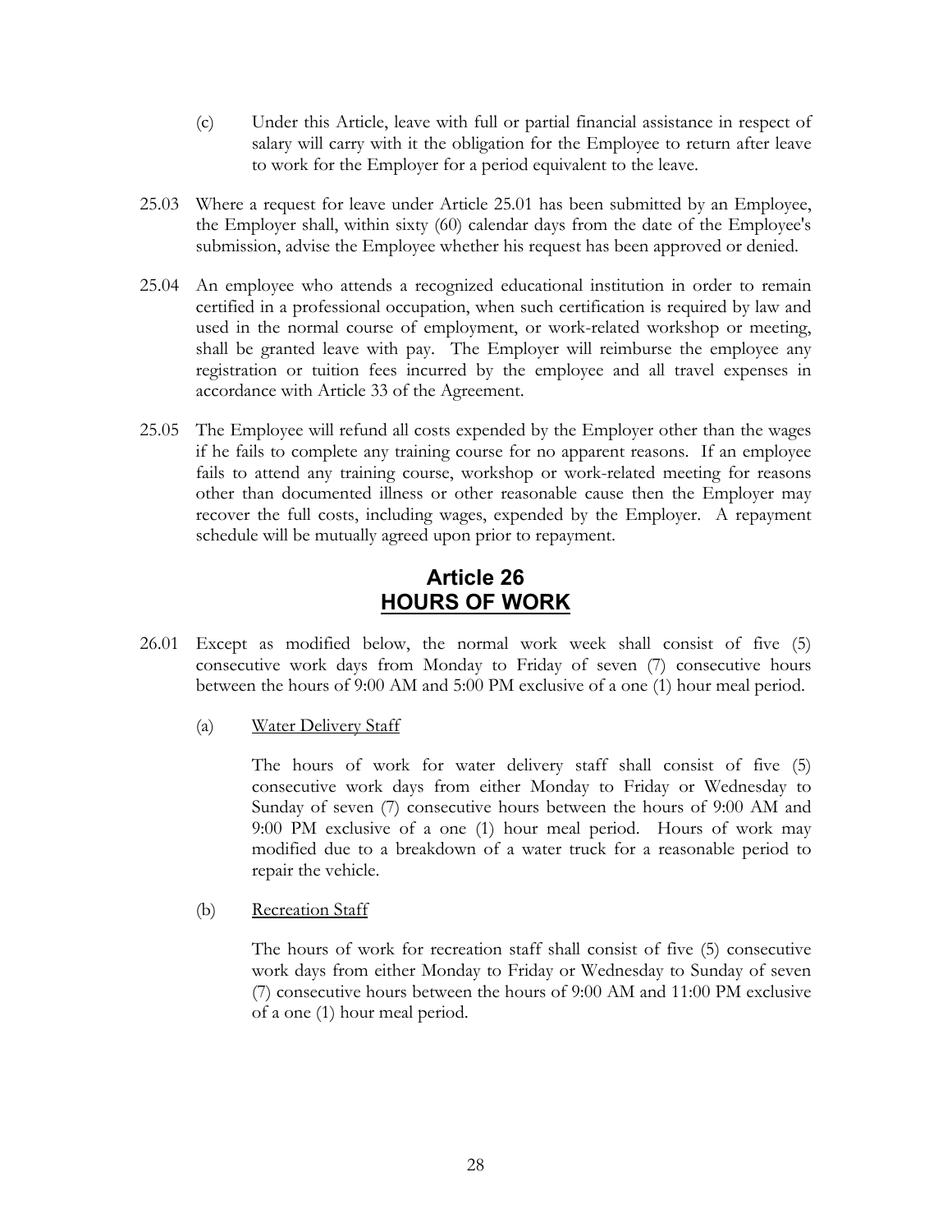(c) Under this Article, leave with full or partial financial assistance in respect of salary will carry with it the obligation for the Employee to return after leave to work for the Employer for a period equivalent to the leave.

25.03 Where a request for leave under Article 25.01 has been submitted by an Employee, the Employer shall, within sixty (60) calendar days from the date of the Employee's submission, advise the Employee whether his request has been approved or denied.

25.04 An employee who attends a recognized educational institution in order to remain certified in a professional occupation, when such certification is required by law and used in the normal course of employment, or work-related workshop or meeting, shall be granted leave with pay. The Employer will reimburse the employee any registration or tuition fees incurred by the employee and all travel expenses in accordance with Article 33 of the Agreement.

25.05 The Employee will refund all costs expended by the Employer other than the wages if he fails to complete any training course for no apparent reasons. If an employee fails to attend any training course, workshop or work-related meeting for reasons other than documented illness or other reasonable cause then the Employer may recover the full costs, including wages, expended by the Employer. A repayment schedule will be mutually agreed upon prior to repayment.

## Article 26
## HOURS OF WORK

26.01 Except as modified below, the normal work week shall consist of five (5) consecutive work days from Monday to Friday of seven (7) consecutive hours between the hours of 9:00 AM and 5:00 PM exclusive of a one (1) hour meal period.

(a) Water Delivery Staff

The hours of work for water delivery staff shall consist of five (5) consecutive work days from either Monday to Friday or Wednesday to Sunday of seven (7) consecutive hours between the hours of 9:00 AM and 9:00 PM exclusive of a one (1) hour meal period. Hours of work may modified due to a breakdown of a water truck for a reasonable period to repair the vehicle.

(b) Recreation Staff

The hours of work for recreation staff shall consist of five (5) consecutive work days from either Monday to Friday or Wednesday to Sunday of seven (7) consecutive hours between the hours of 9:00 AM and 11:00 PM exclusive of a one (1) hour meal period.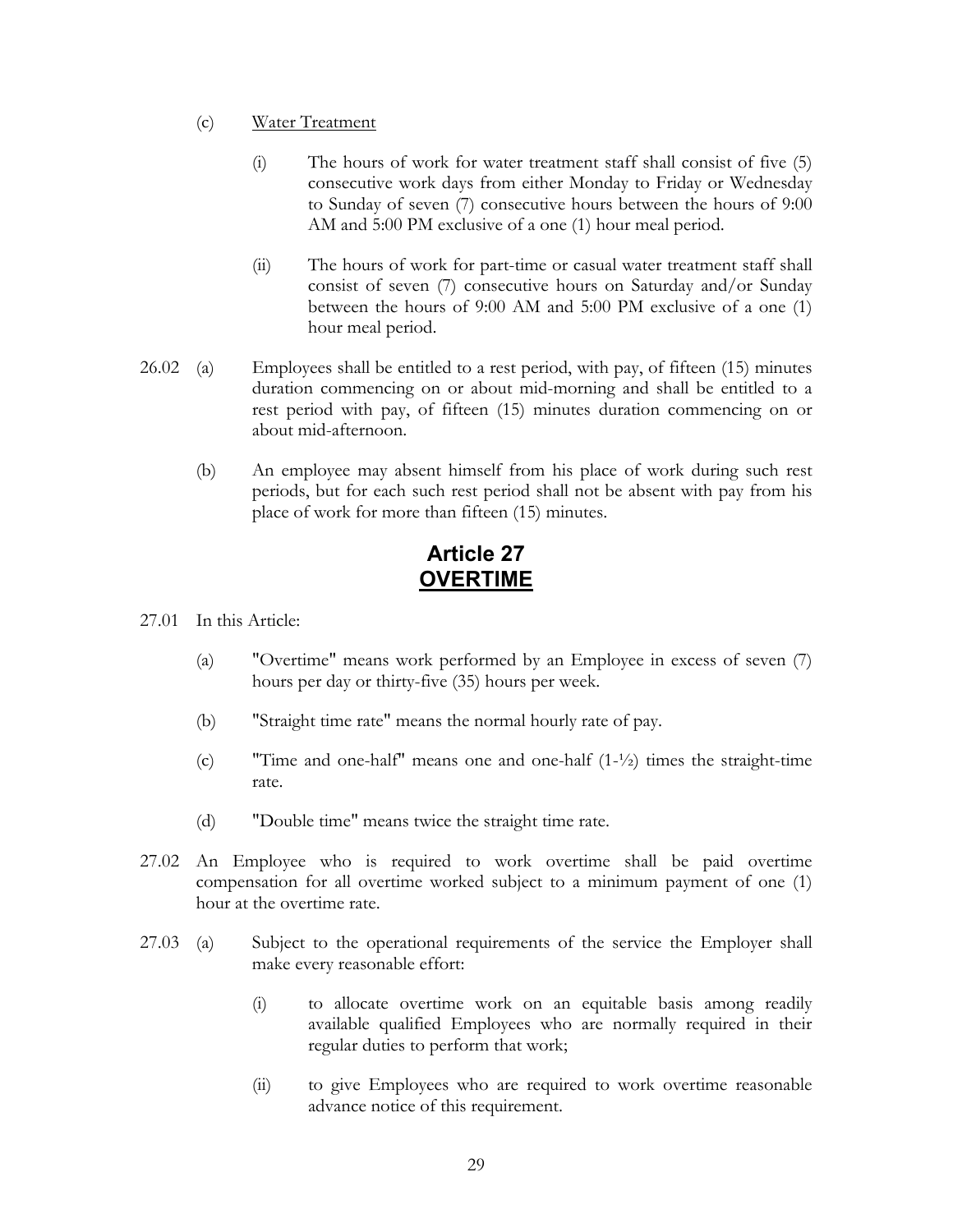(c) Water Treatment

(i) The hours of work for water treatment staff shall consist of five (5) consecutive work days from either Monday to Friday or Wednesday to Sunday of seven (7) consecutive hours between the hours of 9:00 AM and 5:00 PM exclusive of a one (1) hour meal period.

(ii) The hours of work for part-time or casual water treatment staff shall consist of seven (7) consecutive hours on Saturday and/or Sunday between the hours of 9:00 AM and 5:00 PM exclusive of a one (1) hour meal period.

26.02 (a) Employees shall be entitled to a rest period, with pay, of fifteen (15) minutes duration commencing on or about mid-morning and shall be entitled to a rest period with pay, of fifteen (15) minutes duration commencing on or about mid-afternoon.

(b) An employee may absent himself from his place of work during such rest periods, but for each such rest period shall not be absent with pay from his place of work for more than fifteen (15) minutes.

## Article 27
## OVERTIME

27.01 In this Article:

(a) "Overtime" means work performed by an Employee in excess of seven (7) hours per day or thirty-five (35) hours per week.

(b) "Straight time rate" means the normal hourly rate of pay.

(c) "Time and one-half" means one and one-half (1-½) times the straight-time rate.

(d) "Double time" means twice the straight time rate.

27.02 An Employee who is required to work overtime shall be paid overtime compensation for all overtime worked subject to a minimum payment of one (1) hour at the overtime rate.

27.03 (a) Subject to the operational requirements of the service the Employer shall make every reasonable effort:

(i) to allocate overtime work on an equitable basis among readily available qualified Employees who are normally required in their regular duties to perform that work;

(ii) to give Employees who are required to work overtime reasonable advance notice of this requirement.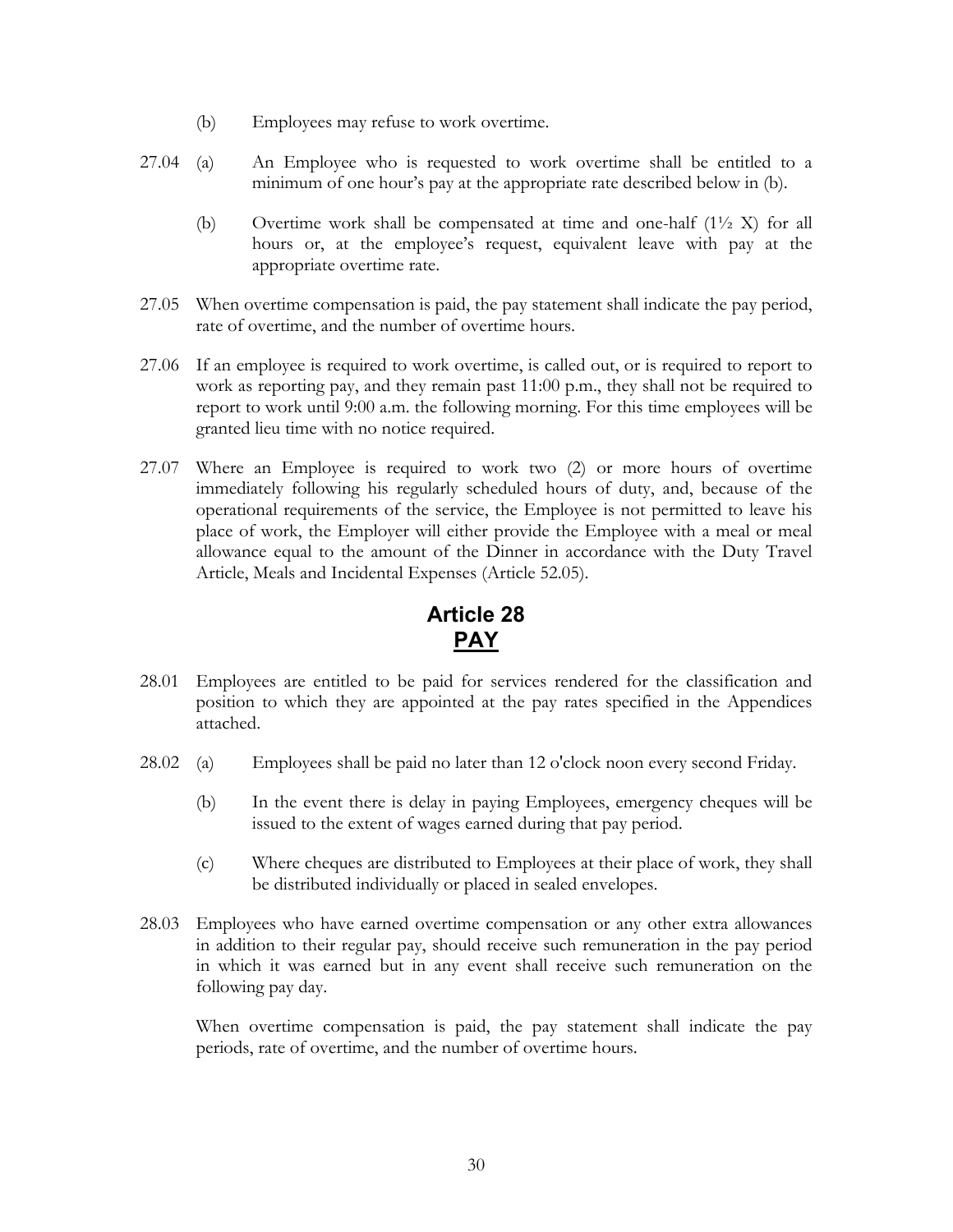(b) Employees may refuse to work overtime.

27.04 (a) An Employee who is requested to work overtime shall be entitled to a minimum of one hour's pay at the appropriate rate described below in (b).

(b) Overtime work shall be compensated at time and one-half (1½ X) for all hours or, at the employee's request, equivalent leave with pay at the appropriate overtime rate.

27.05 When overtime compensation is paid, the pay statement shall indicate the pay period, rate of overtime, and the number of overtime hours.

27.06 If an employee is required to work overtime, is called out, or is required to report to work as reporting pay, and they remain past 11:00 p.m., they shall not be required to report to work until 9:00 a.m. the following morning. For this time employees will be granted lieu time with no notice required.

27.07 Where an Employee is required to work two (2) or more hours of overtime immediately following his regularly scheduled hours of duty, and, because of the operational requirements of the service, the Employee is not permitted to leave his place of work, the Employer will either provide the Employee with a meal or meal allowance equal to the amount of the Dinner in accordance with the Duty Travel Article, Meals and Incidental Expenses (Article 52.05).

## Article 28
## PAY

28.01 Employees are entitled to be paid for services rendered for the classification and position to which they are appointed at the pay rates specified in the Appendices attached.

28.02 (a) Employees shall be paid no later than 12 o'clock noon every second Friday.

(b) In the event there is delay in paying Employees, emergency cheques will be issued to the extent of wages earned during that pay period.

(c) Where cheques are distributed to Employees at their place of work, they shall be distributed individually or placed in sealed envelopes.

28.03 Employees who have earned overtime compensation or any other extra allowances in addition to their regular pay, should receive such remuneration in the pay period in which it was earned but in any event shall receive such remuneration on the following pay day.

When overtime compensation is paid, the pay statement shall indicate the pay periods, rate of overtime, and the number of overtime hours.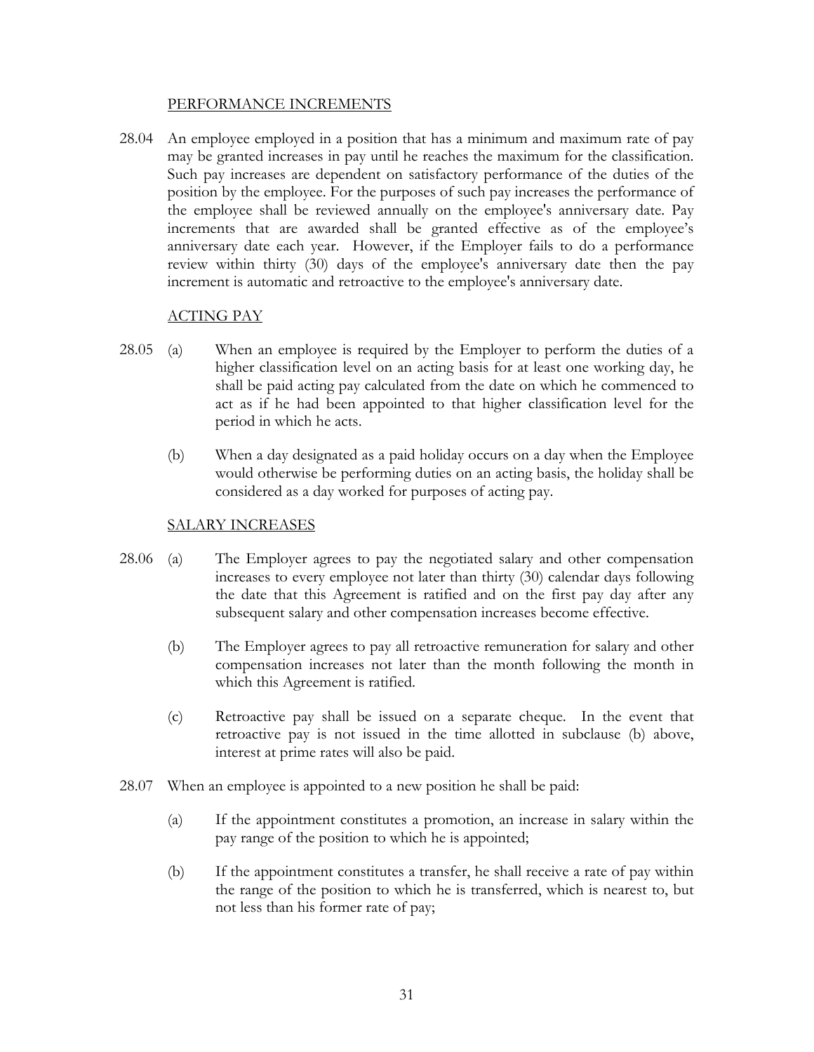PERFORMANCE INCREMENTS

28.04 An employee employed in a position that has a minimum and maximum rate of pay may be granted increases in pay until he reaches the maximum for the classification. Such pay increases are dependent on satisfactory performance of the duties of the position by the employee. For the purposes of such pay increases the performance of the employee shall be reviewed annually on the employee's anniversary date. Pay increments that are awarded shall be granted effective as of the employee's anniversary date each year. However, if the Employer fails to do a performance review within thirty (30) days of the employee's anniversary date then the pay increment is automatic and retroactive to the employee's anniversary date.

ACTING PAY

28.05 (a) When an employee is required by the Employer to perform the duties of a higher classification level on an acting basis for at least one working day, he shall be paid acting pay calculated from the date on which he commenced to act as if he had been appointed to that higher classification level for the period in which he acts.

(b) When a day designated as a paid holiday occurs on a day when the Employee would otherwise be performing duties on an acting basis, the holiday shall be considered as a day worked for purposes of acting pay.

SALARY INCREASES

28.06 (a) The Employer agrees to pay the negotiated salary and other compensation increases to every employee not later than thirty (30) calendar days following the date that this Agreement is ratified and on the first pay day after any subsequent salary and other compensation increases become effective.

(b) The Employer agrees to pay all retroactive remuneration for salary and other compensation increases not later than the month following the month in which this Agreement is ratified.

(c) Retroactive pay shall be issued on a separate cheque. In the event that retroactive pay is not issued in the time allotted in subclause (b) above, interest at prime rates will also be paid.

28.07 When an employee is appointed to a new position he shall be paid:

(a) If the appointment constitutes a promotion, an increase in salary within the pay range of the position to which he is appointed;

(b) If the appointment constitutes a transfer, he shall receive a rate of pay within the range of the position to which he is transferred, which is nearest to, but not less than his former rate of pay;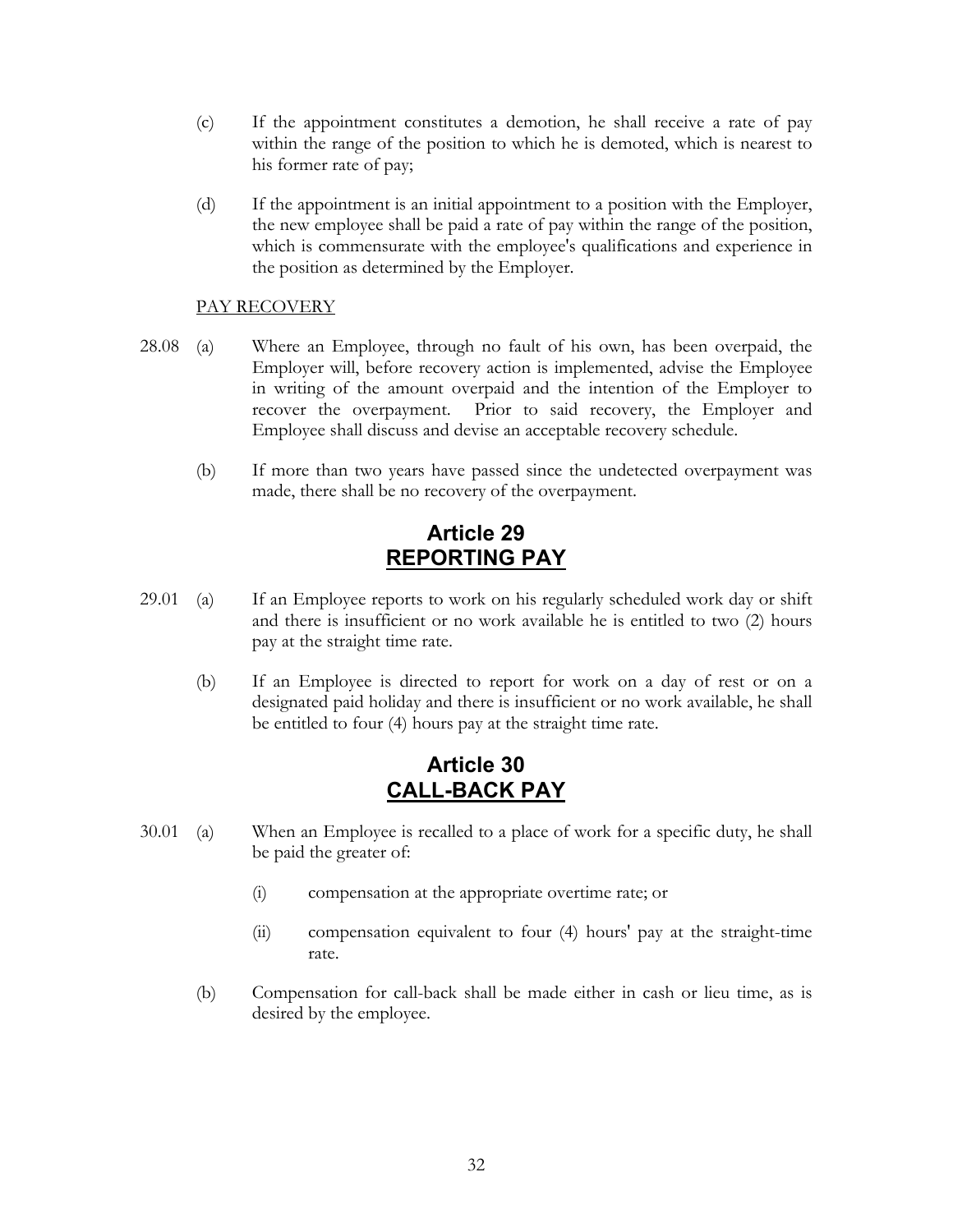(c) If the appointment constitutes a demotion, he shall receive a rate of pay within the range of the position to which he is demoted, which is nearest to his former rate of pay;

(d) If the appointment is an initial appointment to a position with the Employer, the new employee shall be paid a rate of pay within the range of the position, which is commensurate with the employee's qualifications and experience in the position as determined by the Employer.

PAY RECOVERY

28.08 (a) Where an Employee, through no fault of his own, has been overpaid, the Employer will, before recovery action is implemented, advise the Employee in writing of the amount overpaid and the intention of the Employer to recover the overpayment. Prior to said recovery, the Employer and Employee shall discuss and devise an acceptable recovery schedule.

(b) If more than two years have passed since the undetected overpayment was made, there shall be no recovery of the overpayment.

## Article 29
## REPORTING PAY

29.01 (a) If an Employee reports to work on his regularly scheduled work day or shift and there is insufficient or no work available he is entitled to two (2) hours pay at the straight time rate.

(b) If an Employee is directed to report for work on a day of rest or on a designated paid holiday and there is insufficient or no work available, he shall be entitled to four (4) hours pay at the straight time rate.

## Article 30
## CALL-BACK PAY

30.01 (a) When an Employee is recalled to a place of work for a specific duty, he shall be paid the greater of:

(i) compensation at the appropriate overtime rate; or

(ii) compensation equivalent to four (4) hours' pay at the straight-time rate.

(b) Compensation for call-back shall be made either in cash or lieu time, as is desired by the employee.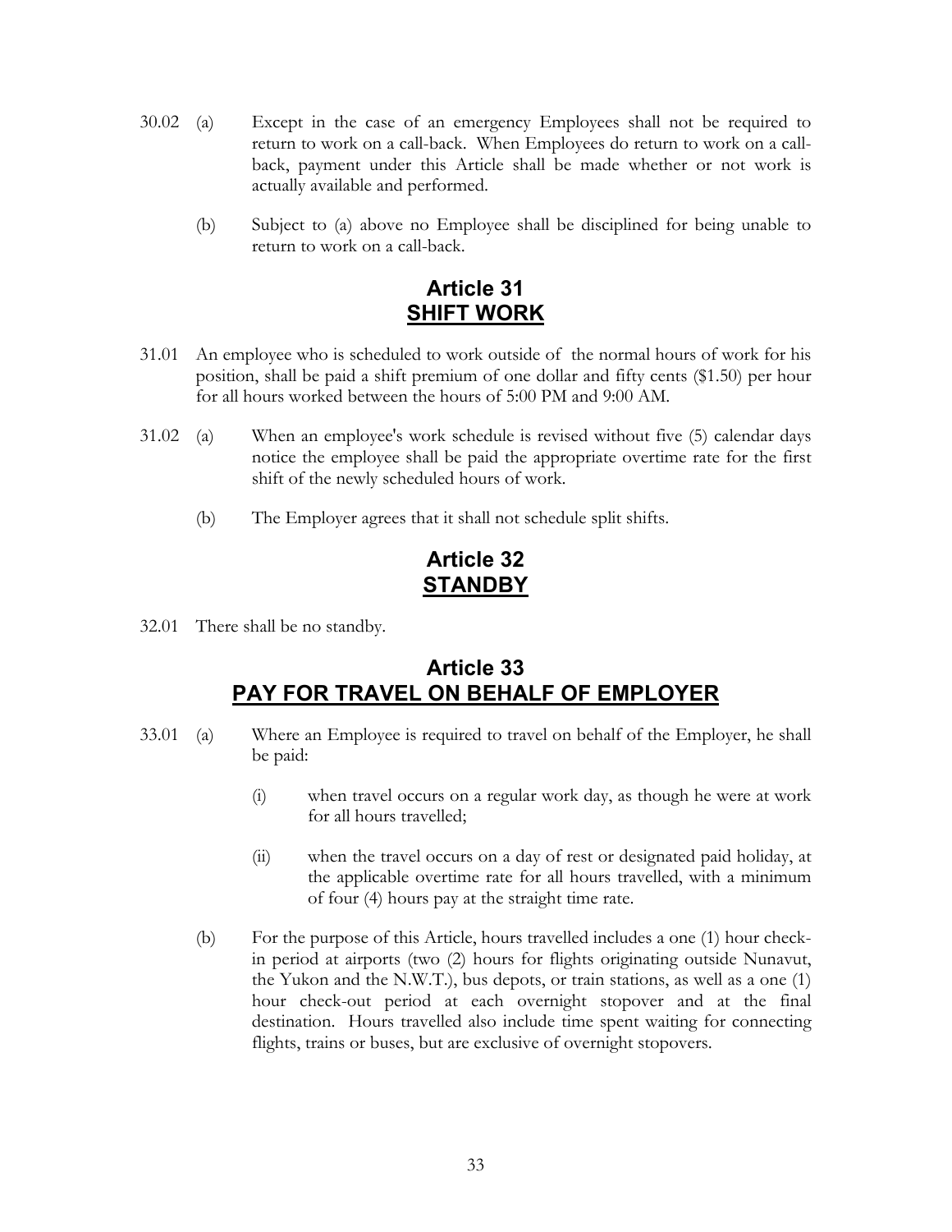30.02 (a) Except in the case of an emergency Employees shall not be required to return to work on a call-back. When Employees do return to work on a call-back, payment under this Article shall be made whether or not work is actually available and performed.

(b) Subject to (a) above no Employee shall be disciplined for being unable to return to work on a call-back.

## Article 31
## SHIFT WORK

31.01 An employee who is scheduled to work outside of the normal hours of work for his position, shall be paid a shift premium of one dollar and fifty cents ($1.50) per hour for all hours worked between the hours of 5:00 PM and 9:00 AM.

31.02 (a) When an employee's work schedule is revised without five (5) calendar days notice the employee shall be paid the appropriate overtime rate for the first shift of the newly scheduled hours of work.

(b) The Employer agrees that it shall not schedule split shifts.

## Article 32
## STANDBY

32.01 There shall be no standby.

## Article 33
## PAY FOR TRAVEL ON BEHALF OF EMPLOYER

33.01 (a) Where an Employee is required to travel on behalf of the Employer, he shall be paid:

(i) when travel occurs on a regular work day, as though he were at work for all hours travelled;

(ii) when the travel occurs on a day of rest or designated paid holiday, at the applicable overtime rate for all hours travelled, with a minimum of four (4) hours pay at the straight time rate.

(b) For the purpose of this Article, hours travelled includes a one (1) hour check-in period at airports (two (2) hours for flights originating outside Nunavut, the Yukon and the N.W.T.), bus depots, or train stations, as well as a one (1) hour check-out period at each overnight stopover and at the final destination. Hours travelled also include time spent waiting for connecting flights, trains or buses, but are exclusive of overnight stopovers.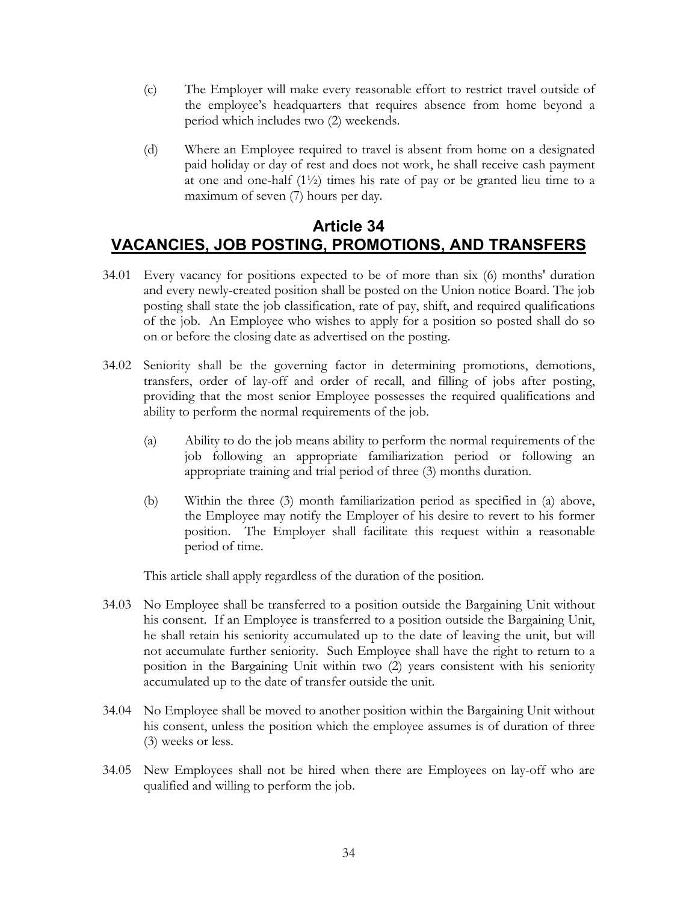(c) The Employer will make every reasonable effort to restrict travel outside of the employee's headquarters that requires absence from home beyond a period which includes two (2) weekends.

(d) Where an Employee required to travel is absent from home on a designated paid holiday or day of rest and does not work, he shall receive cash payment at one and one-half (1½) times his rate of pay or be granted lieu time to a maximum of seven (7) hours per day.

## Article 34
## VACANCIES, JOB POSTING, PROMOTIONS, AND TRANSFERS

34.01 Every vacancy for positions expected to be of more than six (6) months' duration and every newly-created position shall be posted on the Union notice Board. The job posting shall state the job classification, rate of pay, shift, and required qualifications of the job. An Employee who wishes to apply for a position so posted shall do so on or before the closing date as advertised on the posting.

34.02 Seniority shall be the governing factor in determining promotions, demotions, transfers, order of lay-off and order of recall, and filling of jobs after posting, providing that the most senior Employee possesses the required qualifications and ability to perform the normal requirements of the job.

(a) Ability to do the job means ability to perform the normal requirements of the job following an appropriate familiarization period or following an appropriate training and trial period of three (3) months duration.

(b) Within the three (3) month familiarization period as specified in (a) above, the Employee may notify the Employer of his desire to revert to his former position. The Employer shall facilitate this request within a reasonable period of time.

This article shall apply regardless of the duration of the position.

34.03 No Employee shall be transferred to a position outside the Bargaining Unit without his consent. If an Employee is transferred to a position outside the Bargaining Unit, he shall retain his seniority accumulated up to the date of leaving the unit, but will not accumulate further seniority. Such Employee shall have the right to return to a position in the Bargaining Unit within two (2) years consistent with his seniority accumulated up to the date of transfer outside the unit.

34.04 No Employee shall be moved to another position within the Bargaining Unit without his consent, unless the position which the employee assumes is of duration of three (3) weeks or less.

34.05 New Employees shall not be hired when there are Employees on lay-off who are qualified and willing to perform the job.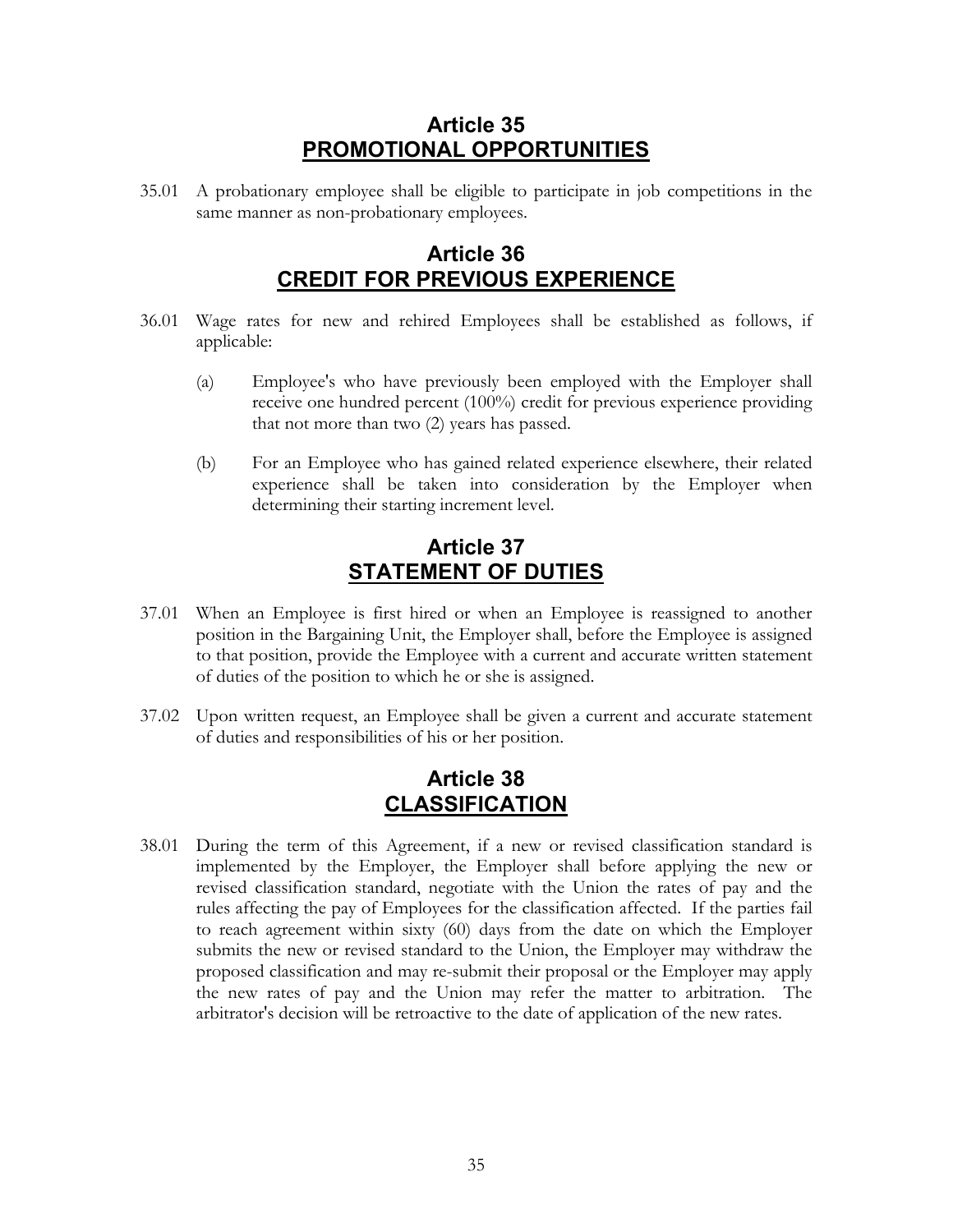## Article 35
## PROMOTIONAL OPPORTUNITIES

35.01 A probationary employee shall be eligible to participate in job competitions in the same manner as non-probationary employees.

## Article 36
## CREDIT FOR PREVIOUS EXPERIENCE

36.01 Wage rates for new and rehired Employees shall be established as follows, if applicable:

(a) Employee's who have previously been employed with the Employer shall receive one hundred percent (100%) credit for previous experience providing that not more than two (2) years has passed.

(b) For an Employee who has gained related experience elsewhere, their related experience shall be taken into consideration by the Employer when determining their starting increment level.

## Article 37
## STATEMENT OF DUTIES

37.01 When an Employee is first hired or when an Employee is reassigned to another position in the Bargaining Unit, the Employer shall, before the Employee is assigned to that position, provide the Employee with a current and accurate written statement of duties of the position to which he or she is assigned.

37.02 Upon written request, an Employee shall be given a current and accurate statement of duties and responsibilities of his or her position.

## Article 38
## CLASSIFICATION

38.01 During the term of this Agreement, if a new or revised classification standard is implemented by the Employer, the Employer shall before applying the new or revised classification standard, negotiate with the Union the rates of pay and the rules affecting the pay of Employees for the classification affected. If the parties fail to reach agreement within sixty (60) days from the date on which the Employer submits the new or revised standard to the Union, the Employer may withdraw the proposed classification and may re-submit their proposal or the Employer may apply the new rates of pay and the Union may refer the matter to arbitration. The arbitrator's decision will be retroactive to the date of application of the new rates.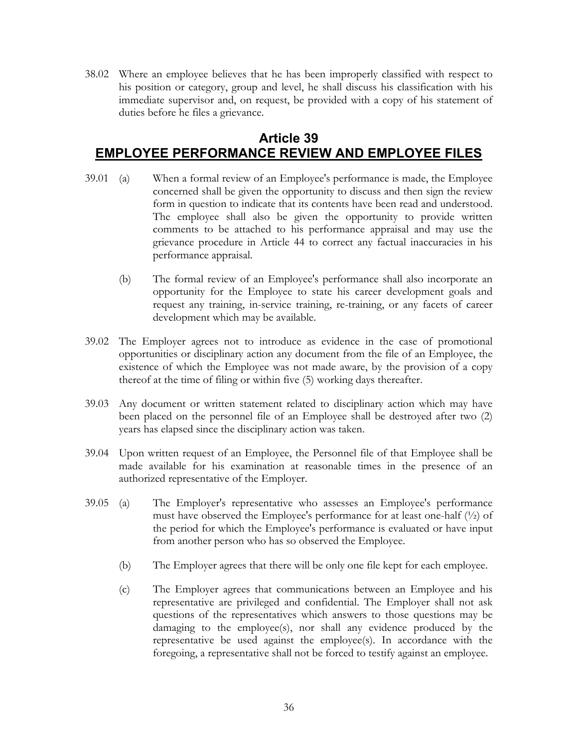38.02 Where an employee believes that he has been improperly classified with respect to his position or category, group and level, he shall discuss his classification with his immediate supervisor and, on request, be provided with a copy of his statement of duties before he files a grievance.

## Article 39
## EMPLOYEE PERFORMANCE REVIEW AND EMPLOYEE FILES

39.01 (a) When a formal review of an Employee's performance is made, the Employee concerned shall be given the opportunity to discuss and then sign the review form in question to indicate that its contents have been read and understood. The employee shall also be given the opportunity to provide written comments to be attached to his performance appraisal and may use the grievance procedure in Article 44 to correct any factual inaccuracies in his performance appraisal.

(b) The formal review of an Employee's performance shall also incorporate an opportunity for the Employee to state his career development goals and request any training, in-service training, re-training, or any facets of career development which may be available.

39.02 The Employer agrees not to introduce as evidence in the case of promotional opportunities or disciplinary action any document from the file of an Employee, the existence of which the Employee was not made aware, by the provision of a copy thereof at the time of filing or within five (5) working days thereafter.

39.03 Any document or written statement related to disciplinary action which may have been placed on the personnel file of an Employee shall be destroyed after two (2) years has elapsed since the disciplinary action was taken.

39.04 Upon written request of an Employee, the Personnel file of that Employee shall be made available for his examination at reasonable times in the presence of an authorized representative of the Employer.

39.05 (a) The Employer's representative who assesses an Employee's performance must have observed the Employee's performance for at least one-half (½) of the period for which the Employee's performance is evaluated or have input from another person who has so observed the Employee.

(b) The Employer agrees that there will be only one file kept for each employee.

(c) The Employer agrees that communications between an Employee and his representative are privileged and confidential. The Employer shall not ask questions of the representatives which answers to those questions may be damaging to the employee(s), nor shall any evidence produced by the representative be used against the employee(s). In accordance with the foregoing, a representative shall not be forced to testify against an employee.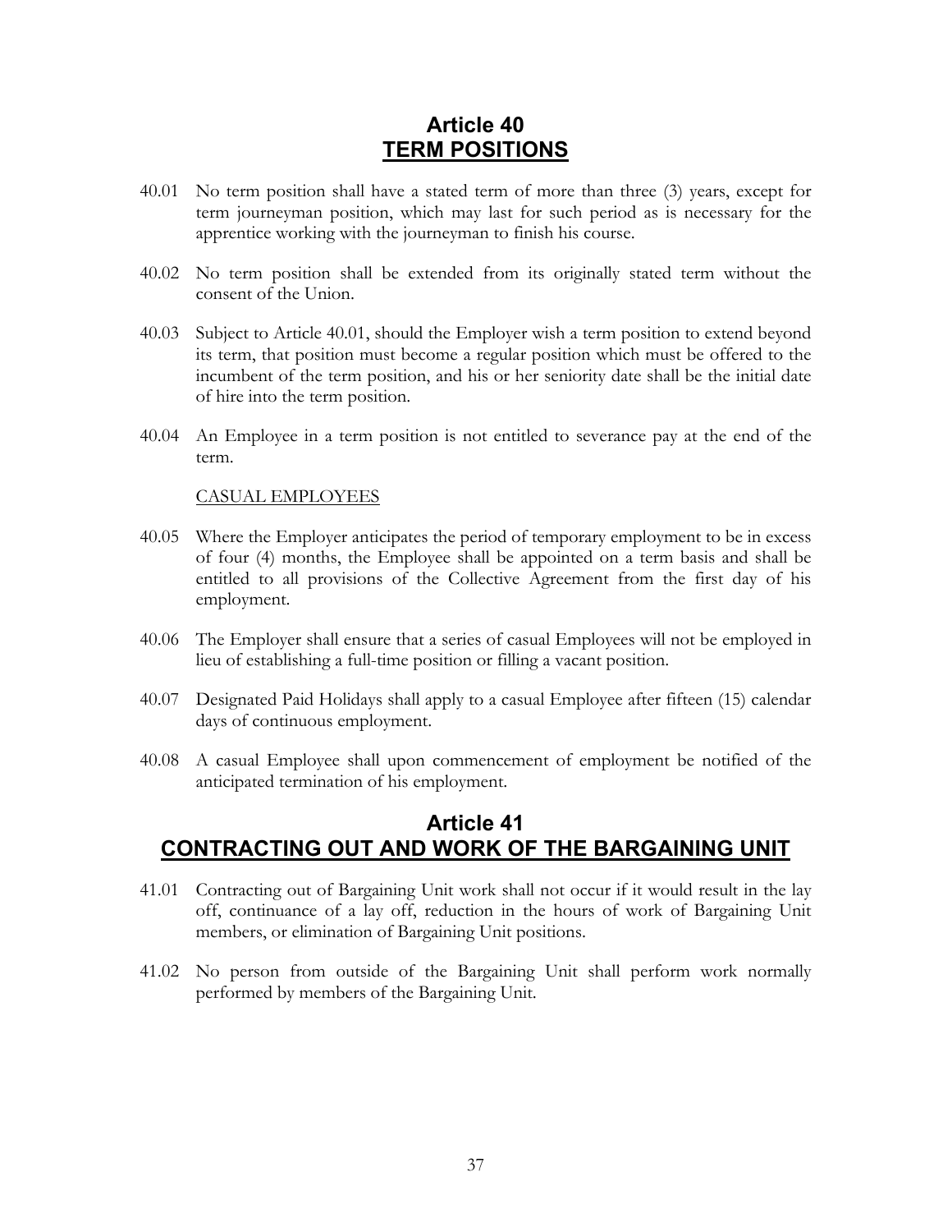# Article 40
# TERM POSITIONS

40.01 No term position shall have a stated term of more than three (3) years, except for term journeyman position, which may last for such period as is necessary for the apprentice working with the journeyman to finish his course.

40.02 No term position shall be extended from its originally stated term without the consent of the Union.

40.03 Subject to Article 40.01, should the Employer wish a term position to extend beyond its term, that position must become a regular position which must be offered to the incumbent of the term position, and his or her seniority date shall be the initial date of hire into the term position.

40.04 An Employee in a term position is not entitled to severance pay at the end of the term.

CASUAL EMPLOYEES

40.05 Where the Employer anticipates the period of temporary employment to be in excess of four (4) months, the Employee shall be appointed on a term basis and shall be entitled to all provisions of the Collective Agreement from the first day of his employment.

40.06 The Employer shall ensure that a series of casual Employees will not be employed in lieu of establishing a full-time position or filling a vacant position.

40.07 Designated Paid Holidays shall apply to a casual Employee after fifteen (15) calendar days of continuous employment.

40.08 A casual Employee shall upon commencement of employment be notified of the anticipated termination of his employment.

# Article 41
# CONTRACTING OUT AND WORK OF THE BARGAINING UNIT

41.01 Contracting out of Bargaining Unit work shall not occur if it would result in the lay off, continuance of a lay off, reduction in the hours of work of Bargaining Unit members, or elimination of Bargaining Unit positions.

41.02 No person from outside of the Bargaining Unit shall perform work normally performed by members of the Bargaining Unit.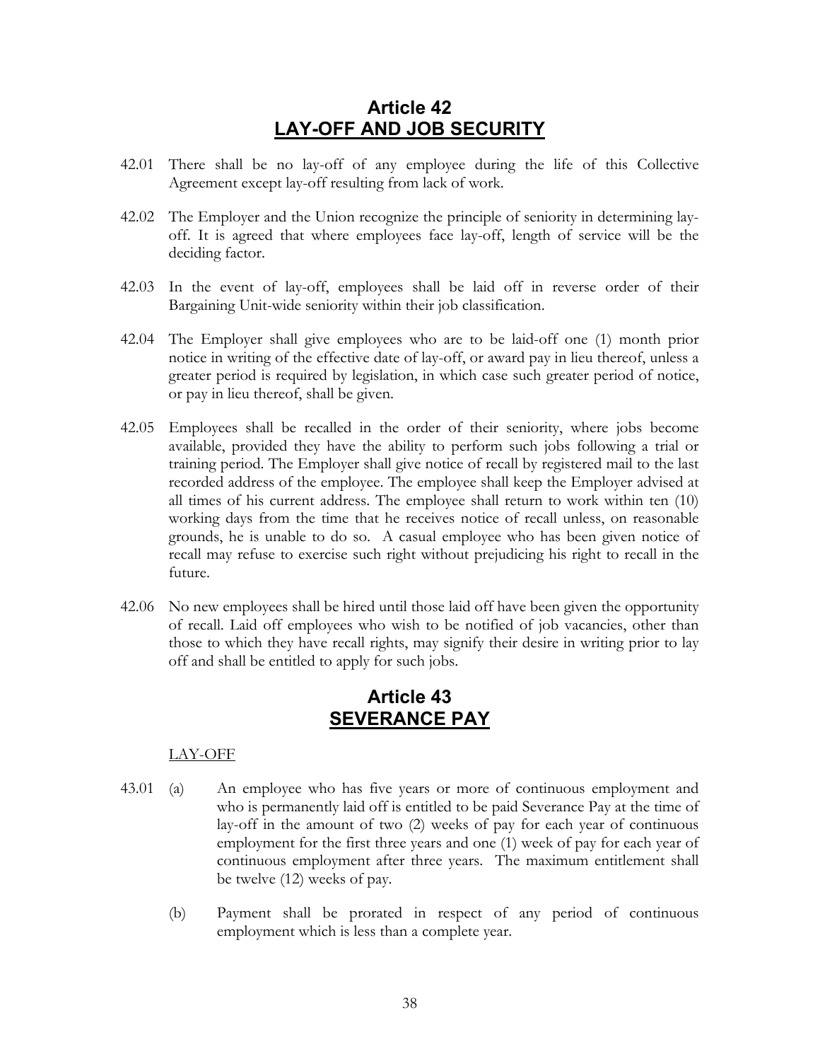# Article 42
## LAY-OFF AND JOB SECURITY

42.01 There shall be no lay-off of any employee during the life of this Collective Agreement except lay-off resulting from lack of work.

42.02 The Employer and the Union recognize the principle of seniority in determining lay-off. It is agreed that where employees face lay-off, length of service will be the deciding factor.

42.03 In the event of lay-off, employees shall be laid off in reverse order of their Bargaining Unit-wide seniority within their job classification.

42.04 The Employer shall give employees who are to be laid-off one (1) month prior notice in writing of the effective date of lay-off, or award pay in lieu thereof, unless a greater period is required by legislation, in which case such greater period of notice, or pay in lieu thereof, shall be given.

42.05 Employees shall be recalled in the order of their seniority, where jobs become available, provided they have the ability to perform such jobs following a trial or training period. The Employer shall give notice of recall by registered mail to the last recorded address of the employee. The employee shall keep the Employer advised at all times of his current address. The employee shall return to work within ten (10) working days from the time that he receives notice of recall unless, on reasonable grounds, he is unable to do so. A casual employee who has been given notice of recall may refuse to exercise such right without prejudicing his right to recall in the future.

42.06 No new employees shall be hired until those laid off have been given the opportunity of recall. Laid off employees who wish to be notified of job vacancies, other than those to which they have recall rights, may signify their desire in writing prior to lay off and shall be entitled to apply for such jobs.

# Article 43
## SEVERANCE PAY

LAY-OFF

43.01 (a) An employee who has five years or more of continuous employment and who is permanently laid off is entitled to be paid Severance Pay at the time of lay-off in the amount of two (2) weeks of pay for each year of continuous employment for the first three years and one (1) week of pay for each year of continuous employment after three years. The maximum entitlement shall be twelve (12) weeks of pay.

(b) Payment shall be prorated in respect of any period of continuous employment which is less than a complete year.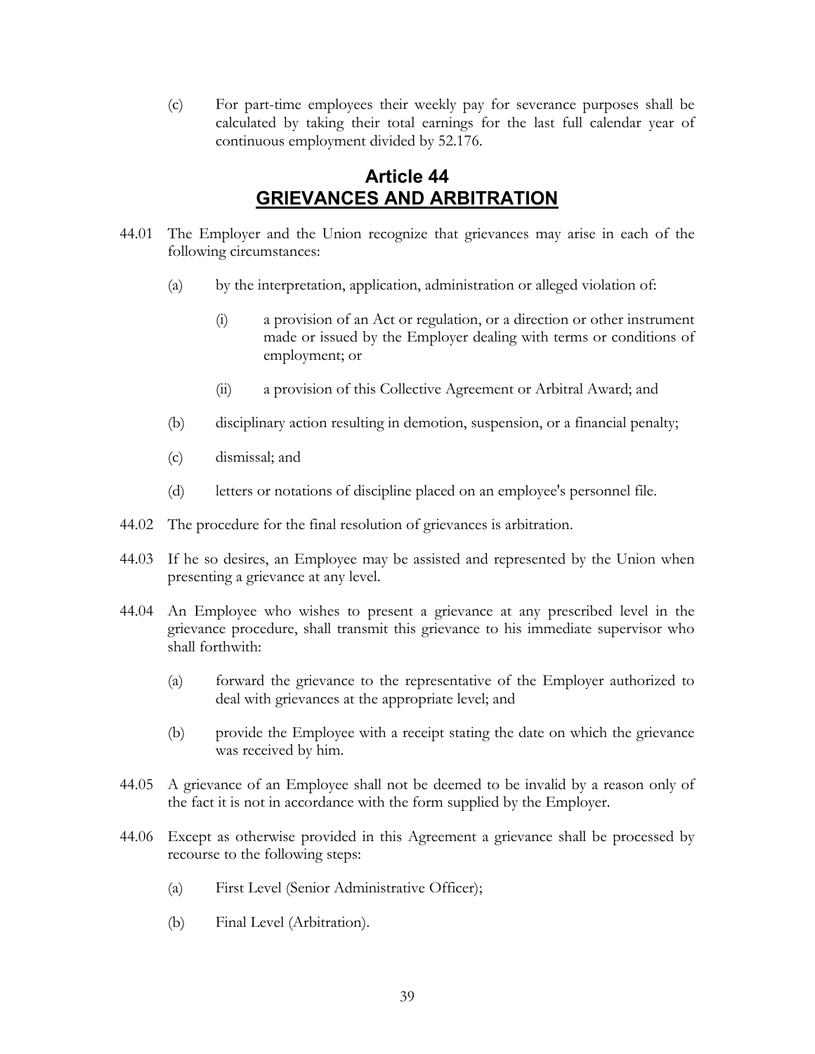(c) For part-time employees their weekly pay for severance purposes shall be calculated by taking their total earnings for the last full calendar year of continuous employment divided by 52.176.

## Article 44
## GRIEVANCES AND ARBITRATION

44.01 The Employer and the Union recognize that grievances may arise in each of the following circumstances:

- (a) by the interpretation, application, administration or alleged violation of:
  - (i) a provision of an Act or regulation, or a direction or other instrument made or issued by the Employer dealing with terms or conditions of employment; or
  - (ii) a provision of this Collective Agreement or Arbitral Award; and
- (b) disciplinary action resulting in demotion, suspension, or a financial penalty;
- (c) dismissal; and
- (d) letters or notations of discipline placed on an employee's personnel file.

44.02 The procedure for the final resolution of grievances is arbitration.

44.03 If he so desires, an Employee may be assisted and represented by the Union when presenting a grievance at any level.

44.04 An Employee who wishes to present a grievance at any prescribed level in the grievance procedure, shall transmit this grievance to his immediate supervisor who shall forthwith:

- (a) forward the grievance to the representative of the Employer authorized to deal with grievances at the appropriate level; and
- (b) provide the Employee with a receipt stating the date on which the grievance was received by him.

44.05 A grievance of an Employee shall not be deemed to be invalid by a reason only of the fact it is not in accordance with the form supplied by the Employer.

44.06 Except as otherwise provided in this Agreement a grievance shall be processed by recourse to the following steps:

- (a) First Level (Senior Administrative Officer);
- (b) Final Level (Arbitration).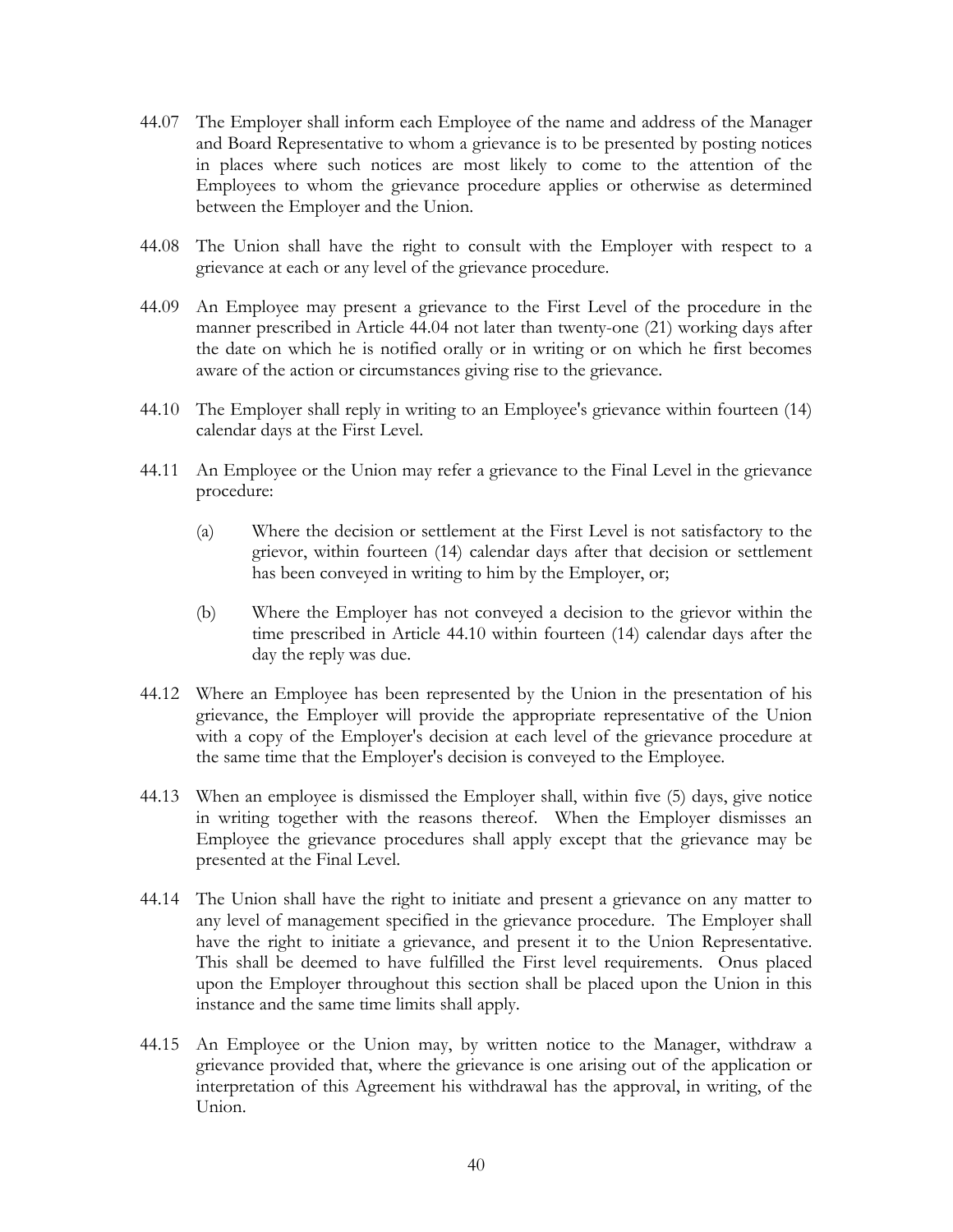44.07 The Employer shall inform each Employee of the name and address of the Manager and Board Representative to whom a grievance is to be presented by posting notices in places where such notices are most likely to come to the attention of the Employees to whom the grievance procedure applies or otherwise as determined between the Employer and the Union.

44.08 The Union shall have the right to consult with the Employer with respect to a grievance at each or any level of the grievance procedure.

44.09 An Employee may present a grievance to the First Level of the procedure in the manner prescribed in Article 44.04 not later than twenty-one (21) working days after the date on which he is notified orally or in writing or on which he first becomes aware of the action or circumstances giving rise to the grievance.

44.10 The Employer shall reply in writing to an Employee's grievance within fourteen (14) calendar days at the First Level.

44.11 An Employee or the Union may refer a grievance to the Final Level in the grievance procedure:

(a) Where the decision or settlement at the First Level is not satisfactory to the grievor, within fourteen (14) calendar days after that decision or settlement has been conveyed in writing to him by the Employer, or;

(b) Where the Employer has not conveyed a decision to the grievor within the time prescribed in Article 44.10 within fourteen (14) calendar days after the day the reply was due.

44.12 Where an Employee has been represented by the Union in the presentation of his grievance, the Employer will provide the appropriate representative of the Union with a copy of the Employer's decision at each level of the grievance procedure at the same time that the Employer's decision is conveyed to the Employee.

44.13 When an employee is dismissed the Employer shall, within five (5) days, give notice in writing together with the reasons thereof. When the Employer dismisses an Employee the grievance procedures shall apply except that the grievance may be presented at the Final Level.

44.14 The Union shall have the right to initiate and present a grievance on any matter to any level of management specified in the grievance procedure. The Employer shall have the right to initiate a grievance, and present it to the Union Representative. This shall be deemed to have fulfilled the First level requirements. Onus placed upon the Employer throughout this section shall be placed upon the Union in this instance and the same time limits shall apply.

44.15 An Employee or the Union may, by written notice to the Manager, withdraw a grievance provided that, where the grievance is one arising out of the application or interpretation of this Agreement his withdrawal has the approval, in writing, of the Union.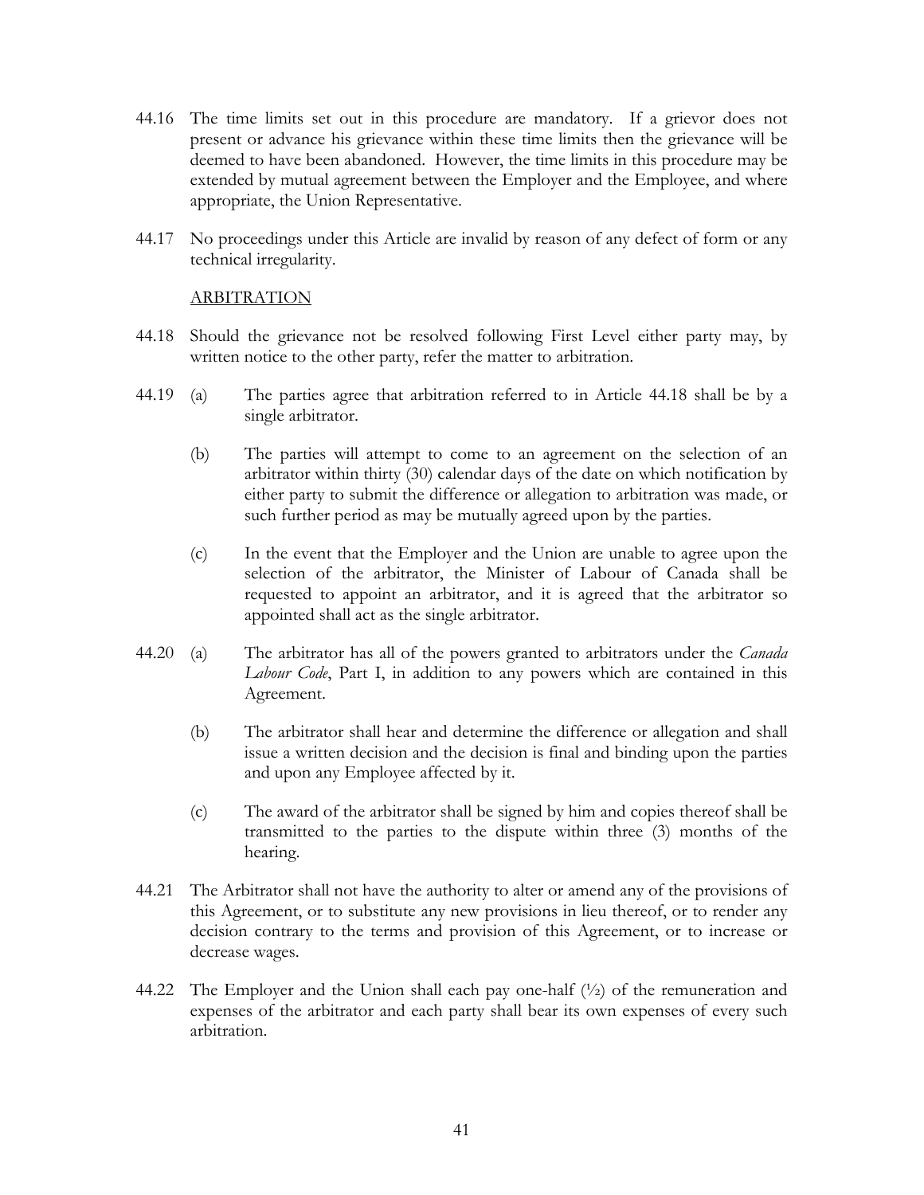44.16 The time limits set out in this procedure are mandatory. If a grievor does not present or advance his grievance within these time limits then the grievance will be deemed to have been abandoned. However, the time limits in this procedure may be extended by mutual agreement between the Employer and the Employee, and where appropriate, the Union Representative.

44.17 No proceedings under this Article are invalid by reason of any defect of form or any technical irregularity.

## ARBITRATION

44.18 Should the grievance not be resolved following First Level either party may, by written notice to the other party, refer the matter to arbitration.

44.19 (a) The parties agree that arbitration referred to in Article 44.18 shall be by a single arbitrator.

(b) The parties will attempt to come to an agreement on the selection of an arbitrator within thirty (30) calendar days of the date on which notification by either party to submit the difference or allegation to arbitration was made, or such further period as may be mutually agreed upon by the parties.

(c) In the event that the Employer and the Union are unable to agree upon the selection of the arbitrator, the Minister of Labour of Canada shall be requested to appoint an arbitrator, and it is agreed that the arbitrator so appointed shall act as the single arbitrator.

44.20 (a) The arbitrator has all of the powers granted to arbitrators under the *Canada Labour Code*, Part I, in addition to any powers which are contained in this Agreement.

(b) The arbitrator shall hear and determine the difference or allegation and shall issue a written decision and the decision is final and binding upon the parties and upon any Employee affected by it.

(c) The award of the arbitrator shall be signed by him and copies thereof shall be transmitted to the parties to the dispute within three (3) months of the hearing.

44.21 The Arbitrator shall not have the authority to alter or amend any of the provisions of this Agreement, or to substitute any new provisions in lieu thereof, or to render any decision contrary to the terms and provision of this Agreement, or to increase or decrease wages.

44.22 The Employer and the Union shall each pay one-half (½) of the remuneration and expenses of the arbitrator and each party shall bear its own expenses of every such arbitration.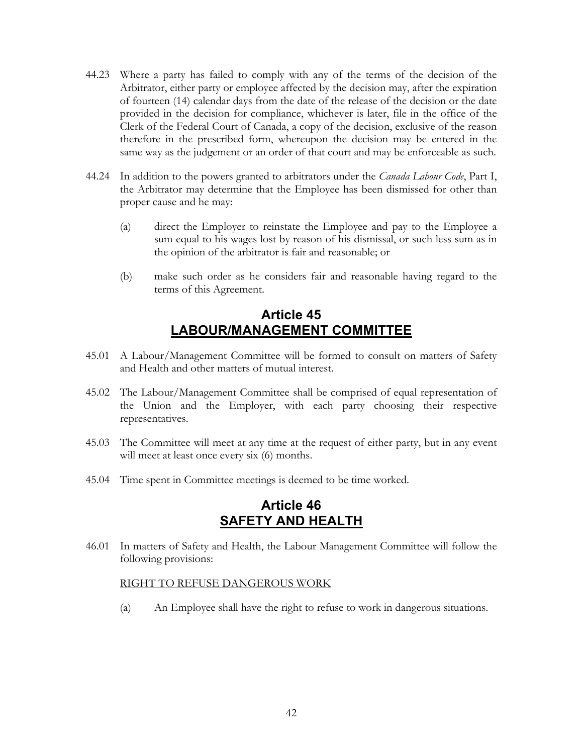44.23 Where a party has failed to comply with any of the terms of the decision of the Arbitrator, either party or employee affected by the decision may, after the expiration of fourteen (14) calendar days from the date of the release of the decision or the date provided in the decision for compliance, whichever is later, file in the office of the Clerk of the Federal Court of Canada, a copy of the decision, exclusive of the reason therefore in the prescribed form, whereupon the decision may be entered in the same way as the judgement or an order of that court and may be enforceable as such.

44.24 In addition to the powers granted to arbitrators under the *Canada Labour Code*, Part I, the Arbitrator may determine that the Employee has been dismissed for other than proper cause and he may:

(a) direct the Employer to reinstate the Employee and pay to the Employee a sum equal to his wages lost by reason of his dismissal, or such less sum as in the opinion of the arbitrator is fair and reasonable; or

(b) make such order as he considers fair and reasonable having regard to the terms of this Agreement.

## Article 45
## LABOUR/MANAGEMENT COMMITTEE

45.01 A Labour/Management Committee will be formed to consult on matters of Safety and Health and other matters of mutual interest.

45.02 The Labour/Management Committee shall be comprised of equal representation of the Union and the Employer, with each party choosing their respective representatives.

45.03 The Committee will meet at any time at the request of either party, but in any event will meet at least once every six (6) months.

45.04 Time spent in Committee meetings is deemed to be time worked.

## Article 46
## SAFETY AND HEALTH

46.01 In matters of Safety and Health, the Labour Management Committee will follow the following provisions:

RIGHT TO REFUSE DANGEROUS WORK

(a) An Employee shall have the right to refuse to work in dangerous situations.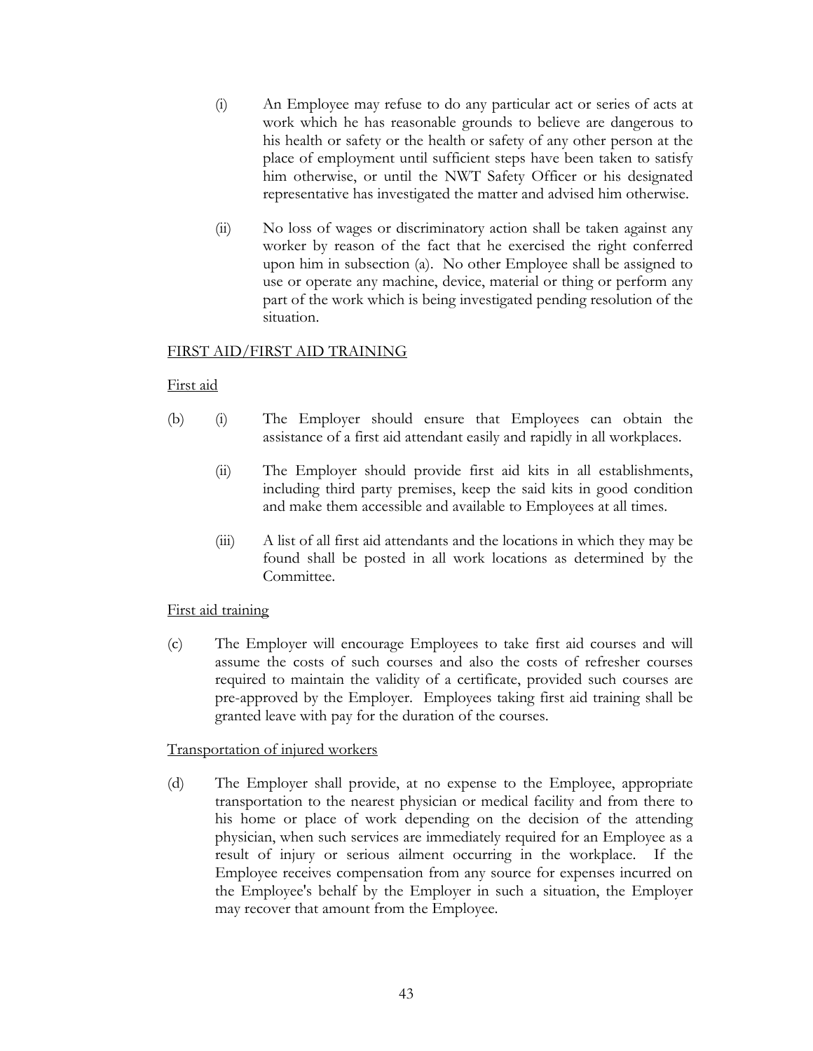(i) An Employee may refuse to do any particular act or series of acts at work which he has reasonable grounds to believe are dangerous to his health or safety or the health or safety of any other person at the place of employment until sufficient steps have been taken to satisfy him otherwise, or until the NWT Safety Officer or his designated representative has investigated the matter and advised him otherwise.

(ii) No loss of wages or discriminatory action shall be taken against any worker by reason of the fact that he exercised the right conferred upon him in subsection (a). No other Employee shall be assigned to use or operate any machine, device, material or thing or perform any part of the work which is being investigated pending resolution of the situation.

<u>FIRST AID/FIRST AID TRAINING</u>

<u>First aid</u>

(b) (i) The Employer should ensure that Employees can obtain the assistance of a first aid attendant easily and rapidly in all workplaces.

(ii) The Employer should provide first aid kits in all establishments, including third party premises, keep the said kits in good condition and make them accessible and available to Employees at all times.

(iii) A list of all first aid attendants and the locations in which they may be found shall be posted in all work locations as determined by the Committee.

<u>First aid training</u>

(c) The Employer will encourage Employees to take first aid courses and will assume the costs of such courses and also the costs of refresher courses required to maintain the validity of a certificate, provided such courses are pre-approved by the Employer. Employees taking first aid training shall be granted leave with pay for the duration of the courses.

<u>Transportation of injured workers</u>

(d) The Employer shall provide, at no expense to the Employee, appropriate transportation to the nearest physician or medical facility and from there to his home or place of work depending on the decision of the attending physician, when such services are immediately required for an Employee as a result of injury or serious ailment occurring in the workplace. If the Employee receives compensation from any source for expenses incurred on the Employee's behalf by the Employer in such a situation, the Employer may recover that amount from the Employee.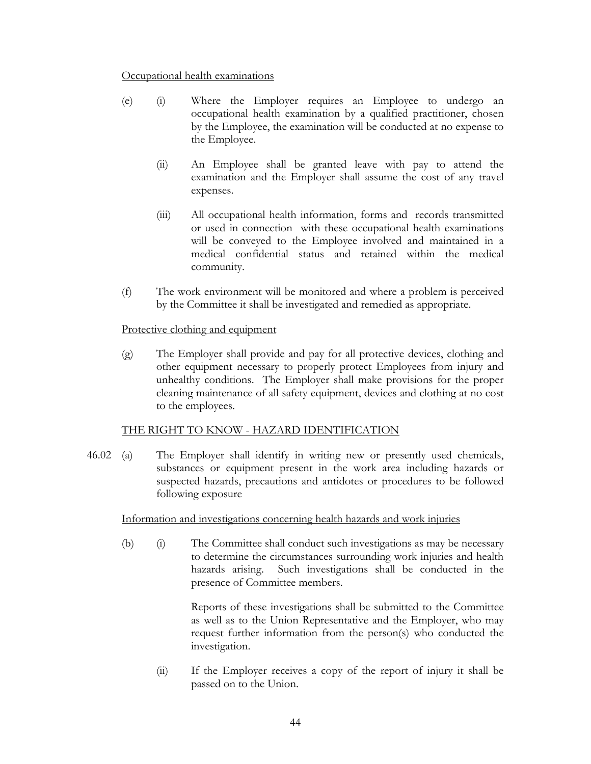Occupational health examinations

(e) (i) Where the Employer requires an Employee to undergo an occupational health examination by a qualified practitioner, chosen by the Employee, the examination will be conducted at no expense to the Employee.

(ii) An Employee shall be granted leave with pay to attend the examination and the Employer shall assume the cost of any travel expenses.

(iii) All occupational health information, forms and records transmitted or used in connection with these occupational health examinations will be conveyed to the Employee involved and maintained in a medical confidential status and retained within the medical community.

(f) The work environment will be monitored and where a problem is perceived by the Committee it shall be investigated and remedied as appropriate.

Protective clothing and equipment

(g) The Employer shall provide and pay for all protective devices, clothing and other equipment necessary to properly protect Employees from injury and unhealthy conditions. The Employer shall make provisions for the proper cleaning maintenance of all safety equipment, devices and clothing at no cost to the employees.

THE RIGHT TO KNOW - HAZARD IDENTIFICATION

46.02 (a) The Employer shall identify in writing new or presently used chemicals, substances or equipment present in the work area including hazards or suspected hazards, precautions and antidotes or procedures to be followed following exposure

Information and investigations concerning health hazards and work injuries

(b) (i) The Committee shall conduct such investigations as may be necessary to determine the circumstances surrounding work injuries and health hazards arising. Such investigations shall be conducted in the presence of Committee members.

Reports of these investigations shall be submitted to the Committee as well as to the Union Representative and the Employer, who may request further information from the person(s) who conducted the investigation.

(ii) If the Employer receives a copy of the report of injury it shall be passed on to the Union.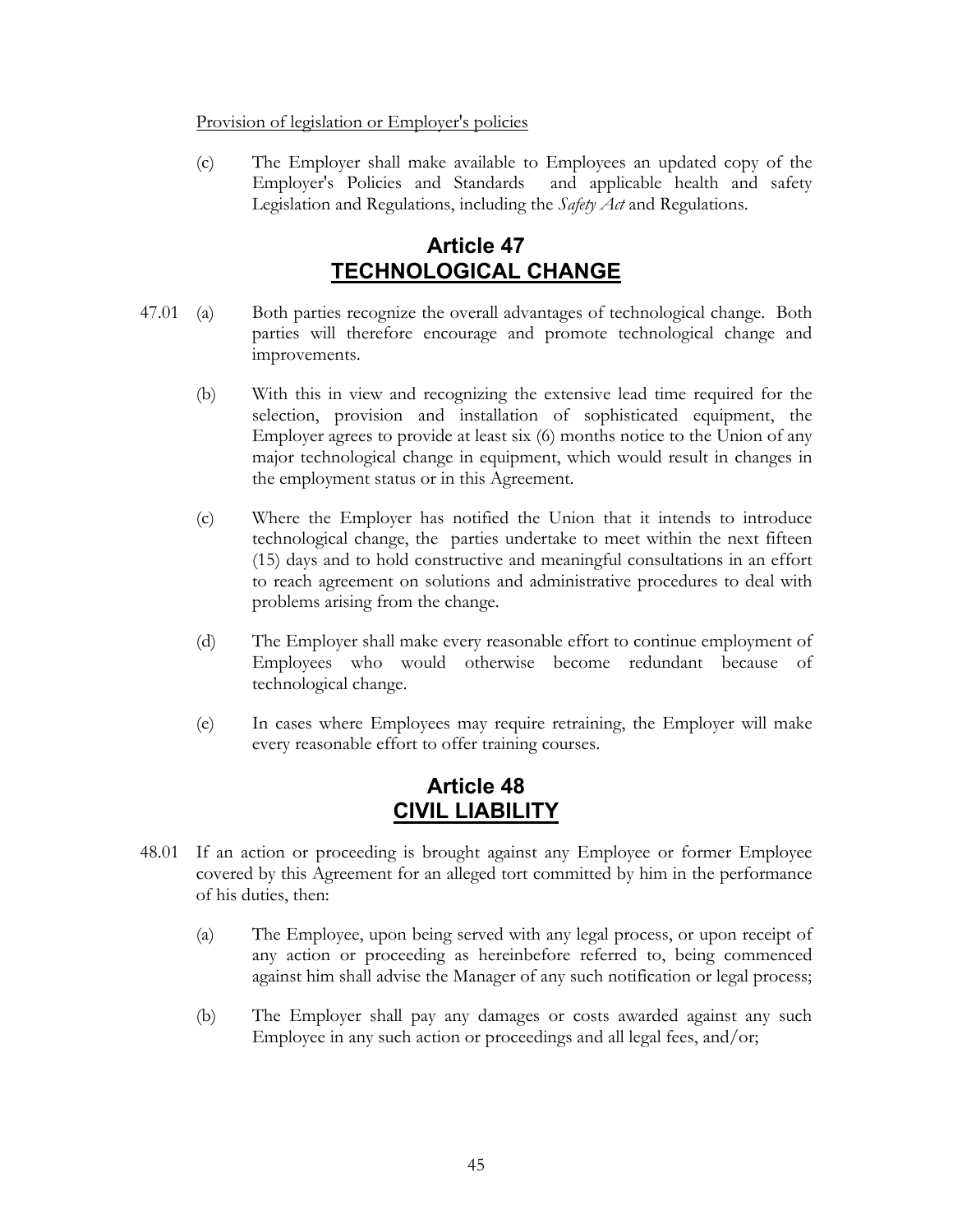Provision of legislation or Employer's policies

(c) The Employer shall make available to Employees an updated copy of the Employer's Policies and Standards and applicable health and safety Legislation and Regulations, including the *Safety Act* and Regulations.

# Article 47
# TECHNOLOGICAL CHANGE

47.01 (a) Both parties recognize the overall advantages of technological change. Both parties will therefore encourage and promote technological change and improvements.

(b) With this in view and recognizing the extensive lead time required for the selection, provision and installation of sophisticated equipment, the Employer agrees to provide at least six (6) months notice to the Union of any major technological change in equipment, which would result in changes in the employment status or in this Agreement.

(c) Where the Employer has notified the Union that it intends to introduce technological change, the parties undertake to meet within the next fifteen (15) days and to hold constructive and meaningful consultations in an effort to reach agreement on solutions and administrative procedures to deal with problems arising from the change.

(d) The Employer shall make every reasonable effort to continue employment of Employees who would otherwise become redundant because of technological change.

(e) In cases where Employees may require retraining, the Employer will make every reasonable effort to offer training courses.

# Article 48
# CIVIL LIABILITY

48.01 If an action or proceeding is brought against any Employee or former Employee covered by this Agreement for an alleged tort committed by him in the performance of his duties, then:

(a) The Employee, upon being served with any legal process, or upon receipt of any action or proceeding as hereinbefore referred to, being commenced against him shall advise the Manager of any such notification or legal process;

(b) The Employer shall pay any damages or costs awarded against any such Employee in any such action or proceedings and all legal fees, and/or;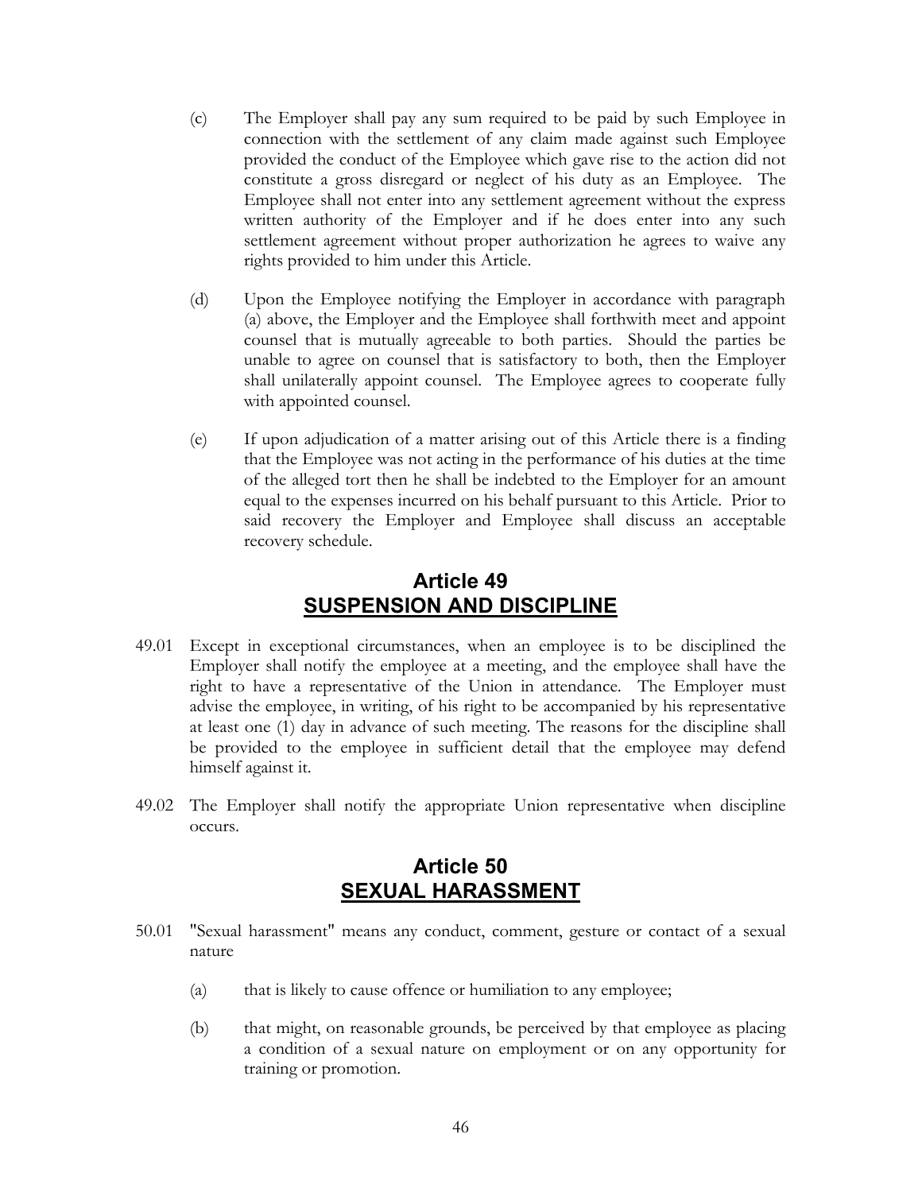(c) The Employer shall pay any sum required to be paid by such Employee in connection with the settlement of any claim made against such Employee provided the conduct of the Employee which gave rise to the action did not constitute a gross disregard or neglect of his duty as an Employee. The Employee shall not enter into any settlement agreement without the express written authority of the Employer and if he does enter into any such settlement agreement without proper authorization he agrees to waive any rights provided to him under this Article.

(d) Upon the Employee notifying the Employer in accordance with paragraph (a) above, the Employer and the Employee shall forthwith meet and appoint counsel that is mutually agreeable to both parties. Should the parties be unable to agree on counsel that is satisfactory to both, then the Employer shall unilaterally appoint counsel. The Employee agrees to cooperate fully with appointed counsel.

(e) If upon adjudication of a matter arising out of this Article there is a finding that the Employee was not acting in the performance of his duties at the time of the alleged tort then he shall be indebted to the Employer for an amount equal to the expenses incurred on his behalf pursuant to this Article. Prior to said recovery the Employer and Employee shall discuss an acceptable recovery schedule.

## Article 49
## SUSPENSION AND DISCIPLINE

49.01 Except in exceptional circumstances, when an employee is to be disciplined the Employer shall notify the employee at a meeting, and the employee shall have the right to have a representative of the Union in attendance. The Employer must advise the employee, in writing, of his right to be accompanied by his representative at least one (1) day in advance of such meeting. The reasons for the discipline shall be provided to the employee in sufficient detail that the employee may defend himself against it.

49.02 The Employer shall notify the appropriate Union representative when discipline occurs.

## Article 50
## SEXUAL HARASSMENT

50.01 "Sexual harassment" means any conduct, comment, gesture or contact of a sexual nature

(a) that is likely to cause offence or humiliation to any employee;

(b) that might, on reasonable grounds, be perceived by that employee as placing a condition of a sexual nature on employment or on any opportunity for training or promotion.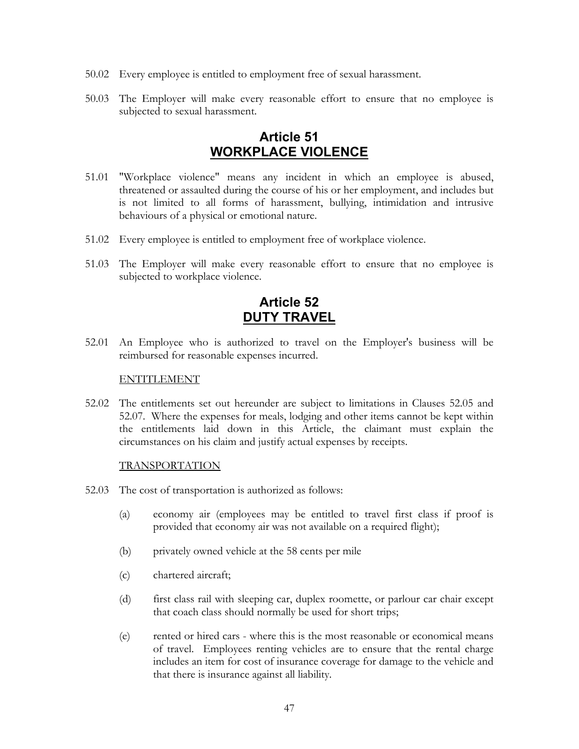50.02 Every employee is entitled to employment free of sexual harassment.

50.03 The Employer will make every reasonable effort to ensure that no employee is subjected to sexual harassment.

## Article 51
## WORKPLACE VIOLENCE

51.01 "Workplace violence" means any incident in which an employee is abused, threatened or assaulted during the course of his or her employment, and includes but is not limited to all forms of harassment, bullying, intimidation and intrusive behaviours of a physical or emotional nature.

51.02 Every employee is entitled to employment free of workplace violence.

51.03 The Employer will make every reasonable effort to ensure that no employee is subjected to workplace violence.

## Article 52
## DUTY TRAVEL

52.01 An Employee who is authorized to travel on the Employer's business will be reimbursed for reasonable expenses incurred.

ENTITLEMENT

52.02 The entitlements set out hereunder are subject to limitations in Clauses 52.05 and 52.07. Where the expenses for meals, lodging and other items cannot be kept within the entitlements laid down in this Article, the claimant must explain the circumstances on his claim and justify actual expenses by receipts.

TRANSPORTATION

52.03 The cost of transportation is authorized as follows:

(a) economy air (employees may be entitled to travel first class if proof is provided that economy air was not available on a required flight);

(b) privately owned vehicle at the 58 cents per mile

(c) chartered aircraft;

(d) first class rail with sleeping car, duplex roomette, or parlour car chair except that coach class should normally be used for short trips;

(e) rented or hired cars - where this is the most reasonable or economical means of travel. Employees renting vehicles are to ensure that the rental charge includes an item for cost of insurance coverage for damage to the vehicle and that there is insurance against all liability.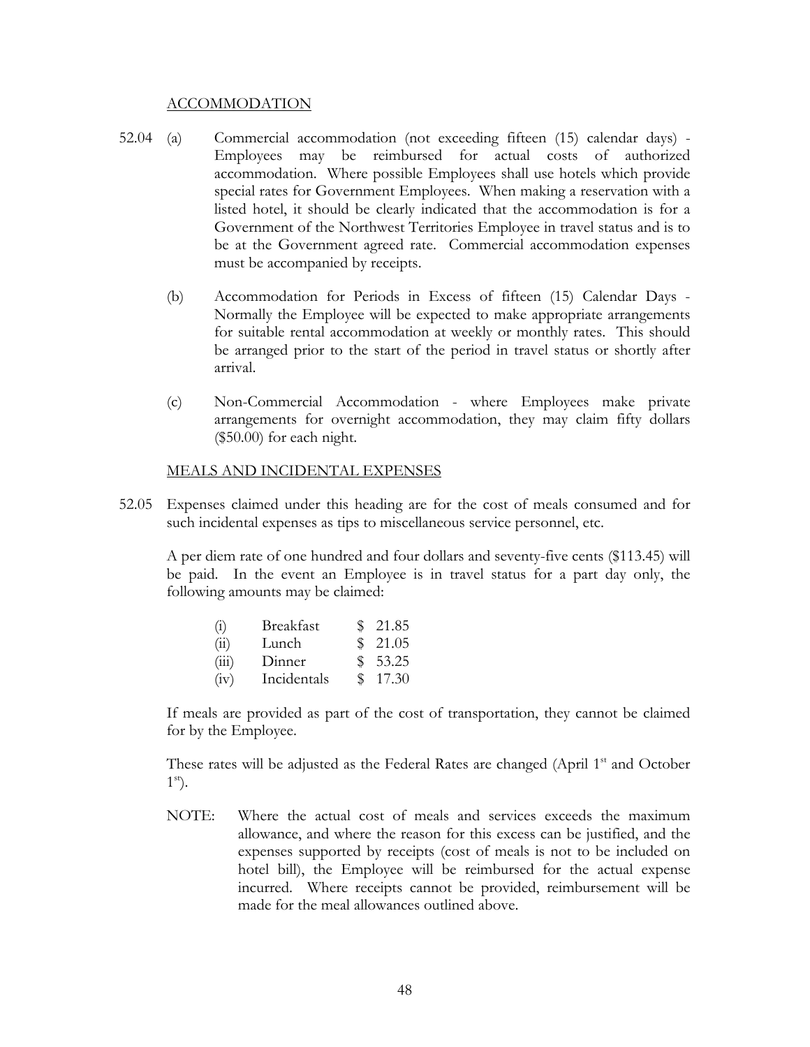## ACCOMMODATION

52.04 (a) Commercial accommodation (not exceeding fifteen (15) calendar days) - Employees may be reimbursed for actual costs of authorized accommodation. Where possible Employees shall use hotels which provide special rates for Government Employees. When making a reservation with a listed hotel, it should be clearly indicated that the accommodation is for a Government of the Northwest Territories Employee in travel status and is to be at the Government agreed rate. Commercial accommodation expenses must be accompanied by receipts.

(b) Accommodation for Periods in Excess of fifteen (15) Calendar Days - Normally the Employee will be expected to make appropriate arrangements for suitable rental accommodation at weekly or monthly rates. This should be arranged prior to the start of the period in travel status or shortly after arrival.

(c) Non-Commercial Accommodation - where Employees make private arrangements for overnight accommodation, they may claim fifty dollars ($50.00) for each night.

## MEALS AND INCIDENTAL EXPENSES

52.05 Expenses claimed under this heading are for the cost of meals consumed and for such incidental expenses as tips to miscellaneous service personnel, etc.

A per diem rate of one hundred and four dollars and seventy-five cents ($113.45) will be paid. In the event an Employee is in travel status for a part day only, the following amounts may be claimed:

| | | |
|---|---|---|
| (i) | Breakfast | $ 21.85 |
| (ii) | Lunch | $ 21.05 |
| (iii) | Dinner | $ 53.25 |
| (iv) | Incidentals | $ 17.30 |

If meals are provided as part of the cost of transportation, they cannot be claimed for by the Employee.

These rates will be adjusted as the Federal Rates are changed (April 1st and October 1st).

NOTE: Where the actual cost of meals and services exceeds the maximum allowance, and where the reason for this excess can be justified, and the expenses supported by receipts (cost of meals is not to be included on hotel bill), the Employee will be reimbursed for the actual expense incurred. Where receipts cannot be provided, reimbursement will be made for the meal allowances outlined above.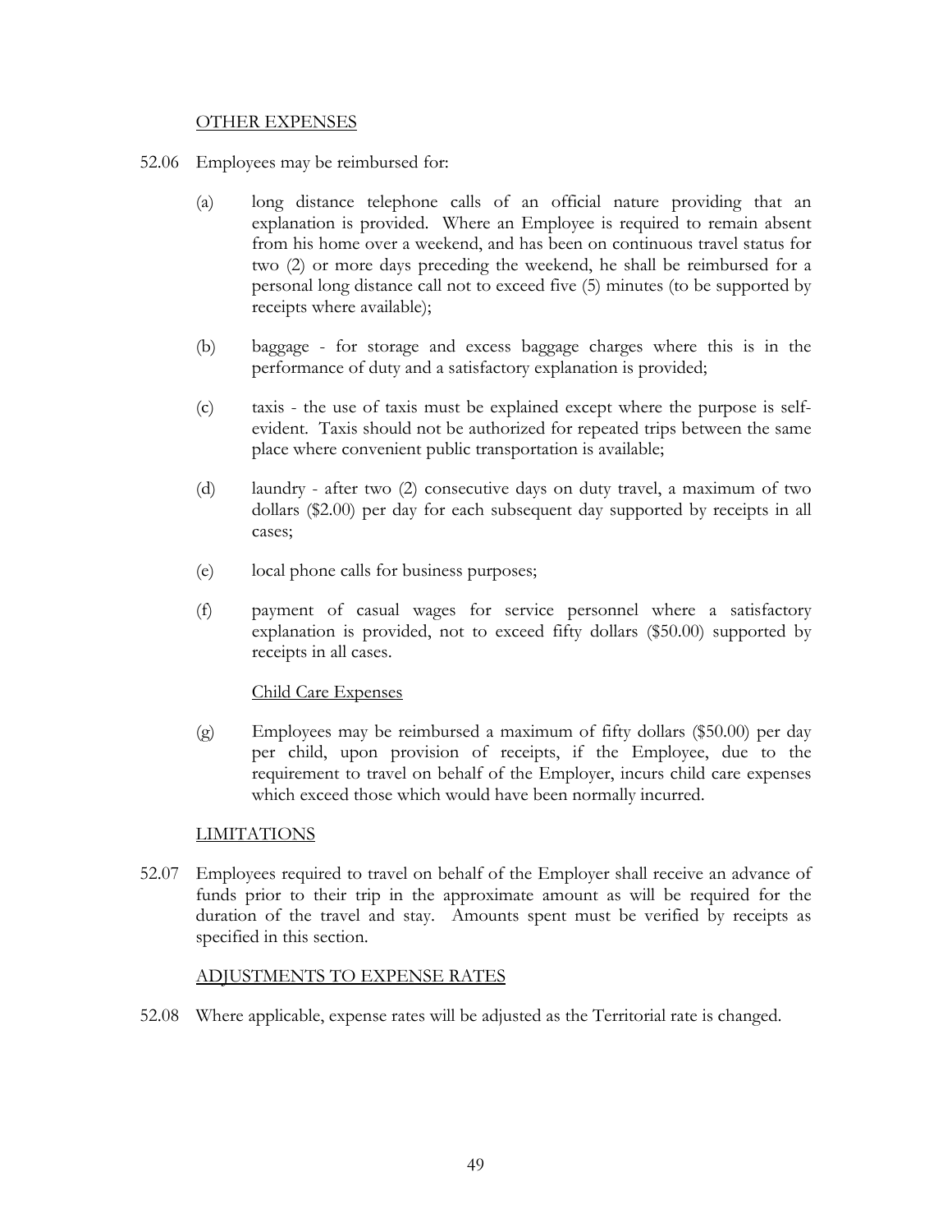## OTHER EXPENSES

52.06 Employees may be reimbursed for:

(a) long distance telephone calls of an official nature providing that an explanation is provided. Where an Employee is required to remain absent from his home over a weekend, and has been on continuous travel status for two (2) or more days preceding the weekend, he shall be reimbursed for a personal long distance call not to exceed five (5) minutes (to be supported by receipts where available);

(b) baggage - for storage and excess baggage charges where this is in the performance of duty and a satisfactory explanation is provided;

(c) taxis - the use of taxis must be explained except where the purpose is self-evident. Taxis should not be authorized for repeated trips between the same place where convenient public transportation is available;

(d) laundry - after two (2) consecutive days on duty travel, a maximum of two dollars ($2.00) per day for each subsequent day supported by receipts in all cases;

(e) local phone calls for business purposes;

(f) payment of casual wages for service personnel where a satisfactory explanation is provided, not to exceed fifty dollars ($50.00) supported by receipts in all cases.

### Child Care Expenses

(g) Employees may be reimbursed a maximum of fifty dollars ($50.00) per day per child, upon provision of receipts, if the Employee, due to the requirement to travel on behalf of the Employer, incurs child care expenses which exceed those which would have been normally incurred.

## LIMITATIONS

52.07 Employees required to travel on behalf of the Employer shall receive an advance of funds prior to their trip in the approximate amount as will be required for the duration of the travel and stay. Amounts spent must be verified by receipts as specified in this section.

## ADJUSTMENTS TO EXPENSE RATES

52.08 Where applicable, expense rates will be adjusted as the Territorial rate is changed.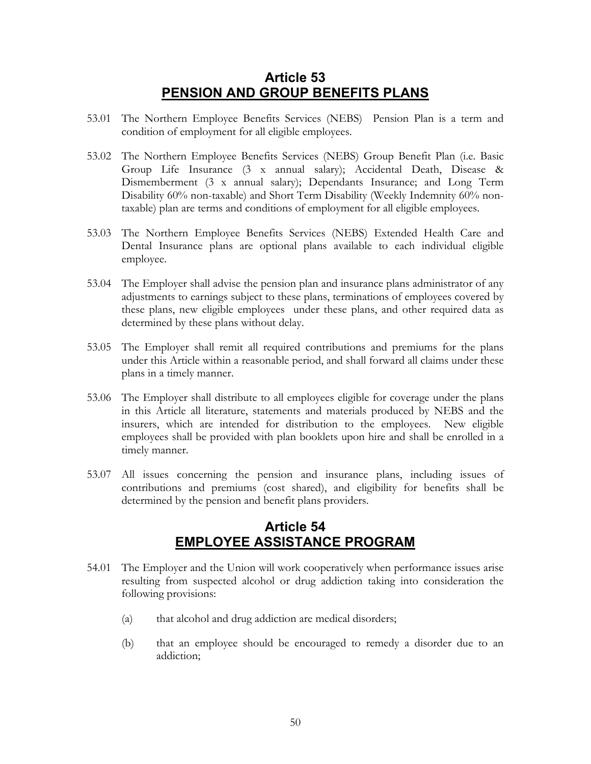## Article 53
## PENSION AND GROUP BENEFITS PLANS

53.01 The Northern Employee Benefits Services (NEBS) Pension Plan is a term and condition of employment for all eligible employees.

53.02 The Northern Employee Benefits Services (NEBS) Group Benefit Plan (i.e. Basic Group Life Insurance (3 x annual salary); Accidental Death, Disease & Dismemberment (3 x annual salary); Dependants Insurance; and Long Term Disability 60% non-taxable) and Short Term Disability (Weekly Indemnity 60% non-taxable) plan are terms and conditions of employment for all eligible employees.

53.03 The Northern Employee Benefits Services (NEBS) Extended Health Care and Dental Insurance plans are optional plans available to each individual eligible employee.

53.04 The Employer shall advise the pension plan and insurance plans administrator of any adjustments to earnings subject to these plans, terminations of employees covered by these plans, new eligible employees under these plans, and other required data as determined by these plans without delay.

53.05 The Employer shall remit all required contributions and premiums for the plans under this Article within a reasonable period, and shall forward all claims under these plans in a timely manner.

53.06 The Employer shall distribute to all employees eligible for coverage under the plans in this Article all literature, statements and materials produced by NEBS and the insurers, which are intended for distribution to the employees. New eligible employees shall be provided with plan booklets upon hire and shall be enrolled in a timely manner.

53.07 All issues concerning the pension and insurance plans, including issues of contributions and premiums (cost shared), and eligibility for benefits shall be determined by the pension and benefit plans providers.

## Article 54
## EMPLOYEE ASSISTANCE PROGRAM

54.01 The Employer and the Union will work cooperatively when performance issues arise resulting from suspected alcohol or drug addiction taking into consideration the following provisions:

(a) that alcohol and drug addiction are medical disorders;

(b) that an employee should be encouraged to remedy a disorder due to an addiction;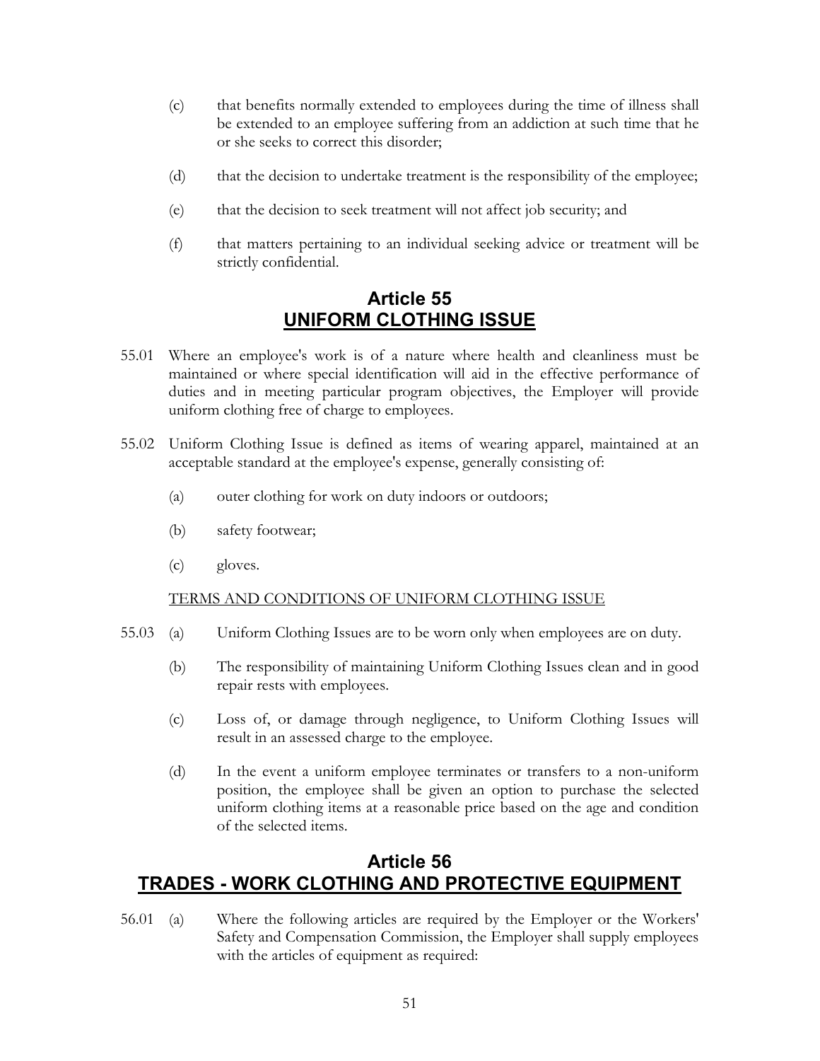(c) that benefits normally extended to employees during the time of illness shall be extended to an employee suffering from an addiction at such time that he or she seeks to correct this disorder;

(d) that the decision to undertake treatment is the responsibility of the employee;

(e) that the decision to seek treatment will not affect job security; and

(f) that matters pertaining to an individual seeking advice or treatment will be strictly confidential.

## Article 55
## UNIFORM CLOTHING ISSUE

55.01 Where an employee's work is of a nature where health and cleanliness must be maintained or where special identification will aid in the effective performance of duties and in meeting particular program objectives, the Employer will provide uniform clothing free of charge to employees.

55.02 Uniform Clothing Issue is defined as items of wearing apparel, maintained at an acceptable standard at the employee's expense, generally consisting of:

(a) outer clothing for work on duty indoors or outdoors;

(b) safety footwear;

(c) gloves.

<u>TERMS AND CONDITIONS OF UNIFORM CLOTHING ISSUE</u>

55.03 (a) Uniform Clothing Issues are to be worn only when employees are on duty.

(b) The responsibility of maintaining Uniform Clothing Issues clean and in good repair rests with employees.

(c) Loss of, or damage through negligence, to Uniform Clothing Issues will result in an assessed charge to the employee.

(d) In the event a uniform employee terminates or transfers to a non-uniform position, the employee shall be given an option to purchase the selected uniform clothing items at a reasonable price based on the age and condition of the selected items.

## Article 56
## TRADES - WORK CLOTHING AND PROTECTIVE EQUIPMENT

56.01 (a) Where the following articles are required by the Employer or the Workers' Safety and Compensation Commission, the Employer shall supply employees with the articles of equipment as required: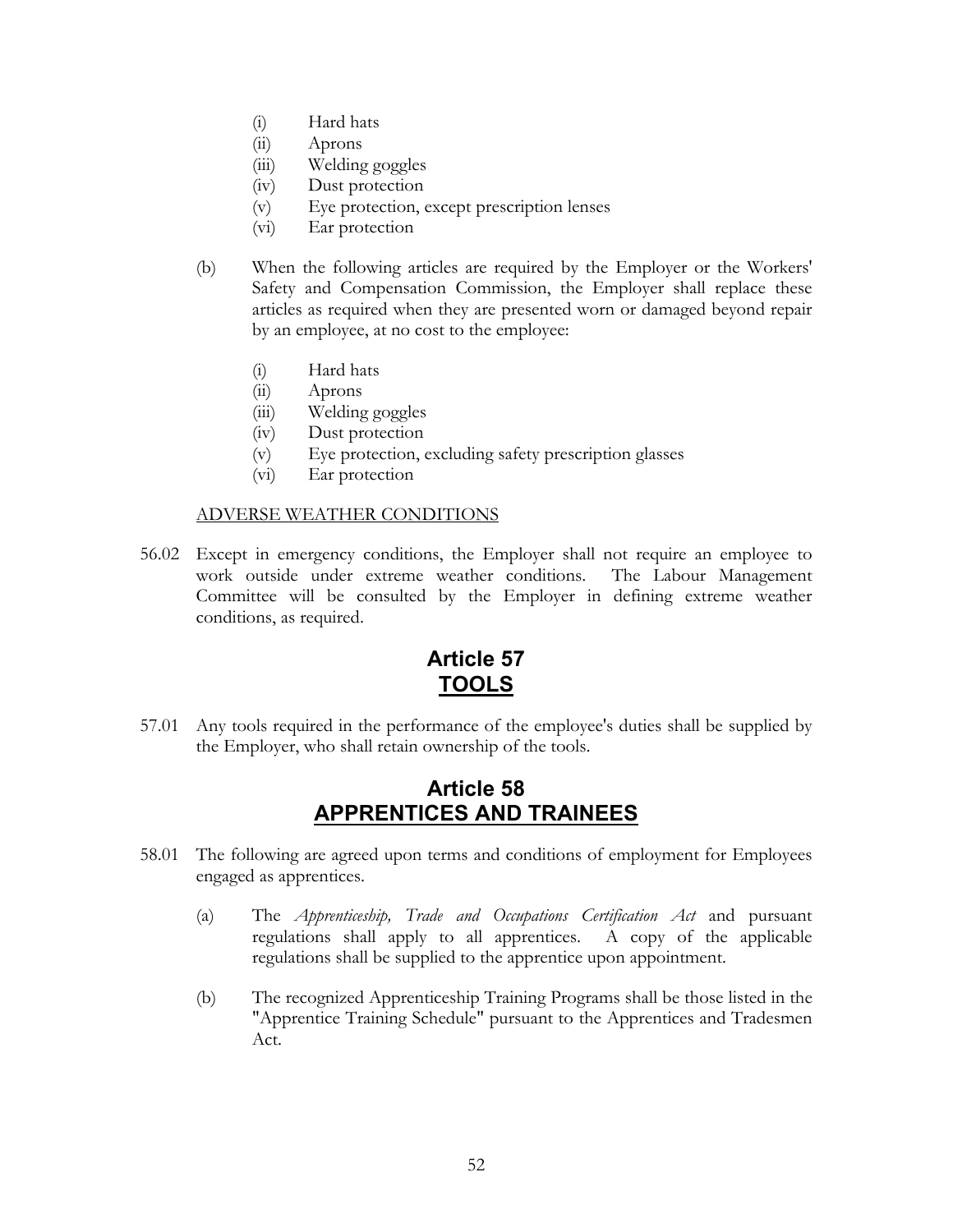(i) Hard hats
(ii) Aprons
(iii) Welding goggles
(iv) Dust protection
(v) Eye protection, except prescription lenses
(vi) Ear protection

(b) When the following articles are required by the Employer or the Workers' Safety and Compensation Commission, the Employer shall replace these articles as required when they are presented worn or damaged beyond repair by an employee, at no cost to the employee:

(i) Hard hats
(ii) Aprons
(iii) Welding goggles
(iv) Dust protection
(v) Eye protection, excluding safety prescription glasses
(vi) Ear protection

<u>ADVERSE WEATHER CONDITIONS</u>

56.02 Except in emergency conditions, the Employer shall not require an employee to work outside under extreme weather conditions. The Labour Management Committee will be consulted by the Employer in defining extreme weather conditions, as required.

## Article 57
## <u>TOOLS</u>

57.01 Any tools required in the performance of the employee's duties shall be supplied by the Employer, who shall retain ownership of the tools.

## Article 58
## <u>APPRENTICES AND TRAINEES</u>

58.01 The following are agreed upon terms and conditions of employment for Employees engaged as apprentices.

(a) The *Apprenticeship, Trade and Occupations Certification Act* and pursuant regulations shall apply to all apprentices. A copy of the applicable regulations shall be supplied to the apprentice upon appointment.

(b) The recognized Apprenticeship Training Programs shall be those listed in the "Apprentice Training Schedule" pursuant to the Apprentices and Tradesmen Act.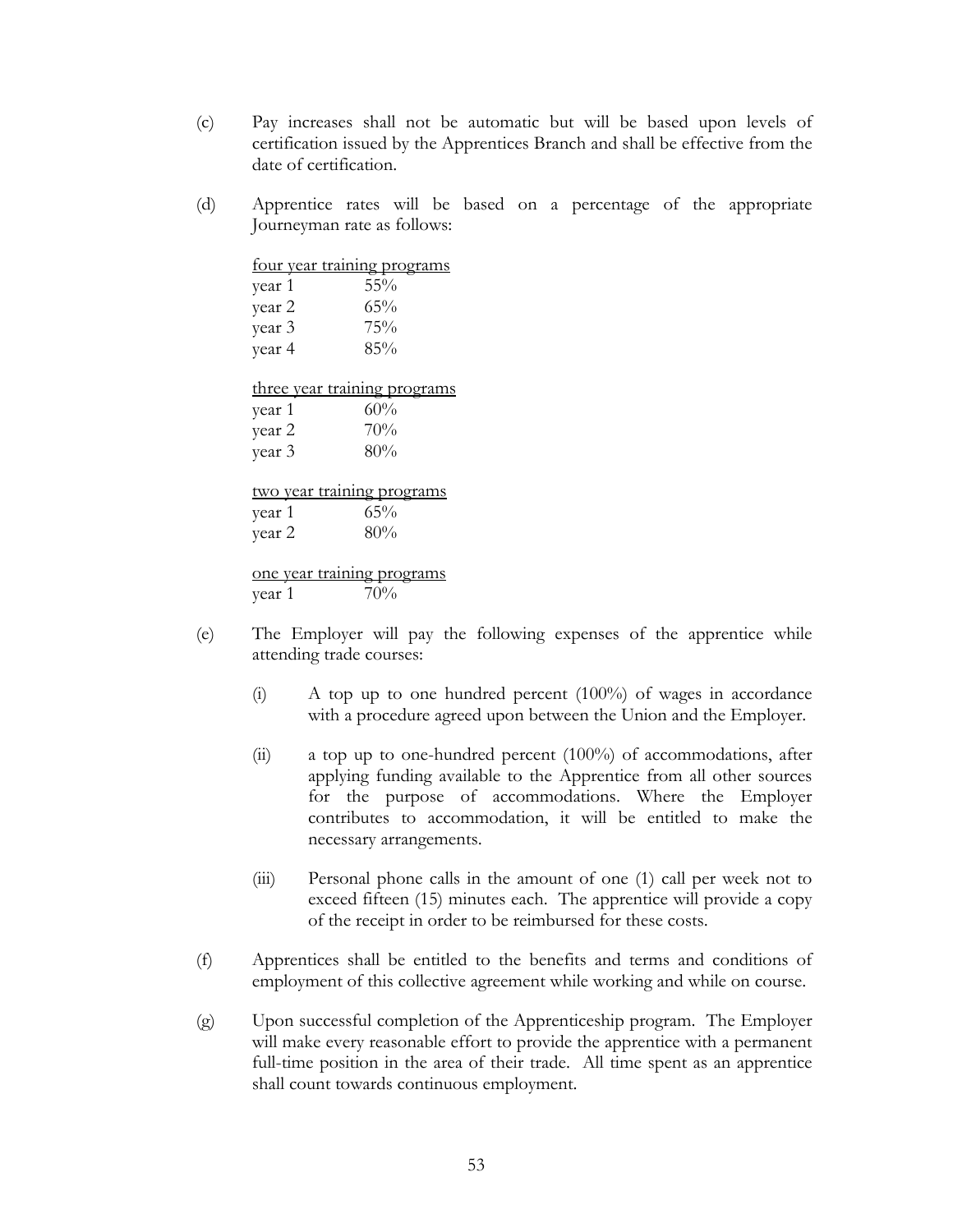(c) Pay increases shall not be automatic but will be based upon levels of certification issued by the Apprentices Branch and shall be effective from the date of certification.

(d) Apprentice rates will be based on a percentage of the appropriate Journeyman rate as follows:

<u>four year training programs</u>

| | |
|---|---|
| year 1 | 55% |
| year 2 | 65% |
| year 3 | 75% |
| year 4 | 85% |

<u>three year training programs</u>

| | |
|---|---|
| year 1 | 60% |
| year 2 | 70% |
| year 3 | 80% |

<u>two year training programs</u>

| | |
|---|---|
| year 1 | 65% |
| year 2 | 80% |

<u>one year training programs</u>

| | |
|---|---|
| year 1 | 70% |

(e) The Employer will pay the following expenses of the apprentice while attending trade courses:

(i) A top up to one hundred percent (100%) of wages in accordance with a procedure agreed upon between the Union and the Employer.

(ii) a top up to one-hundred percent (100%) of accommodations, after applying funding available to the Apprentice from all other sources for the purpose of accommodations. Where the Employer contributes to accommodation, it will be entitled to make the necessary arrangements.

(iii) Personal phone calls in the amount of one (1) call per week not to exceed fifteen (15) minutes each. The apprentice will provide a copy of the receipt in order to be reimbursed for these costs.

(f) Apprentices shall be entitled to the benefits and terms and conditions of employment of this collective agreement while working and while on course.

(g) Upon successful completion of the Apprenticeship program. The Employer will make every reasonable effort to provide the apprentice with a permanent full-time position in the area of their trade. All time spent as an apprentice shall count towards continuous employment.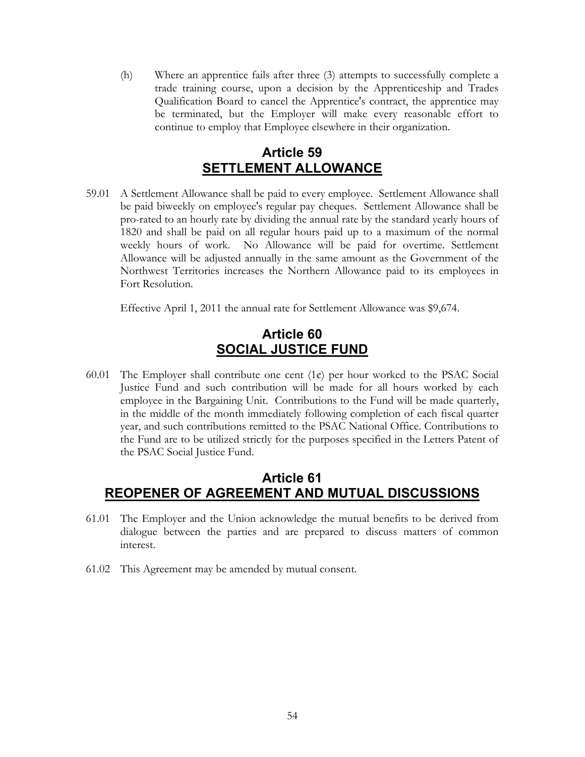(h) Where an apprentice fails after three (3) attempts to successfully complete a trade training course, upon a decision by the Apprenticeship and Trades Qualification Board to cancel the Apprentice's contract, the apprentice may be terminated, but the Employer will make every reasonable effort to continue to employ that Employee elsewhere in their organization.

## Article 59
## SETTLEMENT ALLOWANCE

59.01 A Settlement Allowance shall be paid to every employee. Settlement Allowance shall be paid biweekly on employee's regular pay cheques. Settlement Allowance shall be pro-rated to an hourly rate by dividing the annual rate by the standard yearly hours of 1820 and shall be paid on all regular hours paid up to a maximum of the normal weekly hours of work. No Allowance will be paid for overtime. Settlement Allowance will be adjusted annually in the same amount as the Government of the Northwest Territories increases the Northern Allowance paid to its employees in Fort Resolution.

Effective April 1, 2011 the annual rate for Settlement Allowance was $9,674.

## Article 60
## SOCIAL JUSTICE FUND

60.01 The Employer shall contribute one cent (1¢) per hour worked to the PSAC Social Justice Fund and such contribution will be made for all hours worked by each employee in the Bargaining Unit. Contributions to the Fund will be made quarterly, in the middle of the month immediately following completion of each fiscal quarter year, and such contributions remitted to the PSAC National Office. Contributions to the Fund are to be utilized strictly for the purposes specified in the Letters Patent of the PSAC Social Justice Fund.

## Article 61
## REOPENER OF AGREEMENT AND MUTUAL DISCUSSIONS

61.01 The Employer and the Union acknowledge the mutual benefits to be derived from dialogue between the parties and are prepared to discuss matters of common interest.

61.02 This Agreement may be amended by mutual consent.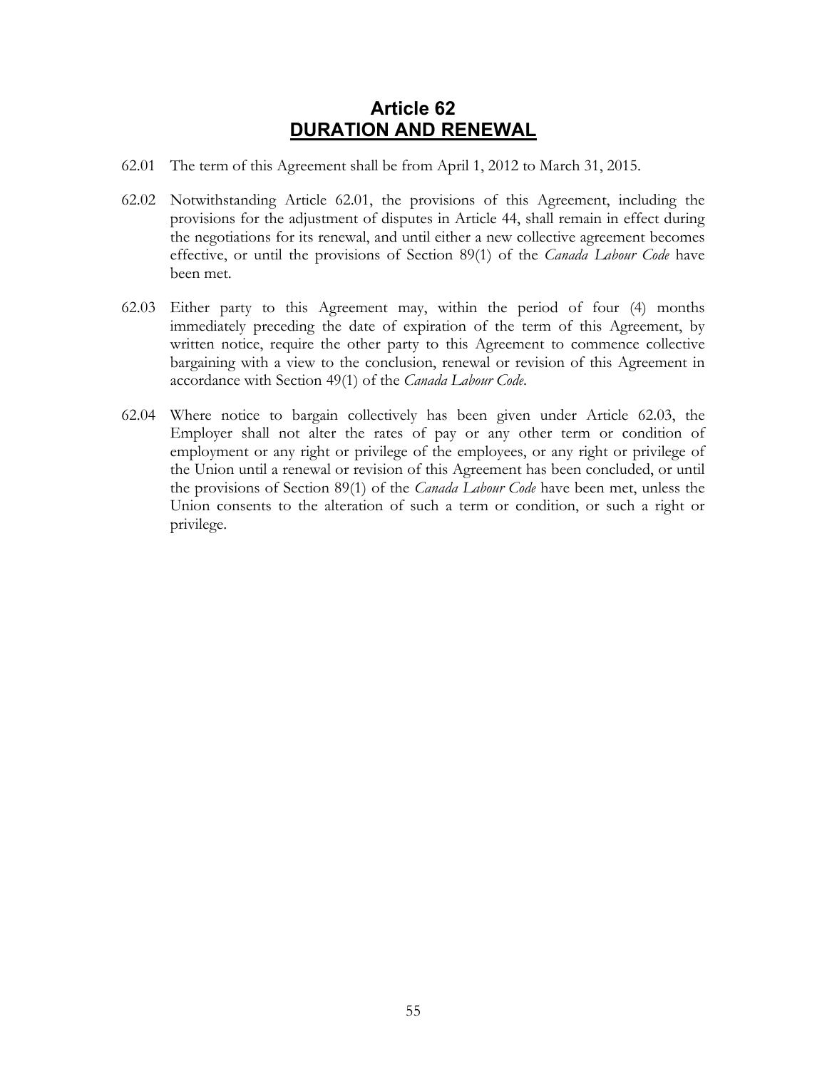# Article 62
## DURATION AND RENEWAL

62.01 The term of this Agreement shall be from April 1, 2012 to March 31, 2015.

62.02 Notwithstanding Article 62.01, the provisions of this Agreement, including the provisions for the adjustment of disputes in Article 44, shall remain in effect during the negotiations for its renewal, and until either a new collective agreement becomes effective, or until the provisions of Section 89(1) of the *Canada Labour Code* have been met.

62.03 Either party to this Agreement may, within the period of four (4) months immediately preceding the date of expiration of the term of this Agreement, by written notice, require the other party to this Agreement to commence collective bargaining with a view to the conclusion, renewal or revision of this Agreement in accordance with Section 49(1) of the *Canada Labour Code*.

62.04 Where notice to bargain collectively has been given under Article 62.03, the Employer shall not alter the rates of pay or any other term or condition of employment or any right or privilege of the employees, or any right or privilege of the Union until a renewal or revision of this Agreement has been concluded, or until the provisions of Section 89(1) of the *Canada Labour Code* have been met, unless the Union consents to the alteration of such a term or condition, or such a right or privilege.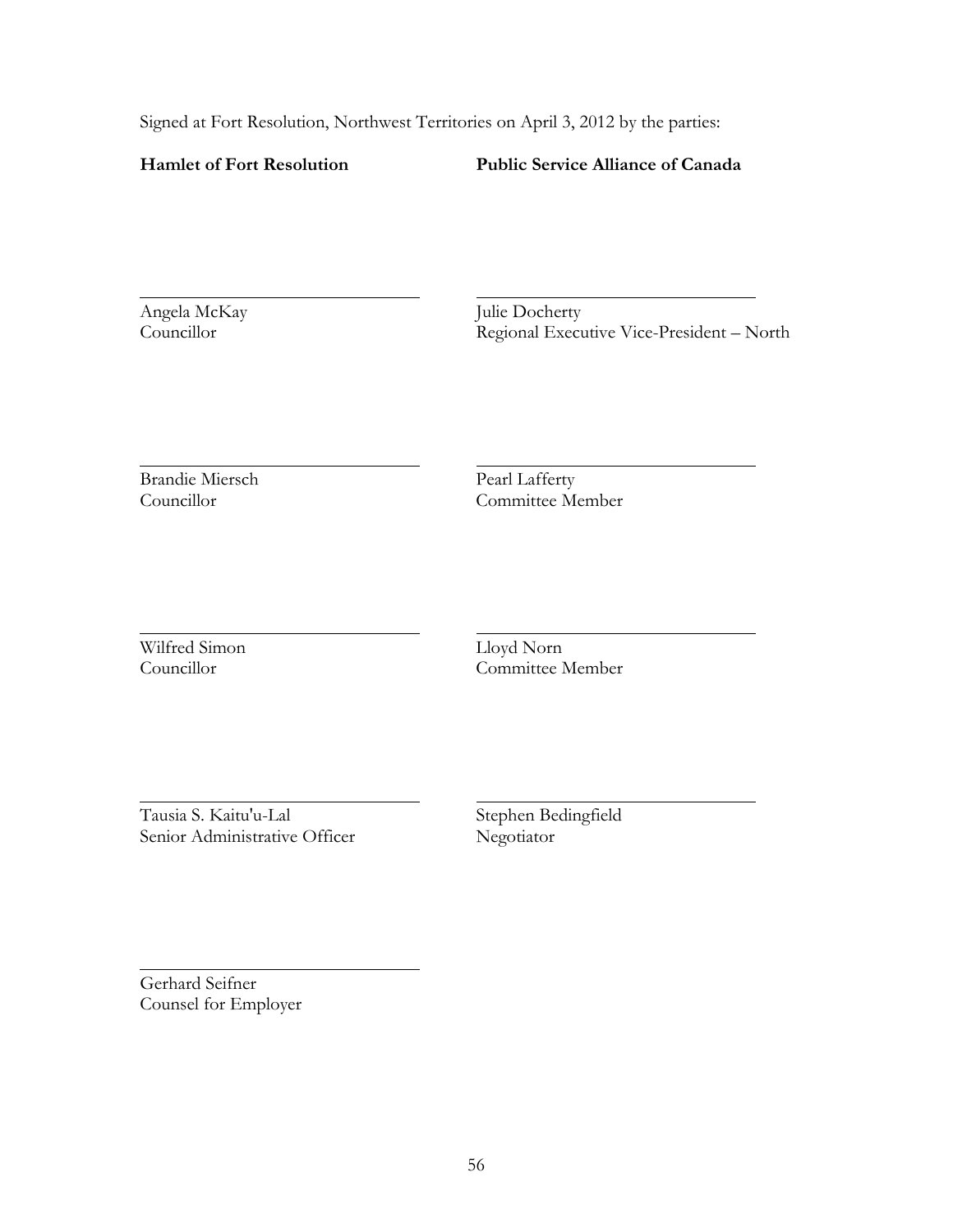Signed at Fort Resolution, Northwest Territories on April 3, 2012 by the parties:

| **Hamlet of Fort Resolution** | **Public Service Alliance of Canada** |
| --- | --- |
| Angela McKay<br>Councillor | Julie Docherty<br>Regional Executive Vice-President – North |
| Brandie Miersch<br>Councillor | Pearl Lafferty<br>Committee Member |
| Wilfred Simon<br>Councillor | Lloyd Norn<br>Committee Member |
| Tausia S. Kaitu'u-Lal<br>Senior Administrative Officer | Stephen Bedingfield<br>Negotiator |
| Gerhard Seifner<br>Counsel for Employer | |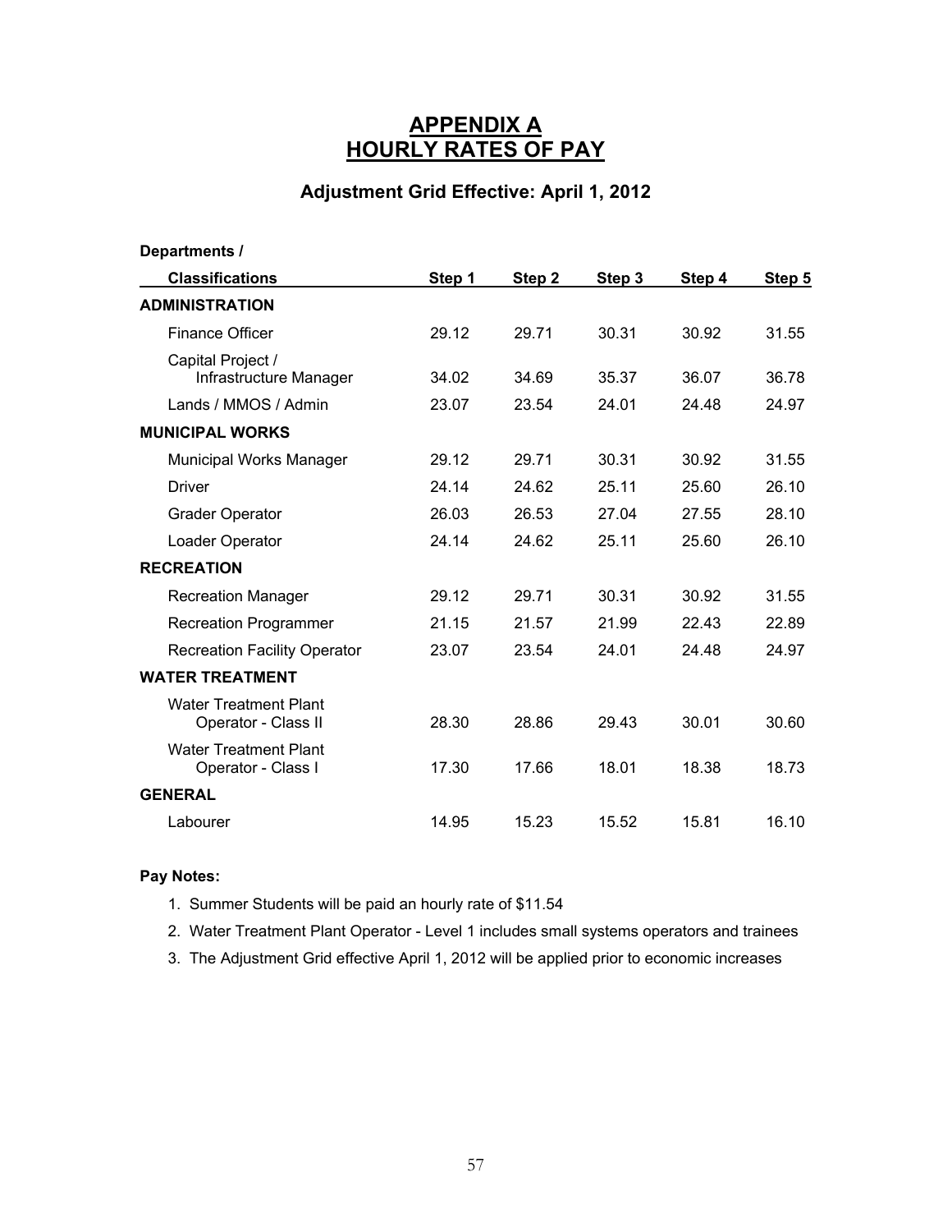# APPENDIX A
# HOURLY RATES OF PAY

## Adjustment Grid Effective: April 1, 2012

| Departments / Classifications | Step 1 | Step 2 | Step 3 | Step 4 | Step 5 |
|---|---|---|---|---|---|
| **ADMINISTRATION** | | | | | |
| Finance Officer | 29.12 | 29.71 | 30.31 | 30.92 | 31.55 |
| Capital Project / Infrastructure Manager | 34.02 | 34.69 | 35.37 | 36.07 | 36.78 |
| Lands / MMOS / Admin | 23.07 | 23.54 | 24.01 | 24.48 | 24.97 |
| **MUNICIPAL WORKS** | | | | | |
| Municipal Works Manager | 29.12 | 29.71 | 30.31 | 30.92 | 31.55 |
| Driver | 24.14 | 24.62 | 25.11 | 25.60 | 26.10 |
| Grader Operator | 26.03 | 26.53 | 27.04 | 27.55 | 28.10 |
| Loader Operator | 24.14 | 24.62 | 25.11 | 25.60 | 26.10 |
| **RECREATION** | | | | | |
| Recreation Manager | 29.12 | 29.71 | 30.31 | 30.92 | 31.55 |
| Recreation Programmer | 21.15 | 21.57 | 21.99 | 22.43 | 22.89 |
| Recreation Facility Operator | 23.07 | 23.54 | 24.01 | 24.48 | 24.97 |
| **WATER TREATMENT** | | | | | |
| Water Treatment Plant Operator - Class II | 28.30 | 28.86 | 29.43 | 30.01 | 30.60 |
| Water Treatment Plant Operator - Class I | 17.30 | 17.66 | 18.01 | 18.38 | 18.73 |
| **GENERAL** | | | | | |
| Labourer | 14.95 | 15.23 | 15.52 | 15.81 | 16.10 |

**Pay Notes:**

1. Summer Students will be paid an hourly rate of $11.54
2. Water Treatment Plant Operator - Level 1 includes small systems operators and trainees
3. The Adjustment Grid effective April 1, 2012 will be applied prior to economic increases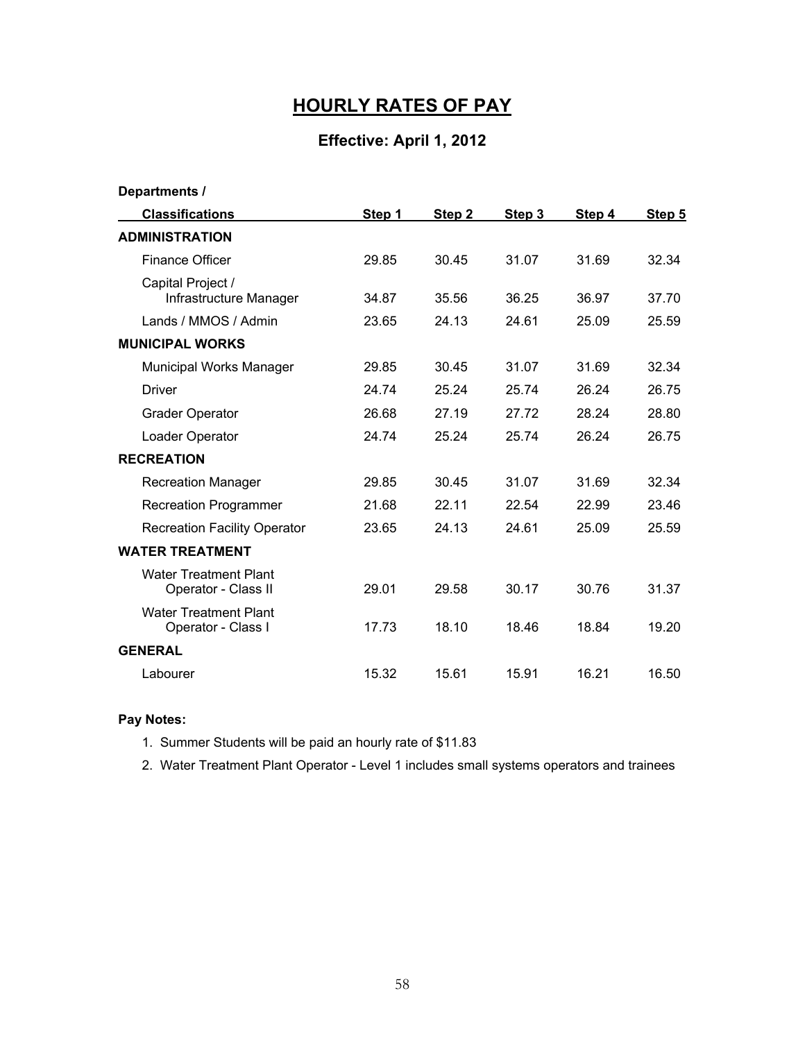# HOURLY RATES OF PAY

## Effective: April 1, 2012

| Departments / Classifications | Step 1 | Step 2 | Step 3 | Step 4 | Step 5 |
|---|---|---|---|---|---|
| **ADMINISTRATION** | | | | | |
| Finance Officer | 29.85 | 30.45 | 31.07 | 31.69 | 32.34 |
| Capital Project / Infrastructure Manager | 34.87 | 35.56 | 36.25 | 36.97 | 37.70 |
| Lands / MMOS / Admin | 23.65 | 24.13 | 24.61 | 25.09 | 25.59 |
| **MUNICIPAL WORKS** | | | | | |
| Municipal Works Manager | 29.85 | 30.45 | 31.07 | 31.69 | 32.34 |
| Driver | 24.74 | 25.24 | 25.74 | 26.24 | 26.75 |
| Grader Operator | 26.68 | 27.19 | 27.72 | 28.24 | 28.80 |
| Loader Operator | 24.74 | 25.24 | 25.74 | 26.24 | 26.75 |
| **RECREATION** | | | | | |
| Recreation Manager | 29.85 | 30.45 | 31.07 | 31.69 | 32.34 |
| Recreation Programmer | 21.68 | 22.11 | 22.54 | 22.99 | 23.46 |
| Recreation Facility Operator | 23.65 | 24.13 | 24.61 | 25.09 | 25.59 |
| **WATER TREATMENT** | | | | | |
| Water Treatment Plant Operator - Class II | 29.01 | 29.58 | 30.17 | 30.76 | 31.37 |
| Water Treatment Plant Operator - Class I | 17.73 | 18.10 | 18.46 | 18.84 | 19.20 |
| **GENERAL** | | | | | |
| Labourer | 15.32 | 15.61 | 15.91 | 16.21 | 16.50 |

**Pay Notes:**

1. Summer Students will be paid an hourly rate of $11.83
2. Water Treatment Plant Operator - Level 1 includes small systems operators and trainees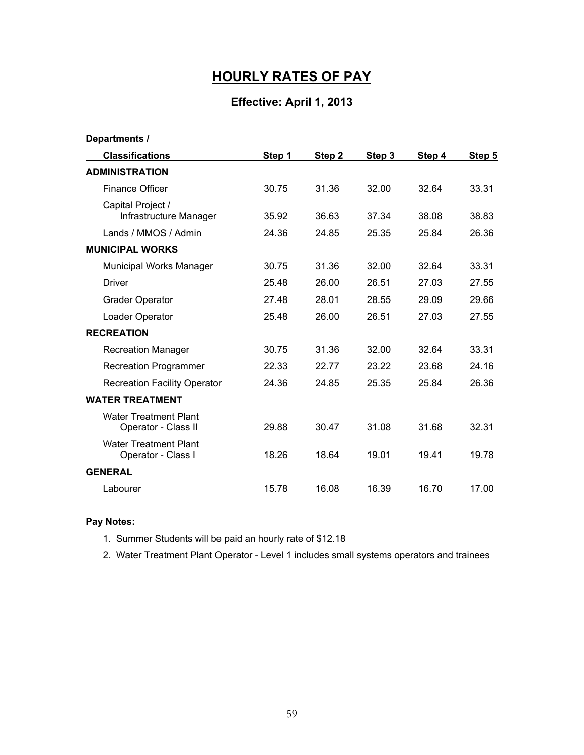# HOURLY RATES OF PAY

## Effective: April 1, 2013

| Departments / Classifications | Step 1 | Step 2 | Step 3 | Step 4 | Step 5 |
|---|---|---|---|---|---|
| **ADMINISTRATION** | | | | | |
| Finance Officer | 30.75 | 31.36 | 32.00 | 32.64 | 33.31 |
| Capital Project / Infrastructure Manager | 35.92 | 36.63 | 37.34 | 38.08 | 38.83 |
| Lands / MMOS / Admin | 24.36 | 24.85 | 25.35 | 25.84 | 26.36 |
| **MUNICIPAL WORKS** | | | | | |
| Municipal Works Manager | 30.75 | 31.36 | 32.00 | 32.64 | 33.31 |
| Driver | 25.48 | 26.00 | 26.51 | 27.03 | 27.55 |
| Grader Operator | 27.48 | 28.01 | 28.55 | 29.09 | 29.66 |
| Loader Operator | 25.48 | 26.00 | 26.51 | 27.03 | 27.55 |
| **RECREATION** | | | | | |
| Recreation Manager | 30.75 | 31.36 | 32.00 | 32.64 | 33.31 |
| Recreation Programmer | 22.33 | 22.77 | 23.22 | 23.68 | 24.16 |
| Recreation Facility Operator | 24.36 | 24.85 | 25.35 | 25.84 | 26.36 |
| **WATER TREATMENT** | | | | | |
| Water Treatment Plant Operator - Class II | 29.88 | 30.47 | 31.08 | 31.68 | 32.31 |
| Water Treatment Plant Operator - Class I | 18.26 | 18.64 | 19.01 | 19.41 | 19.78 |
| **GENERAL** | | | | | |
| Labourer | 15.78 | 16.08 | 16.39 | 16.70 | 17.00 |

**Pay Notes:**

1. Summer Students will be paid an hourly rate of $12.18
2. Water Treatment Plant Operator - Level 1 includes small systems operators and trainees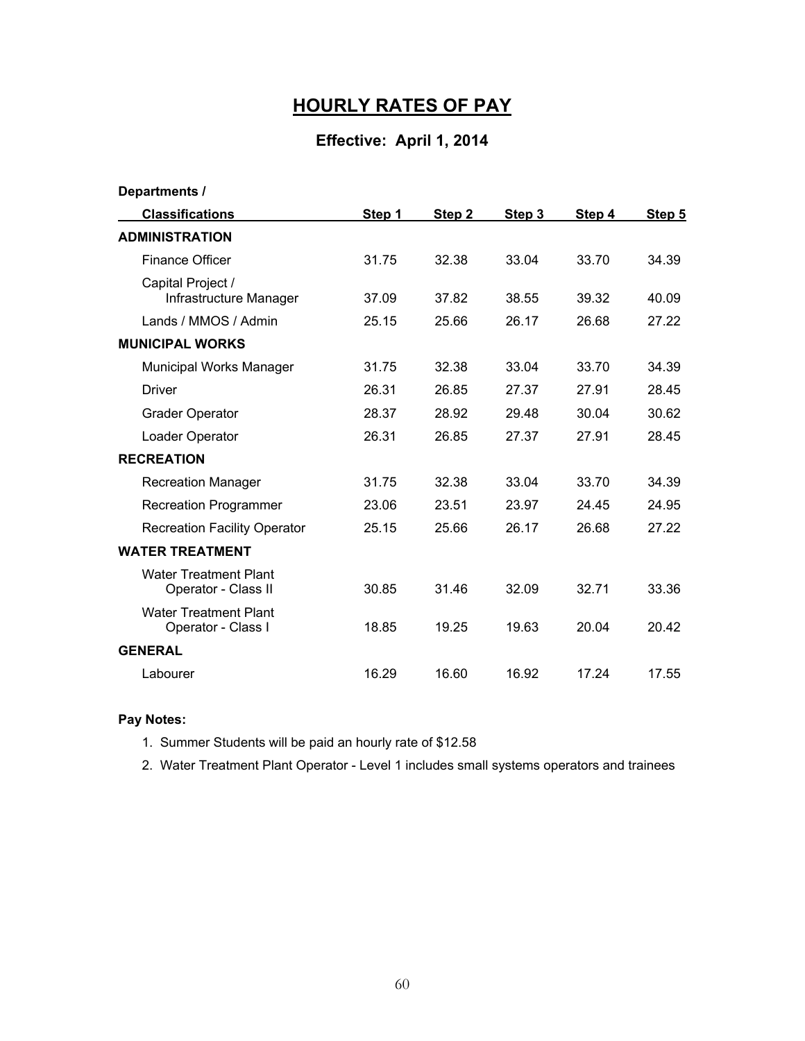# HOURLY RATES OF PAY

## Effective: April 1, 2014

| Departments / Classifications | Step 1 | Step 2 | Step 3 | Step 4 | Step 5 |
|---|---|---|---|---|---|
| **ADMINISTRATION** | | | | | |
| Finance Officer | 31.75 | 32.38 | 33.04 | 33.70 | 34.39 |
| Capital Project / Infrastructure Manager | 37.09 | 37.82 | 38.55 | 39.32 | 40.09 |
| Lands / MMOS / Admin | 25.15 | 25.66 | 26.17 | 26.68 | 27.22 |
| **MUNICIPAL WORKS** | | | | | |
| Municipal Works Manager | 31.75 | 32.38 | 33.04 | 33.70 | 34.39 |
| Driver | 26.31 | 26.85 | 27.37 | 27.91 | 28.45 |
| Grader Operator | 28.37 | 28.92 | 29.48 | 30.04 | 30.62 |
| Loader Operator | 26.31 | 26.85 | 27.37 | 27.91 | 28.45 |
| **RECREATION** | | | | | |
| Recreation Manager | 31.75 | 32.38 | 33.04 | 33.70 | 34.39 |
| Recreation Programmer | 23.06 | 23.51 | 23.97 | 24.45 | 24.95 |
| Recreation Facility Operator | 25.15 | 25.66 | 26.17 | 26.68 | 27.22 |
| **WATER TREATMENT** | | | | | |
| Water Treatment Plant Operator - Class II | 30.85 | 31.46 | 32.09 | 32.71 | 33.36 |
| Water Treatment Plant Operator - Class I | 18.85 | 19.25 | 19.63 | 20.04 | 20.42 |
| **GENERAL** | | | | | |
| Labourer | 16.29 | 16.60 | 16.92 | 17.24 | 17.55 |

**Pay Notes:**

1. Summer Students will be paid an hourly rate of $12.58
2. Water Treatment Plant Operator - Level 1 includes small systems operators and trainees